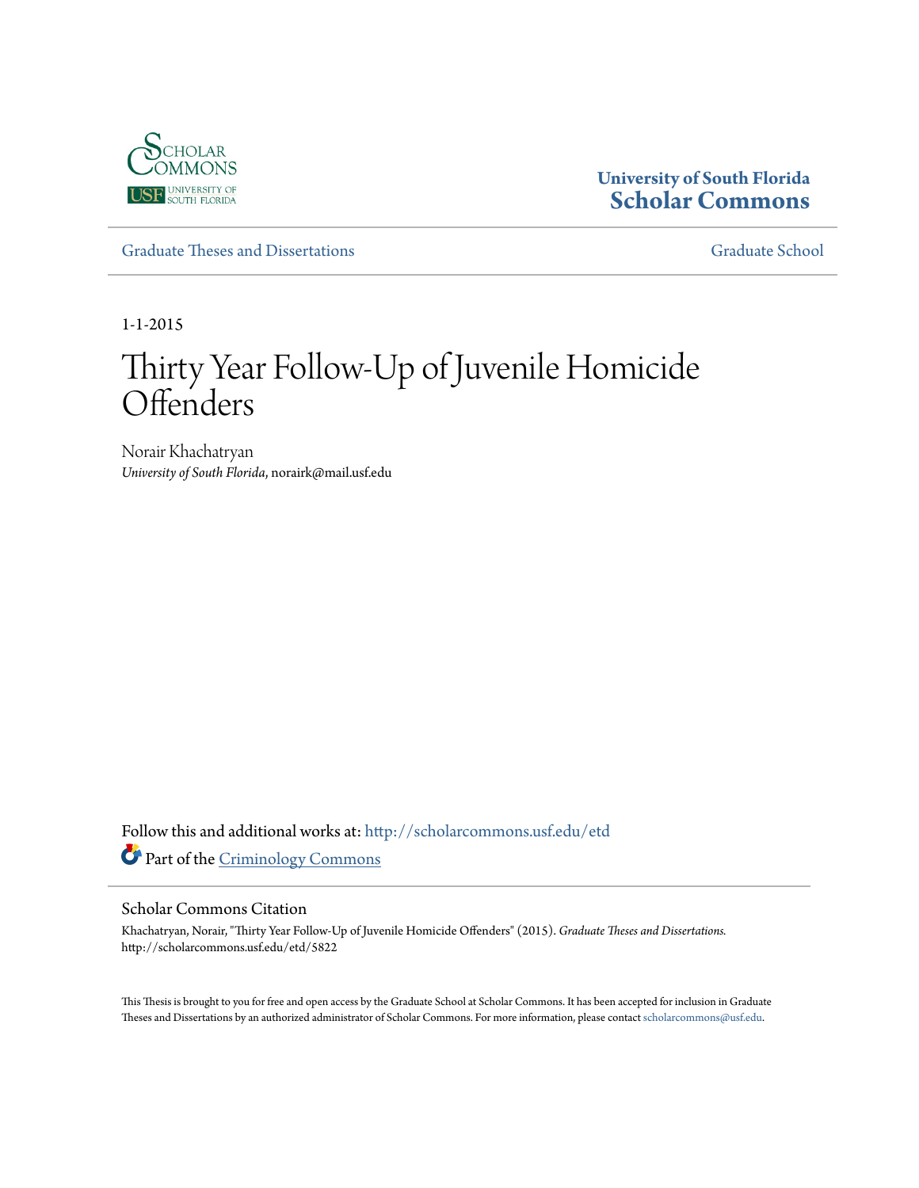University of South Florida
**Scholar Commons**

Graduate Theses and Dissertations

Graduate School

1-1-2015

# Thirty Year Follow-Up of Juvenile Homicide Offenders

Norair Khachatryan
*University of South Florida*, norairk@mail.usf.edu

Follow this and additional works at: http://scholarcommons.usf.edu/etd

Part of the Criminology Commons

## Scholar Commons Citation

Khachatryan, Norair, "Thirty Year Follow-Up of Juvenile Homicide Offenders" (2015). *Graduate Theses and Dissertations.* http://scholarcommons.usf.edu/etd/5822

This Thesis is brought to you for free and open access by the Graduate School at Scholar Commons. It has been accepted for inclusion in Graduate Theses and Dissertations by an authorized administrator of Scholar Commons. For more information, please contact scholarcommons@usf.edu.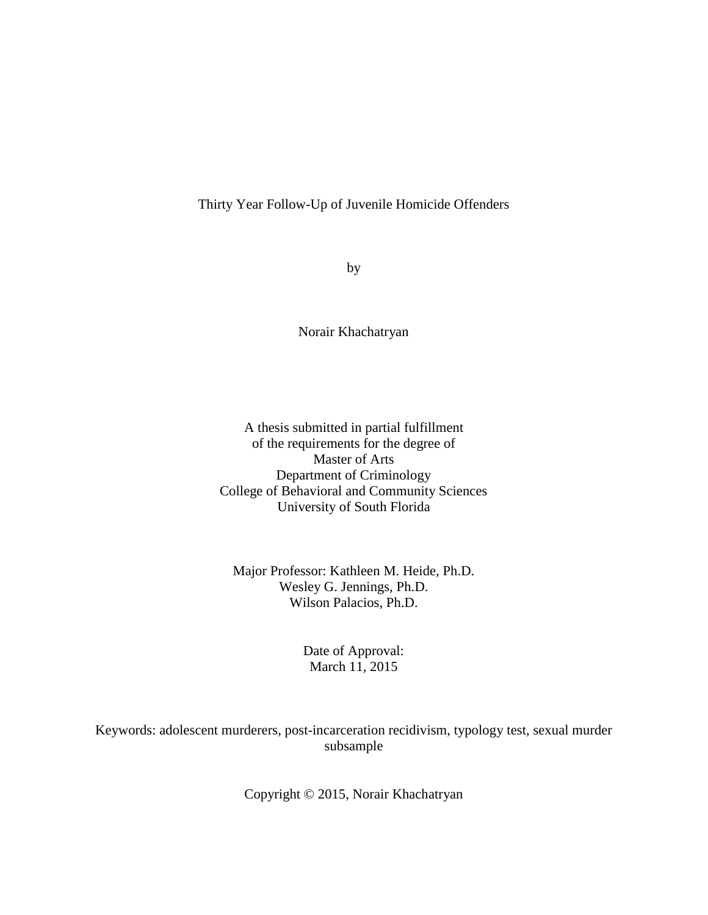# Thirty Year Follow-Up of Juvenile Homicide Offenders

by

Norair Khachatryan

A thesis submitted in partial fulfillment
of the requirements for the degree of
Master of Arts
Department of Criminology
College of Behavioral and Community Sciences
University of South Florida

Major Professor: Kathleen M. Heide, Ph.D.
Wesley G. Jennings, Ph.D.
Wilson Palacios, Ph.D.

Date of Approval:
March 11, 2015

Keywords: adolescent murderers, post-incarceration recidivism, typology test, sexual murder subsample

Copyright © 2015, Norair Khachatryan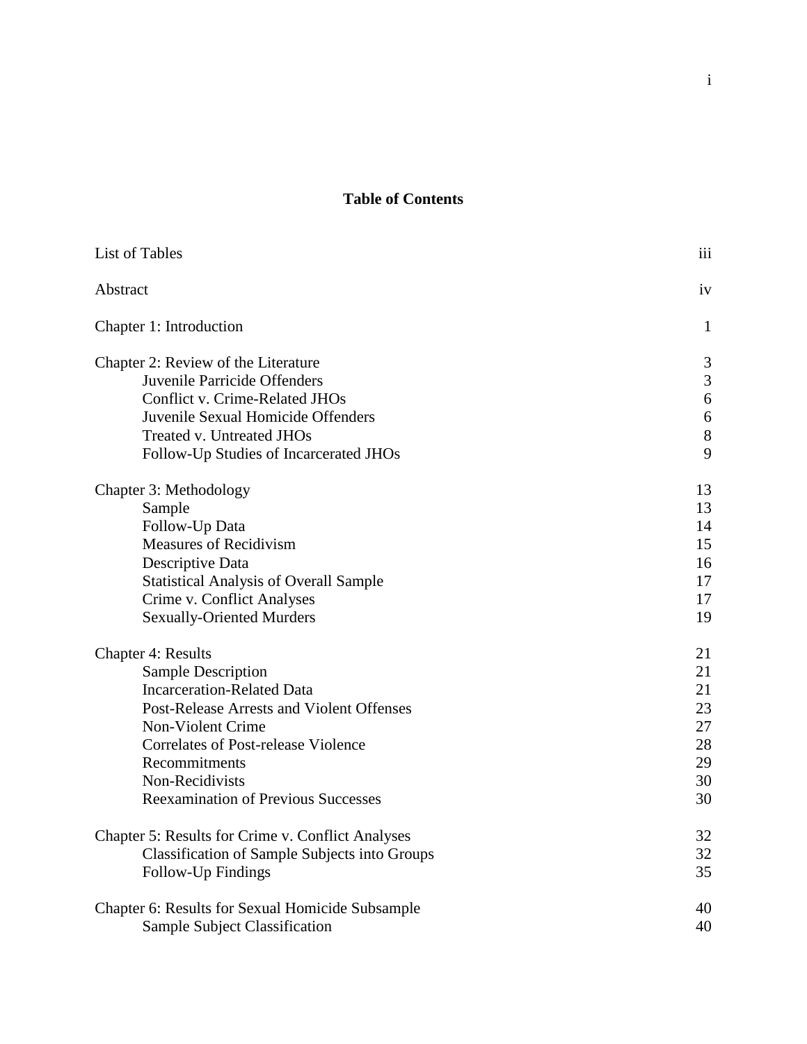# Table of Contents

| | |
|---|---|
| List of Tables | iii |
| Abstract | iv |
| Chapter 1: Introduction | 1 |
| Chapter 2: Review of the Literature | 3 |
| Juvenile Parricide Offenders | 3 |
| Conflict v. Crime-Related JHOs | 6 |
| Juvenile Sexual Homicide Offenders | 6 |
| Treated v. Untreated JHOs | 8 |
| Follow-Up Studies of Incarcerated JHOs | 9 |
| Chapter 3: Methodology | 13 |
| Sample | 13 |
| Follow-Up Data | 14 |
| Measures of Recidivism | 15 |
| Descriptive Data | 16 |
| Statistical Analysis of Overall Sample | 17 |
| Crime v. Conflict Analyses | 17 |
| Sexually-Oriented Murders | 19 |
| Chapter 4: Results | 21 |
| Sample Description | 21 |
| Incarceration-Related Data | 21 |
| Post-Release Arrests and Violent Offenses | 23 |
| Non-Violent Crime | 27 |
| Correlates of Post-release Violence | 28 |
| Recommitments | 29 |
| Non-Recidivists | 30 |
| Reexamination of Previous Successes | 30 |
| Chapter 5: Results for Crime v. Conflict Analyses | 32 |
| Classification of Sample Subjects into Groups | 32 |
| Follow-Up Findings | 35 |
| Chapter 6: Results for Sexual Homicide Subsample | 40 |
| Sample Subject Classification | 40 |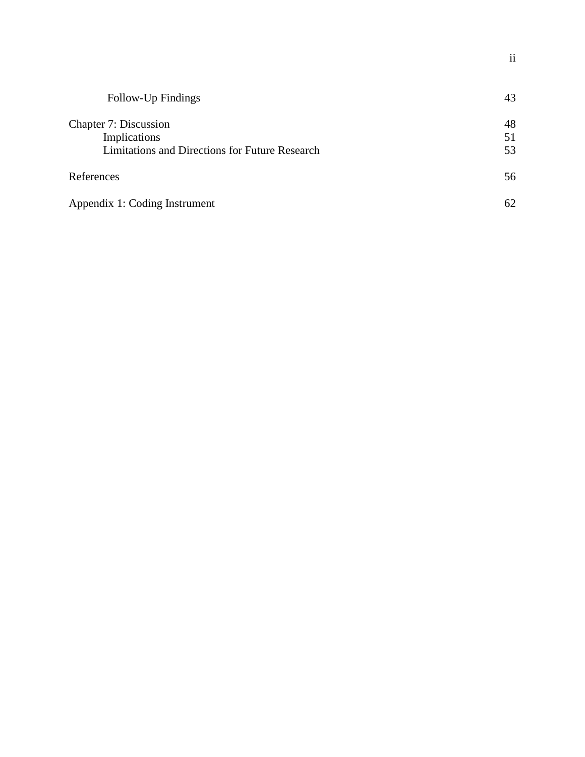| | |
|---|---|
| Follow-Up Findings | 43 |
| Chapter 7: Discussion | 48 |
| Implications | 51 |
| Limitations and Directions for Future Research | 53 |
| References | 56 |
| Appendix 1: Coding Instrument | 62 |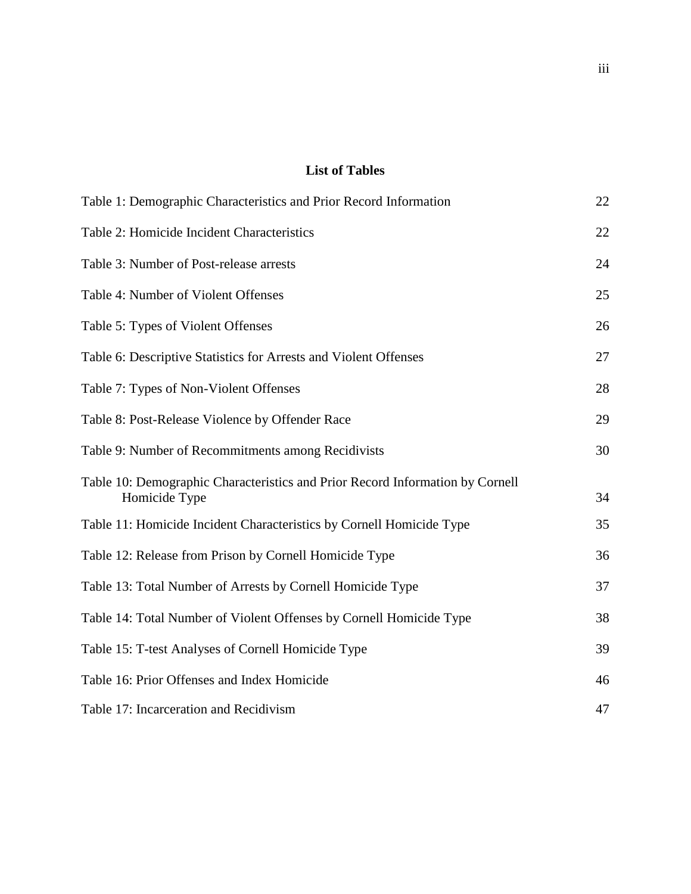# List of Tables

| | |
|---|---|
| Table 1: Demographic Characteristics and Prior Record Information | 22 |
| Table 2: Homicide Incident Characteristics | 22 |
| Table 3: Number of Post-release arrests | 24 |
| Table 4: Number of Violent Offenses | 25 |
| Table 5: Types of Violent Offenses | 26 |
| Table 6: Descriptive Statistics for Arrests and Violent Offenses | 27 |
| Table 7: Types of Non-Violent Offenses | 28 |
| Table 8: Post-Release Violence by Offender Race | 29 |
| Table 9: Number of Recommitments among Recidivists | 30 |
| Table 10: Demographic Characteristics and Prior Record Information by Cornell Homicide Type | 34 |
| Table 11: Homicide Incident Characteristics by Cornell Homicide Type | 35 |
| Table 12: Release from Prison by Cornell Homicide Type | 36 |
| Table 13: Total Number of Arrests by Cornell Homicide Type | 37 |
| Table 14: Total Number of Violent Offenses by Cornell Homicide Type | 38 |
| Table 15: T-test Analyses of Cornell Homicide Type | 39 |
| Table 16: Prior Offenses and Index Homicide | 46 |
| Table 17: Incarceration and Recidivism | 47 |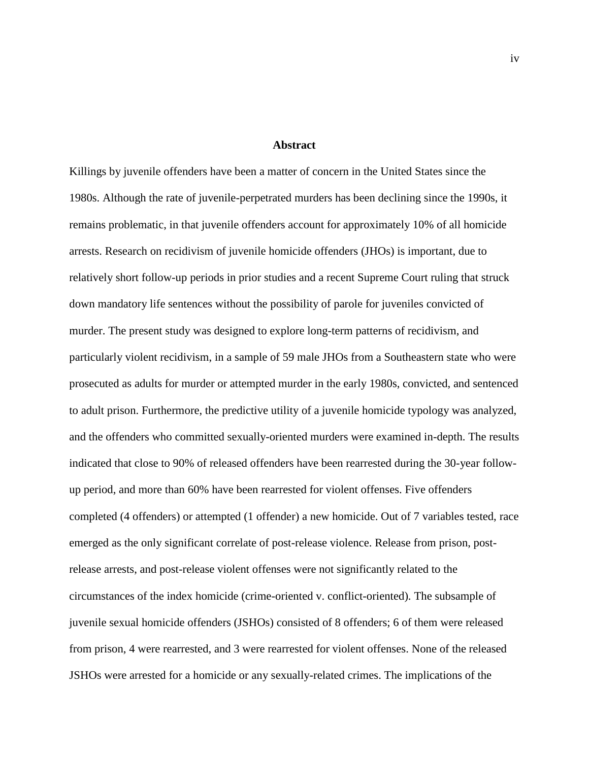## Abstract

Killings by juvenile offenders have been a matter of concern in the United States since the 1980s. Although the rate of juvenile-perpetrated murders has been declining since the 1990s, it remains problematic, in that juvenile offenders account for approximately 10% of all homicide arrests. Research on recidivism of juvenile homicide offenders (JHOs) is important, due to relatively short follow-up periods in prior studies and a recent Supreme Court ruling that struck down mandatory life sentences without the possibility of parole for juveniles convicted of murder. The present study was designed to explore long-term patterns of recidivism, and particularly violent recidivism, in a sample of 59 male JHOs from a Southeastern state who were prosecuted as adults for murder or attempted murder in the early 1980s, convicted, and sentenced to adult prison. Furthermore, the predictive utility of a juvenile homicide typology was analyzed, and the offenders who committed sexually-oriented murders were examined in-depth. The results indicated that close to 90% of released offenders have been rearrested during the 30-year follow-up period, and more than 60% have been rearrested for violent offenses. Five offenders completed (4 offenders) or attempted (1 offender) a new homicide. Out of 7 variables tested, race emerged as the only significant correlate of post-release violence. Release from prison, post-release arrests, and post-release violent offenses were not significantly related to the circumstances of the index homicide (crime-oriented v. conflict-oriented). The subsample of juvenile sexual homicide offenders (JSHOs) consisted of 8 offenders; 6 of them were released from prison, 4 were rearrested, and 3 were rearrested for violent offenses. None of the released JSHOs were arrested for a homicide or any sexually-related crimes. The implications of the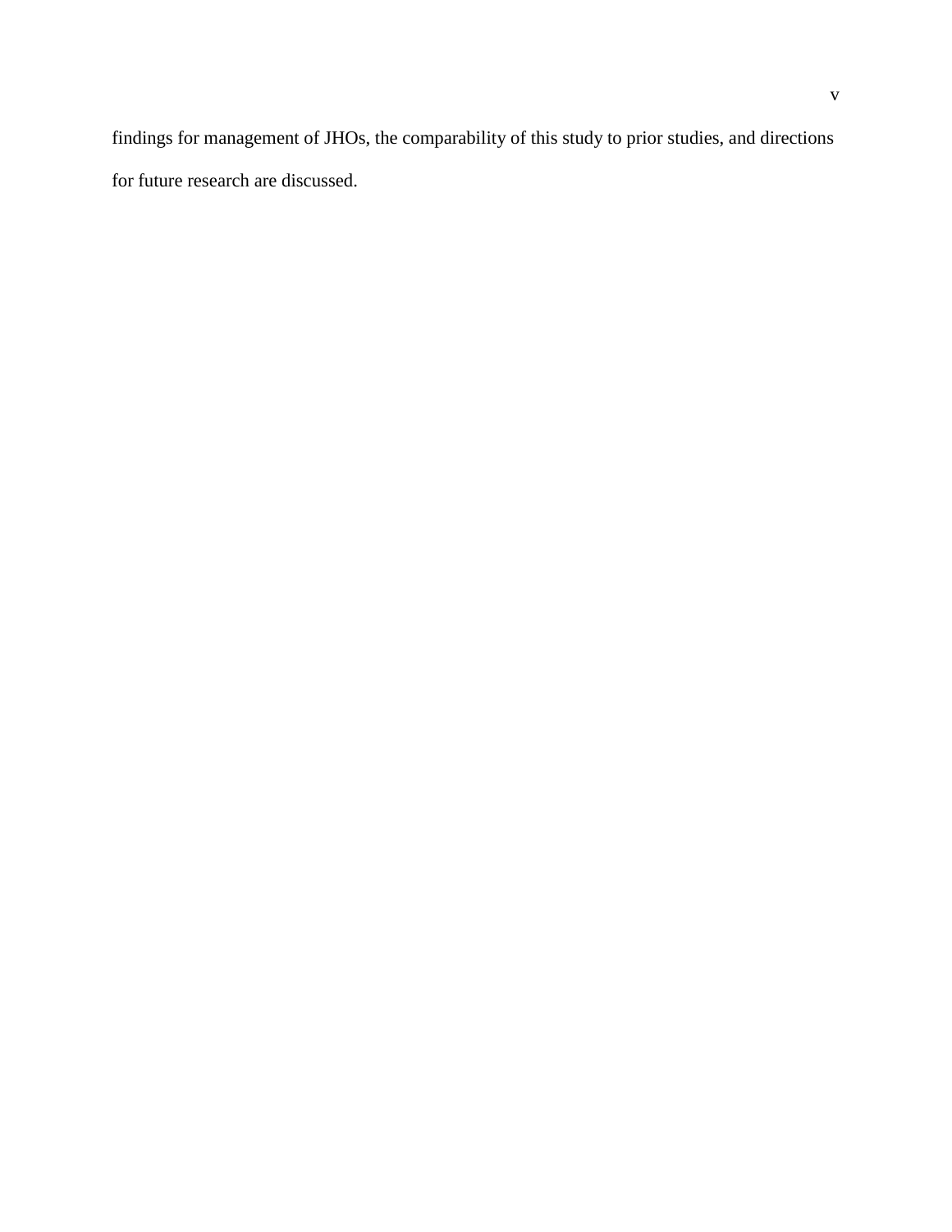findings for management of JHOs, the comparability of this study to prior studies, and directions for future research are discussed.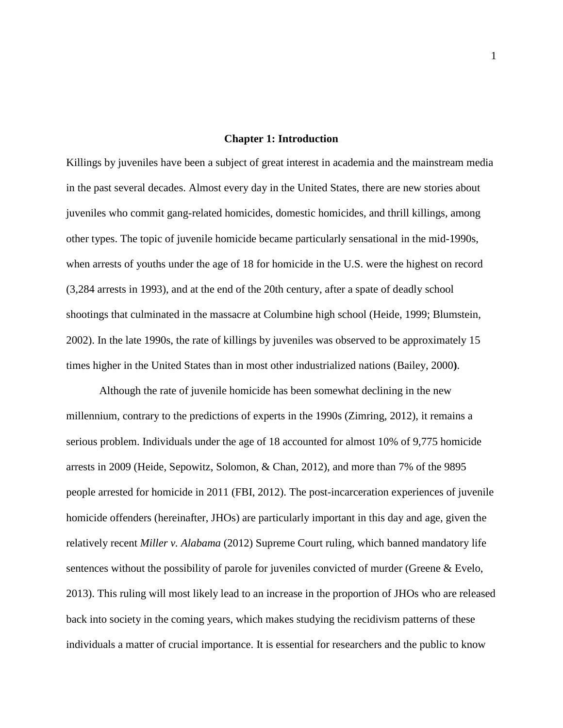# Chapter 1: Introduction

Killings by juveniles have been a subject of great interest in academia and the mainstream media in the past several decades. Almost every day in the United States, there are new stories about juveniles who commit gang-related homicides, domestic homicides, and thrill killings, among other types. The topic of juvenile homicide became particularly sensational in the mid-1990s, when arrests of youths under the age of 18 for homicide in the U.S. were the highest on record (3,284 arrests in 1993), and at the end of the 20th century, after a spate of deadly school shootings that culminated in the massacre at Columbine high school (Heide, 1999; Blumstein, 2002). In the late 1990s, the rate of killings by juveniles was observed to be approximately 15 times higher in the United States than in most other industrialized nations (Bailey, 2000**)**.

Although the rate of juvenile homicide has been somewhat declining in the new millennium, contrary to the predictions of experts in the 1990s (Zimring, 2012), it remains a serious problem. Individuals under the age of 18 accounted for almost 10% of 9,775 homicide arrests in 2009 (Heide, Sepowitz, Solomon, & Chan, 2012), and more than 7% of the 9895 people arrested for homicide in 2011 (FBI, 2012). The post-incarceration experiences of juvenile homicide offenders (hereinafter, JHOs) are particularly important in this day and age, given the relatively recent *Miller v. Alabama* (2012) Supreme Court ruling, which banned mandatory life sentences without the possibility of parole for juveniles convicted of murder (Greene & Evelo, 2013). This ruling will most likely lead to an increase in the proportion of JHOs who are released back into society in the coming years, which makes studying the recidivism patterns of these individuals a matter of crucial importance. It is essential for researchers and the public to know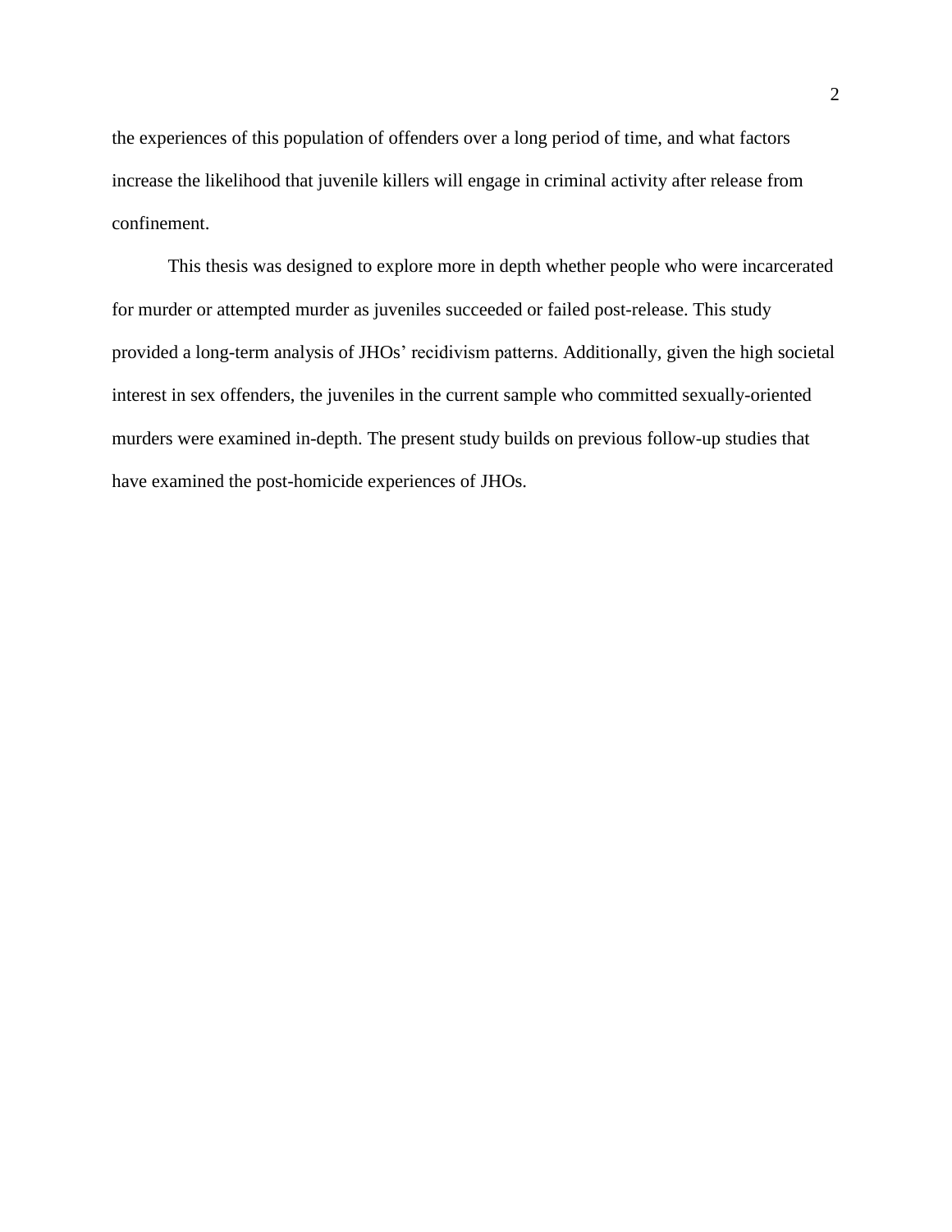the experiences of this population of offenders over a long period of time, and what factors increase the likelihood that juvenile killers will engage in criminal activity after release from confinement.

This thesis was designed to explore more in depth whether people who were incarcerated for murder or attempted murder as juveniles succeeded or failed post-release. This study provided a long-term analysis of JHOs' recidivism patterns. Additionally, given the high societal interest in sex offenders, the juveniles in the current sample who committed sexually-oriented murders were examined in-depth. The present study builds on previous follow-up studies that have examined the post-homicide experiences of JHOs.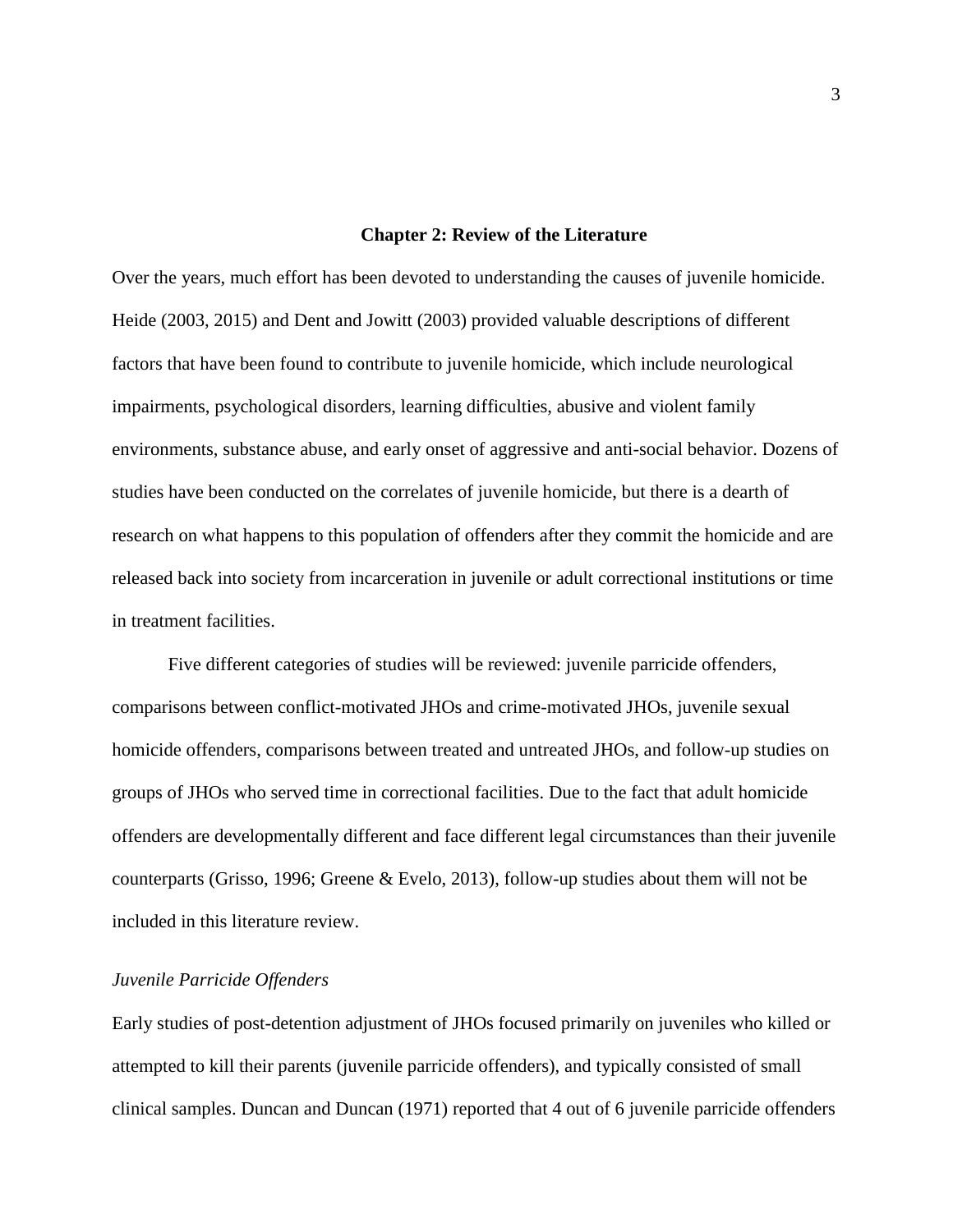## Chapter 2: Review of the Literature

Over the years, much effort has been devoted to understanding the causes of juvenile homicide. Heide (2003, 2015) and Dent and Jowitt (2003) provided valuable descriptions of different factors that have been found to contribute to juvenile homicide, which include neurological impairments, psychological disorders, learning difficulties, abusive and violent family environments, substance abuse, and early onset of aggressive and anti-social behavior. Dozens of studies have been conducted on the correlates of juvenile homicide, but there is a dearth of research on what happens to this population of offenders after they commit the homicide and are released back into society from incarceration in juvenile or adult correctional institutions or time in treatment facilities.

Five different categories of studies will be reviewed: juvenile parricide offenders, comparisons between conflict-motivated JHOs and crime-motivated JHOs, juvenile sexual homicide offenders, comparisons between treated and untreated JHOs, and follow-up studies on groups of JHOs who served time in correctional facilities. Due to the fact that adult homicide offenders are developmentally different and face different legal circumstances than their juvenile counterparts (Grisso, 1996; Greene & Evelo, 2013), follow-up studies about them will not be included in this literature review.

### *Juvenile Parricide Offenders*

Early studies of post-detention adjustment of JHOs focused primarily on juveniles who killed or attempted to kill their parents (juvenile parricide offenders), and typically consisted of small clinical samples. Duncan and Duncan (1971) reported that 4 out of 6 juvenile parricide offenders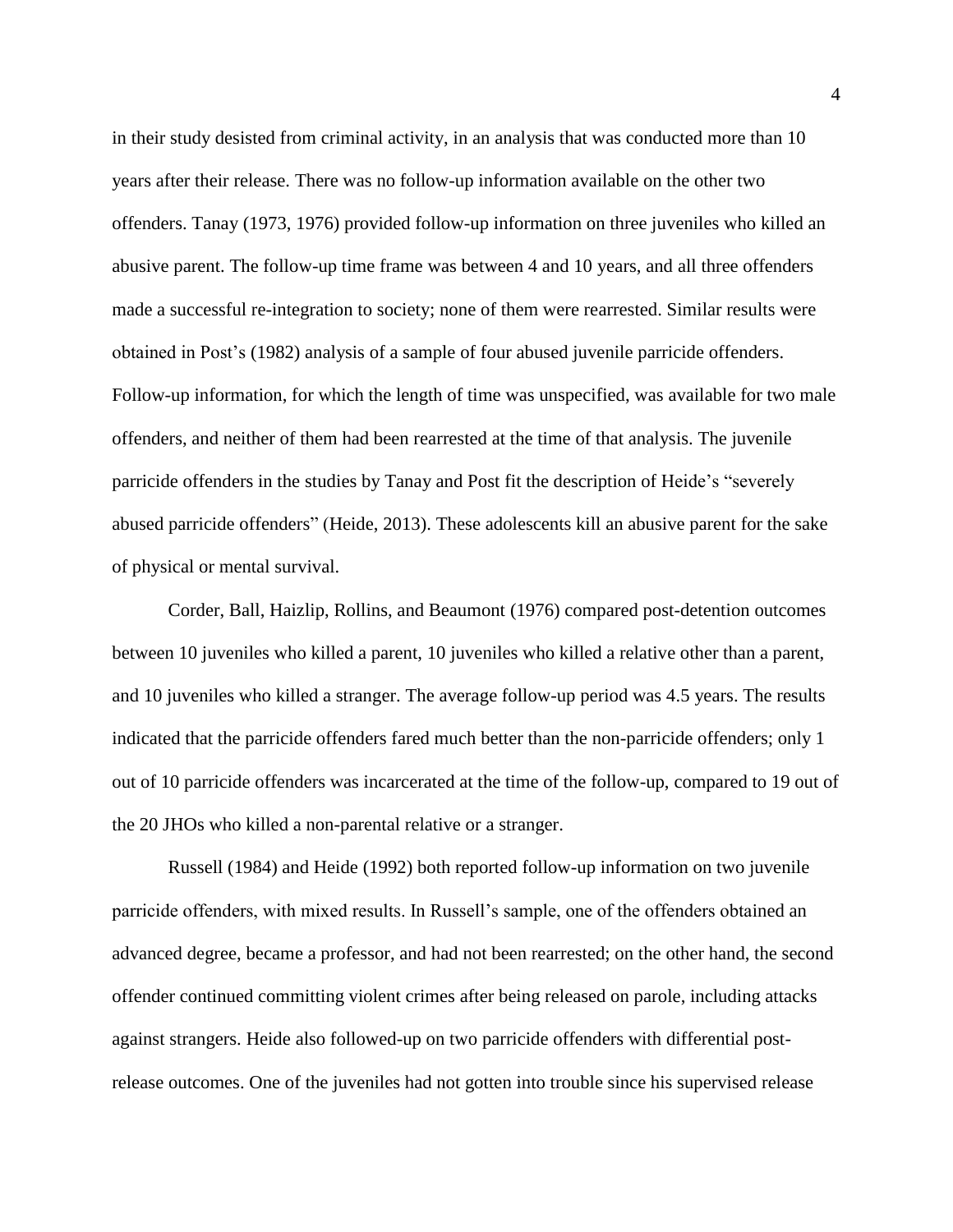in their study desisted from criminal activity, in an analysis that was conducted more than 10 years after their release. There was no follow-up information available on the other two offenders. Tanay (1973, 1976) provided follow-up information on three juveniles who killed an abusive parent. The follow-up time frame was between 4 and 10 years, and all three offenders made a successful re-integration to society; none of them were rearrested. Similar results were obtained in Post's (1982) analysis of a sample of four abused juvenile parricide offenders. Follow-up information, for which the length of time was unspecified, was available for two male offenders, and neither of them had been rearrested at the time of that analysis. The juvenile parricide offenders in the studies by Tanay and Post fit the description of Heide's "severely abused parricide offenders" (Heide, 2013). These adolescents kill an abusive parent for the sake of physical or mental survival.

Corder, Ball, Haizlip, Rollins, and Beaumont (1976) compared post-detention outcomes between 10 juveniles who killed a parent, 10 juveniles who killed a relative other than a parent, and 10 juveniles who killed a stranger. The average follow-up period was 4.5 years. The results indicated that the parricide offenders fared much better than the non-parricide offenders; only 1 out of 10 parricide offenders was incarcerated at the time of the follow-up, compared to 19 out of the 20 JHOs who killed a non-parental relative or a stranger.

Russell (1984) and Heide (1992) both reported follow-up information on two juvenile parricide offenders, with mixed results. In Russell's sample, one of the offenders obtained an advanced degree, became a professor, and had not been rearrested; on the other hand, the second offender continued committing violent crimes after being released on parole, including attacks against strangers. Heide also followed-up on two parricide offenders with differential post-release outcomes. One of the juveniles had not gotten into trouble since his supervised release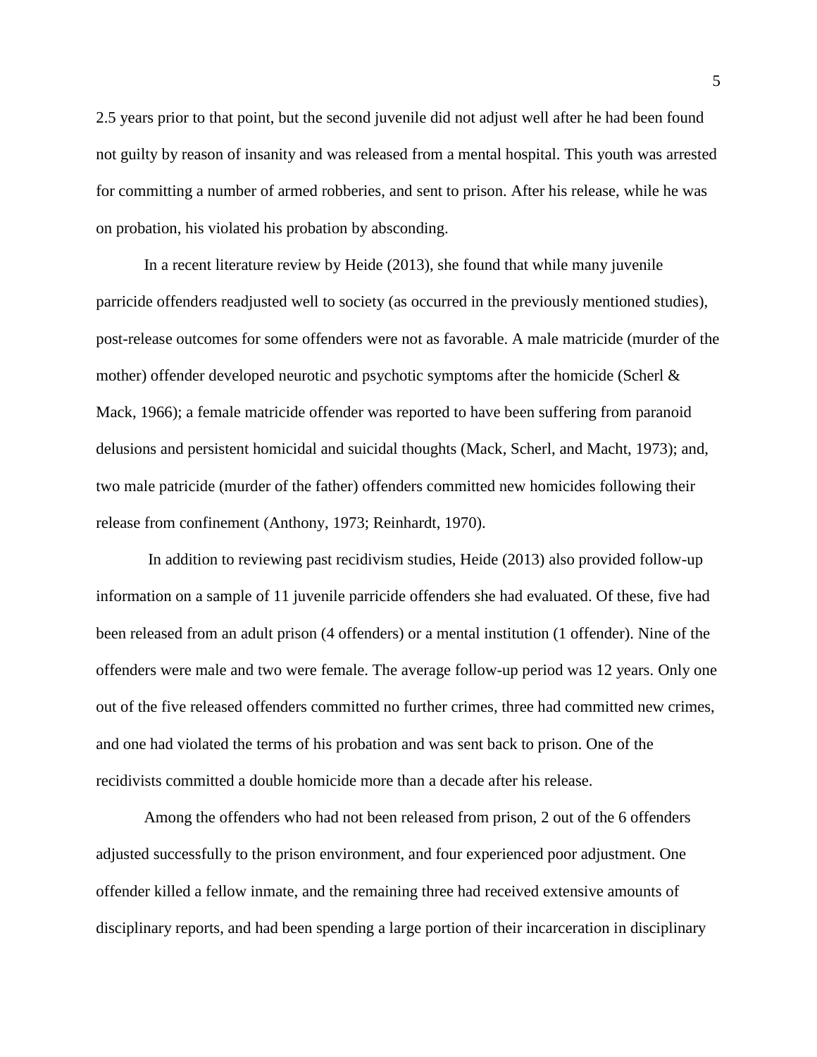2.5 years prior to that point, but the second juvenile did not adjust well after he had been found not guilty by reason of insanity and was released from a mental hospital. This youth was arrested for committing a number of armed robberies, and sent to prison. After his release, while he was on probation, his violated his probation by absconding.

In a recent literature review by Heide (2013), she found that while many juvenile parricide offenders readjusted well to society (as occurred in the previously mentioned studies), post-release outcomes for some offenders were not as favorable. A male matricide (murder of the mother) offender developed neurotic and psychotic symptoms after the homicide (Scherl & Mack, 1966); a female matricide offender was reported to have been suffering from paranoid delusions and persistent homicidal and suicidal thoughts (Mack, Scherl, and Macht, 1973); and, two male patricide (murder of the father) offenders committed new homicides following their release from confinement (Anthony, 1973; Reinhardt, 1970).

In addition to reviewing past recidivism studies, Heide (2013) also provided follow-up information on a sample of 11 juvenile parricide offenders she had evaluated. Of these, five had been released from an adult prison (4 offenders) or a mental institution (1 offender). Nine of the offenders were male and two were female. The average follow-up period was 12 years. Only one out of the five released offenders committed no further crimes, three had committed new crimes, and one had violated the terms of his probation and was sent back to prison. One of the recidivists committed a double homicide more than a decade after his release.

Among the offenders who had not been released from prison, 2 out of the 6 offenders adjusted successfully to the prison environment, and four experienced poor adjustment. One offender killed a fellow inmate, and the remaining three had received extensive amounts of disciplinary reports, and had been spending a large portion of their incarceration in disciplinary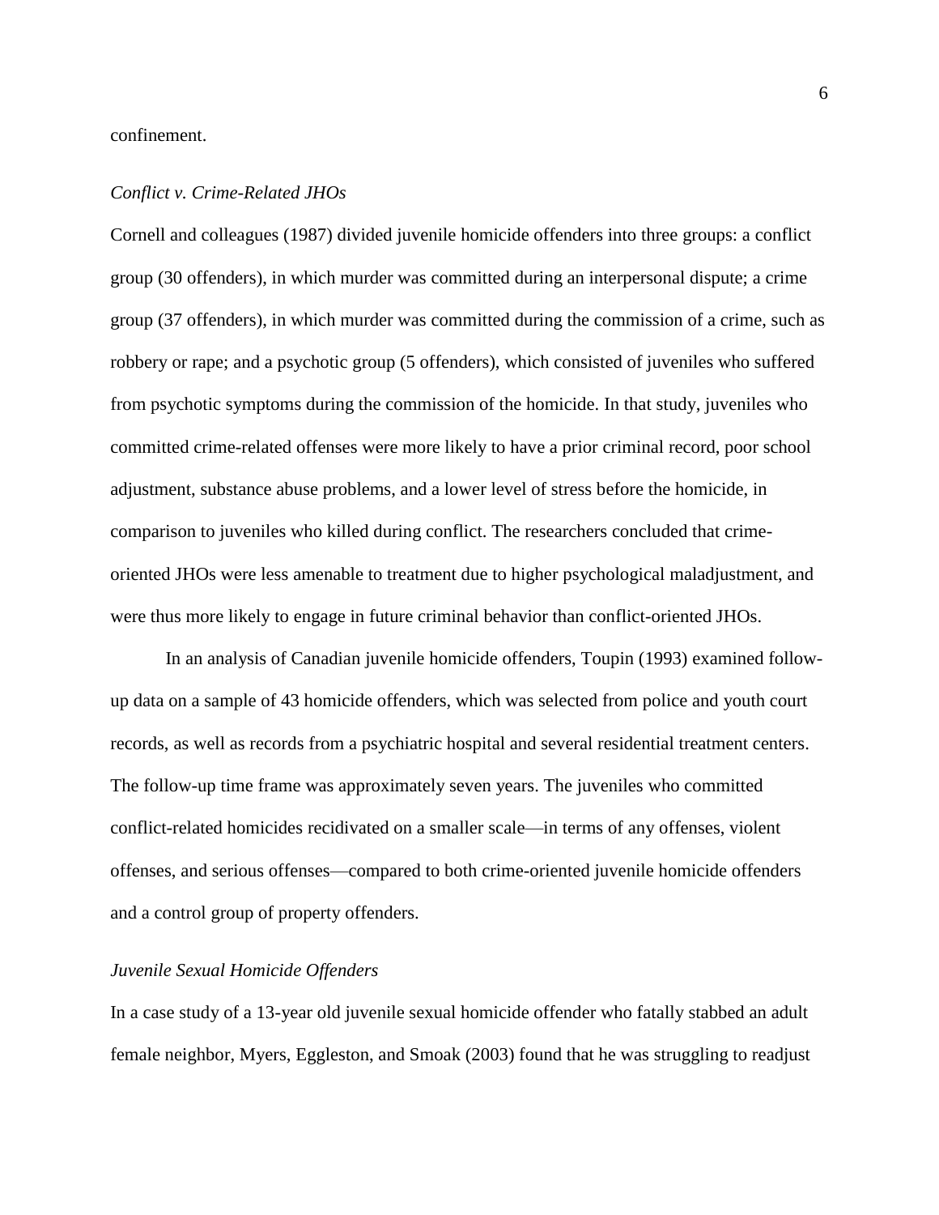confinement.

*Conflict v. Crime-Related JHOs*

Cornell and colleagues (1987) divided juvenile homicide offenders into three groups: a conflict group (30 offenders), in which murder was committed during an interpersonal dispute; a crime group (37 offenders), in which murder was committed during the commission of a crime, such as robbery or rape; and a psychotic group (5 offenders), which consisted of juveniles who suffered from psychotic symptoms during the commission of the homicide. In that study, juveniles who committed crime-related offenses were more likely to have a prior criminal record, poor school adjustment, substance abuse problems, and a lower level of stress before the homicide, in comparison to juveniles who killed during conflict. The researchers concluded that crime-oriented JHOs were less amenable to treatment due to higher psychological maladjustment, and were thus more likely to engage in future criminal behavior than conflict-oriented JHOs.

In an analysis of Canadian juvenile homicide offenders, Toupin (1993) examined follow-up data on a sample of 43 homicide offenders, which was selected from police and youth court records, as well as records from a psychiatric hospital and several residential treatment centers. The follow-up time frame was approximately seven years. The juveniles who committed conflict-related homicides recidivated on a smaller scale—in terms of any offenses, violent offenses, and serious offenses—compared to both crime-oriented juvenile homicide offenders and a control group of property offenders.

*Juvenile Sexual Homicide Offenders*

In a case study of a 13-year old juvenile sexual homicide offender who fatally stabbed an adult female neighbor, Myers, Eggleston, and Smoak (2003) found that he was struggling to readjust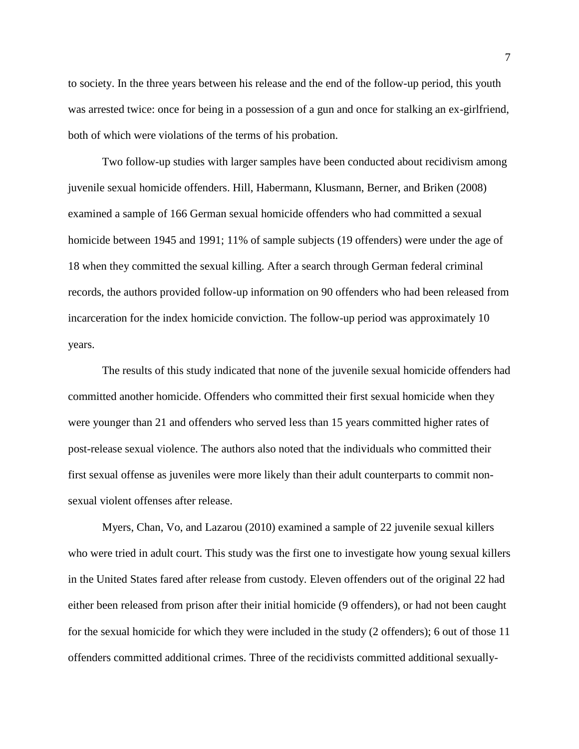to society. In the three years between his release and the end of the follow-up period, this youth was arrested twice: once for being in a possession of a gun and once for stalking an ex-girlfriend, both of which were violations of the terms of his probation.

Two follow-up studies with larger samples have been conducted about recidivism among juvenile sexual homicide offenders. Hill, Habermann, Klusmann, Berner, and Briken (2008) examined a sample of 166 German sexual homicide offenders who had committed a sexual homicide between 1945 and 1991; 11% of sample subjects (19 offenders) were under the age of 18 when they committed the sexual killing. After a search through German federal criminal records, the authors provided follow-up information on 90 offenders who had been released from incarceration for the index homicide conviction. The follow-up period was approximately 10 years.

The results of this study indicated that none of the juvenile sexual homicide offenders had committed another homicide. Offenders who committed their first sexual homicide when they were younger than 21 and offenders who served less than 15 years committed higher rates of post-release sexual violence. The authors also noted that the individuals who committed their first sexual offense as juveniles were more likely than their adult counterparts to commit non-sexual violent offenses after release.

Myers, Chan, Vo, and Lazarou (2010) examined a sample of 22 juvenile sexual killers who were tried in adult court. This study was the first one to investigate how young sexual killers in the United States fared after release from custody. Eleven offenders out of the original 22 had either been released from prison after their initial homicide (9 offenders), or had not been caught for the sexual homicide for which they were included in the study (2 offenders); 6 out of those 11 offenders committed additional crimes. Three of the recidivists committed additional sexually-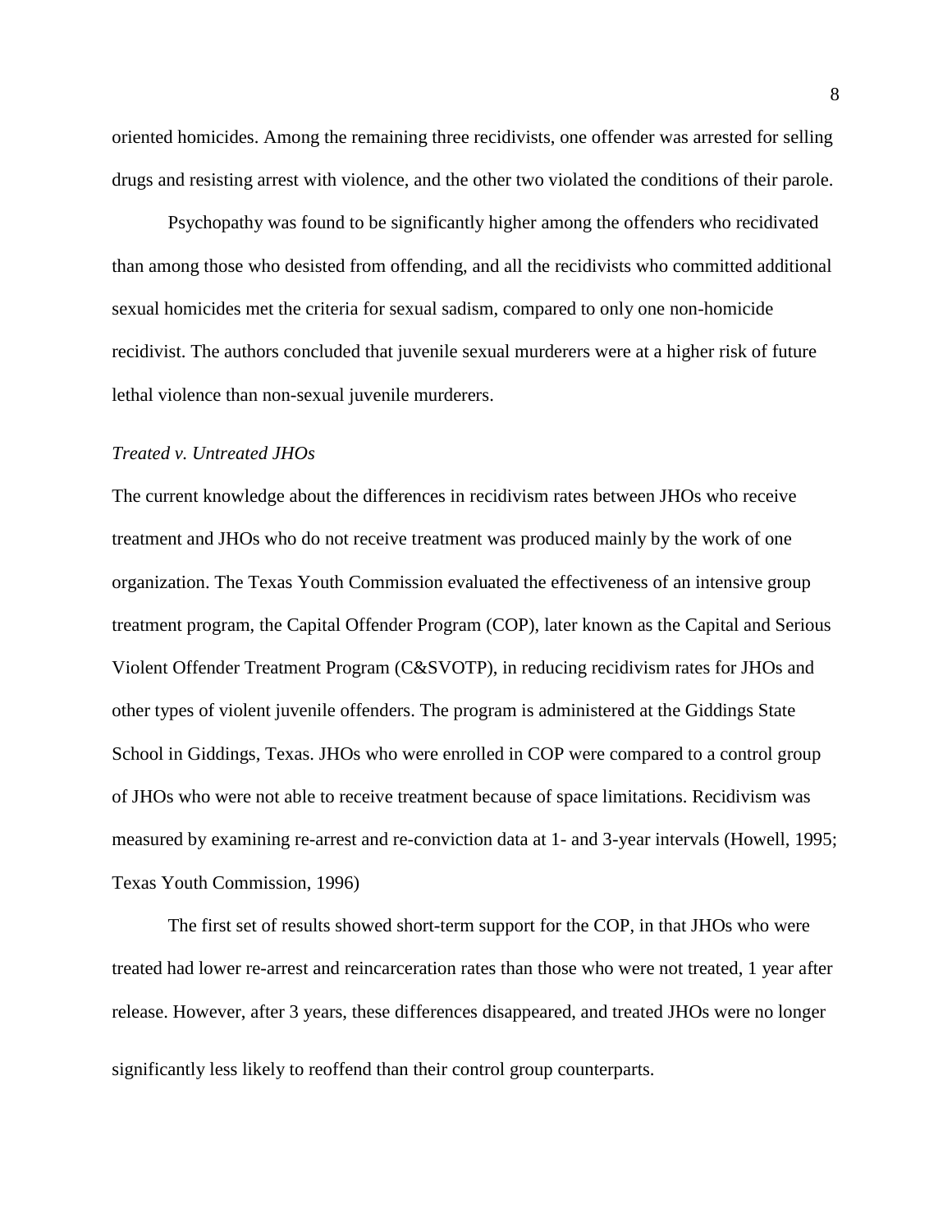oriented homicides. Among the remaining three recidivists, one offender was arrested for selling drugs and resisting arrest with violence, and the other two violated the conditions of their parole.

Psychopathy was found to be significantly higher among the offenders who recidivated than among those who desisted from offending, and all the recidivists who committed additional sexual homicides met the criteria for sexual sadism, compared to only one non-homicide recidivist. The authors concluded that juvenile sexual murderers were at a higher risk of future lethal violence than non-sexual juvenile murderers.

*Treated v. Untreated JHOs*

The current knowledge about the differences in recidivism rates between JHOs who receive treatment and JHOs who do not receive treatment was produced mainly by the work of one organization. The Texas Youth Commission evaluated the effectiveness of an intensive group treatment program, the Capital Offender Program (COP), later known as the Capital and Serious Violent Offender Treatment Program (C&SVOTP), in reducing recidivism rates for JHOs and other types of violent juvenile offenders. The program is administered at the Giddings State School in Giddings, Texas. JHOs who were enrolled in COP were compared to a control group of JHOs who were not able to receive treatment because of space limitations. Recidivism was measured by examining re-arrest and re-conviction data at 1- and 3-year intervals (Howell, 1995; Texas Youth Commission, 1996)

The first set of results showed short-term support for the COP, in that JHOs who were treated had lower re-arrest and reincarceration rates than those who were not treated, 1 year after release. However, after 3 years, these differences disappeared, and treated JHOs were no longer significantly less likely to reoffend than their control group counterparts.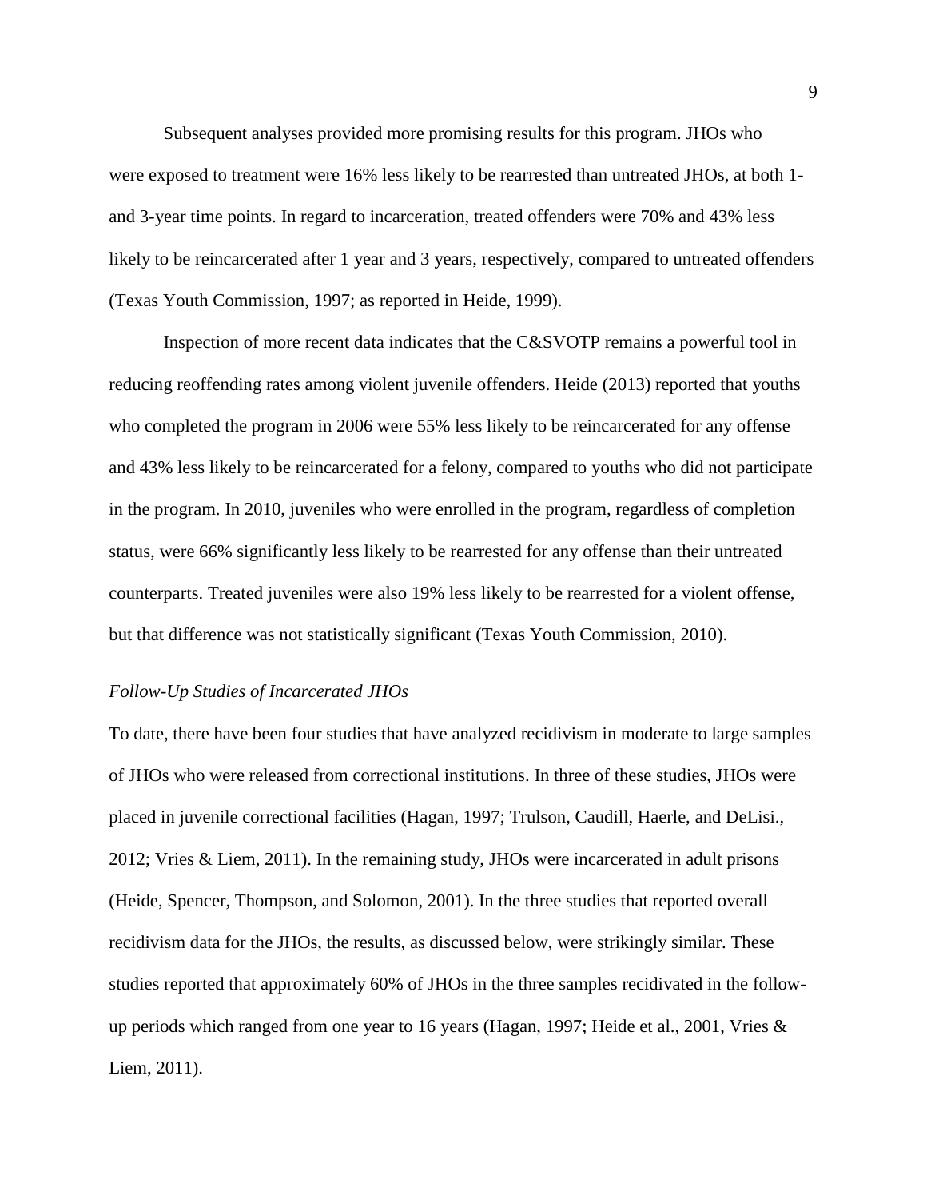Subsequent analyses provided more promising results for this program. JHOs who were exposed to treatment were 16% less likely to be rearrested than untreated JHOs, at both 1- and 3-year time points. In regard to incarceration, treated offenders were 70% and 43% less likely to be reincarcerated after 1 year and 3 years, respectively, compared to untreated offenders (Texas Youth Commission, 1997; as reported in Heide, 1999).

Inspection of more recent data indicates that the C&SVOTP remains a powerful tool in reducing reoffending rates among violent juvenile offenders. Heide (2013) reported that youths who completed the program in 2006 were 55% less likely to be reincarcerated for any offense and 43% less likely to be reincarcerated for a felony, compared to youths who did not participate in the program. In 2010, juveniles who were enrolled in the program, regardless of completion status, were 66% significantly less likely to be rearrested for any offense than their untreated counterparts. Treated juveniles were also 19% less likely to be rearrested for a violent offense, but that difference was not statistically significant (Texas Youth Commission, 2010).

*Follow-Up Studies of Incarcerated JHOs*

To date, there have been four studies that have analyzed recidivism in moderate to large samples of JHOs who were released from correctional institutions. In three of these studies, JHOs were placed in juvenile correctional facilities (Hagan, 1997; Trulson, Caudill, Haerle, and DeLisi., 2012; Vries & Liem, 2011). In the remaining study, JHOs were incarcerated in adult prisons (Heide, Spencer, Thompson, and Solomon, 2001). In the three studies that reported overall recidivism data for the JHOs, the results, as discussed below, were strikingly similar. These studies reported that approximately 60% of JHOs in the three samples recidivated in the follow-up periods which ranged from one year to 16 years (Hagan, 1997; Heide et al., 2001, Vries & Liem, 2011).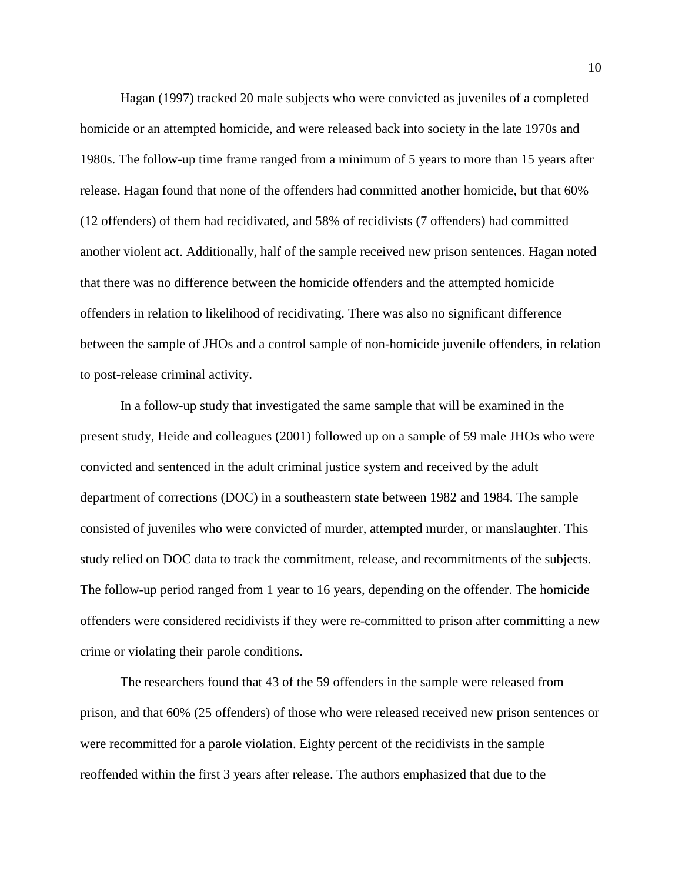Hagan (1997) tracked 20 male subjects who were convicted as juveniles of a completed homicide or an attempted homicide, and were released back into society in the late 1970s and 1980s. The follow-up time frame ranged from a minimum of 5 years to more than 15 years after release. Hagan found that none of the offenders had committed another homicide, but that 60% (12 offenders) of them had recidivated, and 58% of recidivists (7 offenders) had committed another violent act. Additionally, half of the sample received new prison sentences. Hagan noted that there was no difference between the homicide offenders and the attempted homicide offenders in relation to likelihood of recidivating. There was also no significant difference between the sample of JHOs and a control sample of non-homicide juvenile offenders, in relation to post-release criminal activity.

In a follow-up study that investigated the same sample that will be examined in the present study, Heide and colleagues (2001) followed up on a sample of 59 male JHOs who were convicted and sentenced in the adult criminal justice system and received by the adult department of corrections (DOC) in a southeastern state between 1982 and 1984. The sample consisted of juveniles who were convicted of murder, attempted murder, or manslaughter. This study relied on DOC data to track the commitment, release, and recommitments of the subjects. The follow-up period ranged from 1 year to 16 years, depending on the offender. The homicide offenders were considered recidivists if they were re-committed to prison after committing a new crime or violating their parole conditions.

The researchers found that 43 of the 59 offenders in the sample were released from prison, and that 60% (25 offenders) of those who were released received new prison sentences or were recommitted for a parole violation. Eighty percent of the recidivists in the sample reoffended within the first 3 years after release. The authors emphasized that due to the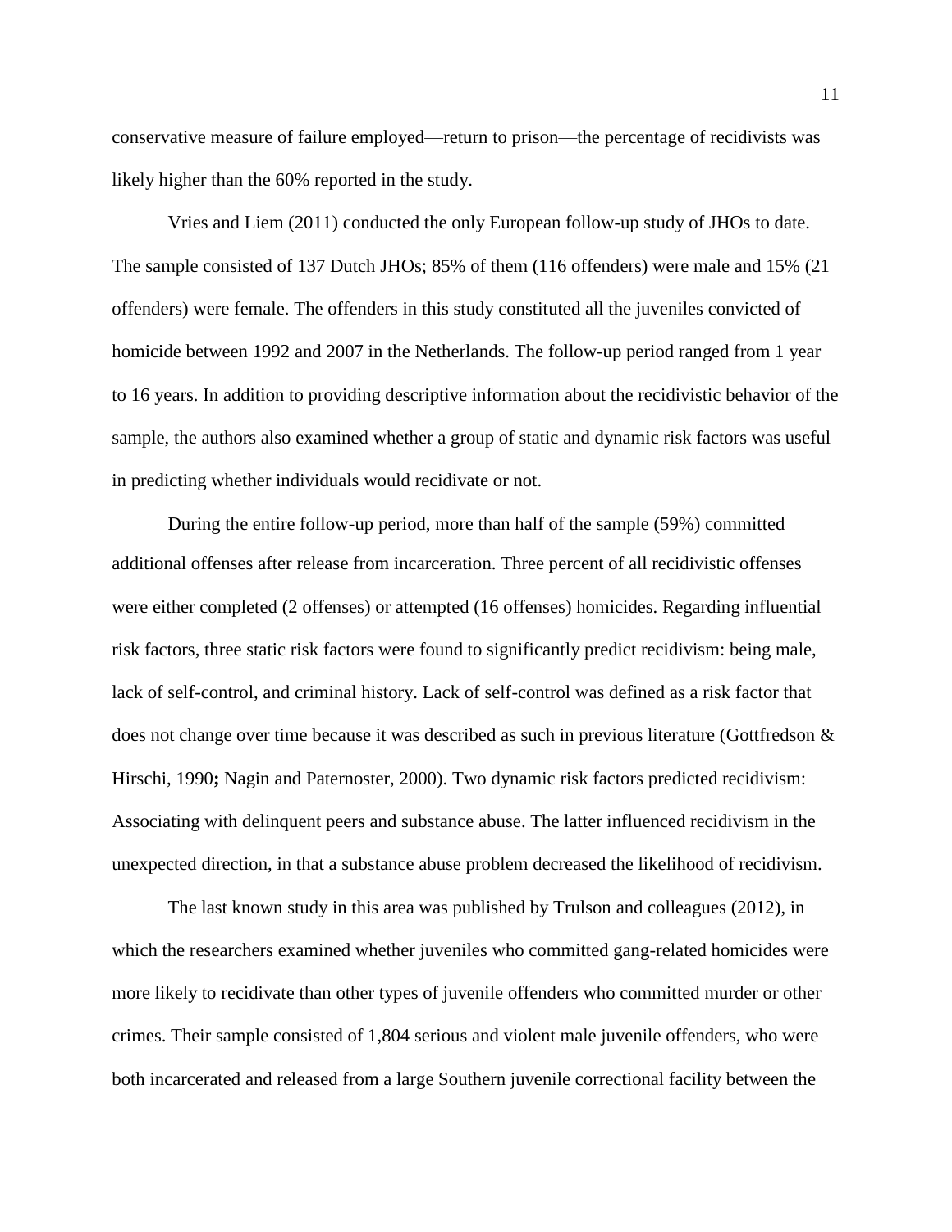conservative measure of failure employed—return to prison—the percentage of recidivists was likely higher than the 60% reported in the study.

Vries and Liem (2011) conducted the only European follow-up study of JHOs to date. The sample consisted of 137 Dutch JHOs; 85% of them (116 offenders) were male and 15% (21 offenders) were female. The offenders in this study constituted all the juveniles convicted of homicide between 1992 and 2007 in the Netherlands. The follow-up period ranged from 1 year to 16 years. In addition to providing descriptive information about the recidivistic behavior of the sample, the authors also examined whether a group of static and dynamic risk factors was useful in predicting whether individuals would recidivate or not.

During the entire follow-up period, more than half of the sample (59%) committed additional offenses after release from incarceration. Three percent of all recidivistic offenses were either completed (2 offenses) or attempted (16 offenses) homicides. Regarding influential risk factors, three static risk factors were found to significantly predict recidivism: being male, lack of self-control, and criminal history. Lack of self-control was defined as a risk factor that does not change over time because it was described as such in previous literature (Gottfredson & Hirschi, 1990**;** Nagin and Paternoster, 2000). Two dynamic risk factors predicted recidivism: Associating with delinquent peers and substance abuse. The latter influenced recidivism in the unexpected direction, in that a substance abuse problem decreased the likelihood of recidivism.

The last known study in this area was published by Trulson and colleagues (2012), in which the researchers examined whether juveniles who committed gang-related homicides were more likely to recidivate than other types of juvenile offenders who committed murder or other crimes. Their sample consisted of 1,804 serious and violent male juvenile offenders, who were both incarcerated and released from a large Southern juvenile correctional facility between the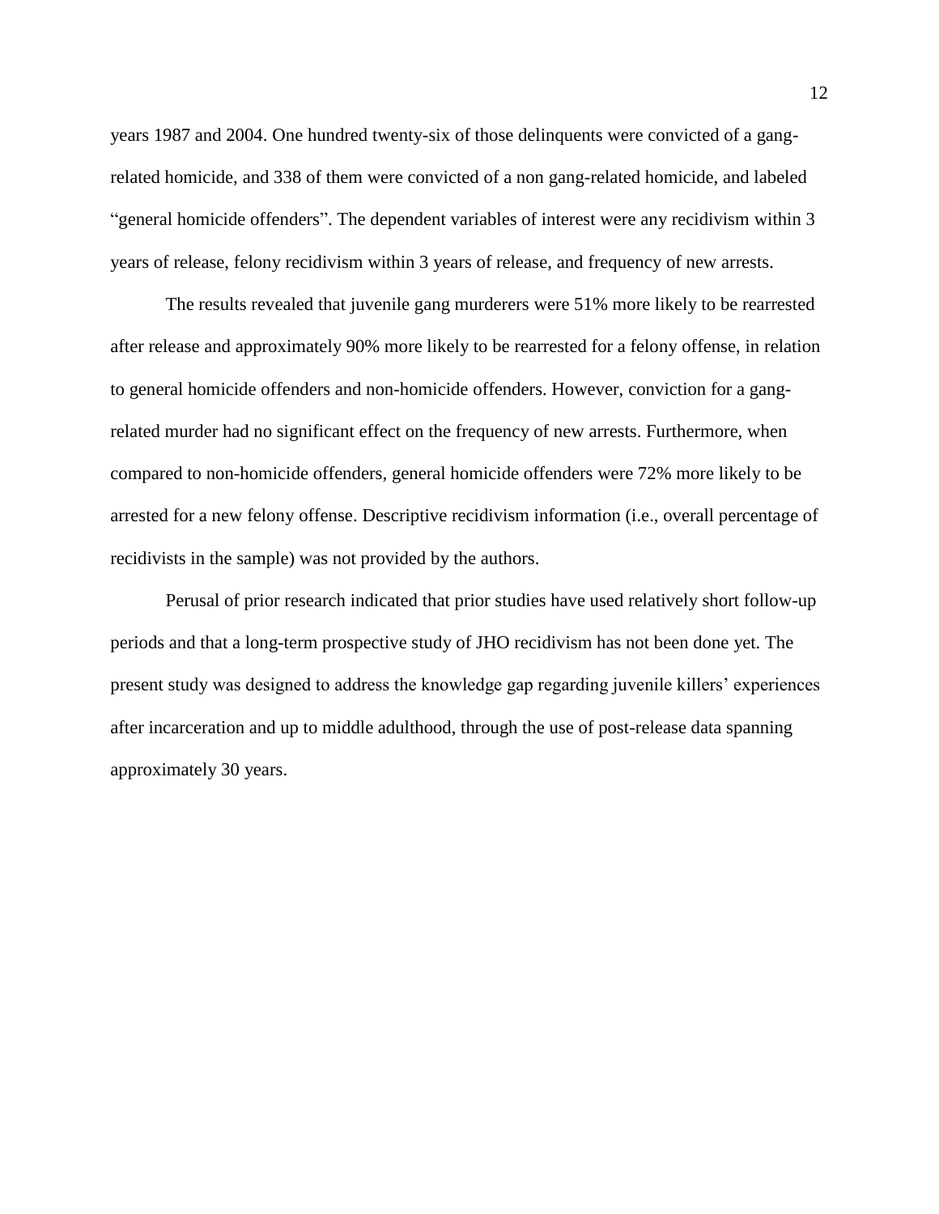years 1987 and 2004. One hundred twenty-six of those delinquents were convicted of a gang-related homicide, and 338 of them were convicted of a non gang-related homicide, and labeled "general homicide offenders". The dependent variables of interest were any recidivism within 3 years of release, felony recidivism within 3 years of release, and frequency of new arrests.

The results revealed that juvenile gang murderers were 51% more likely to be rearrested after release and approximately 90% more likely to be rearrested for a felony offense, in relation to general homicide offenders and non-homicide offenders. However, conviction for a gang-related murder had no significant effect on the frequency of new arrests. Furthermore, when compared to non-homicide offenders, general homicide offenders were 72% more likely to be arrested for a new felony offense. Descriptive recidivism information (i.e., overall percentage of recidivists in the sample) was not provided by the authors.

Perusal of prior research indicated that prior studies have used relatively short follow-up periods and that a long-term prospective study of JHO recidivism has not been done yet. The present study was designed to address the knowledge gap regarding juvenile killers' experiences after incarceration and up to middle adulthood, through the use of post-release data spanning approximately 30 years.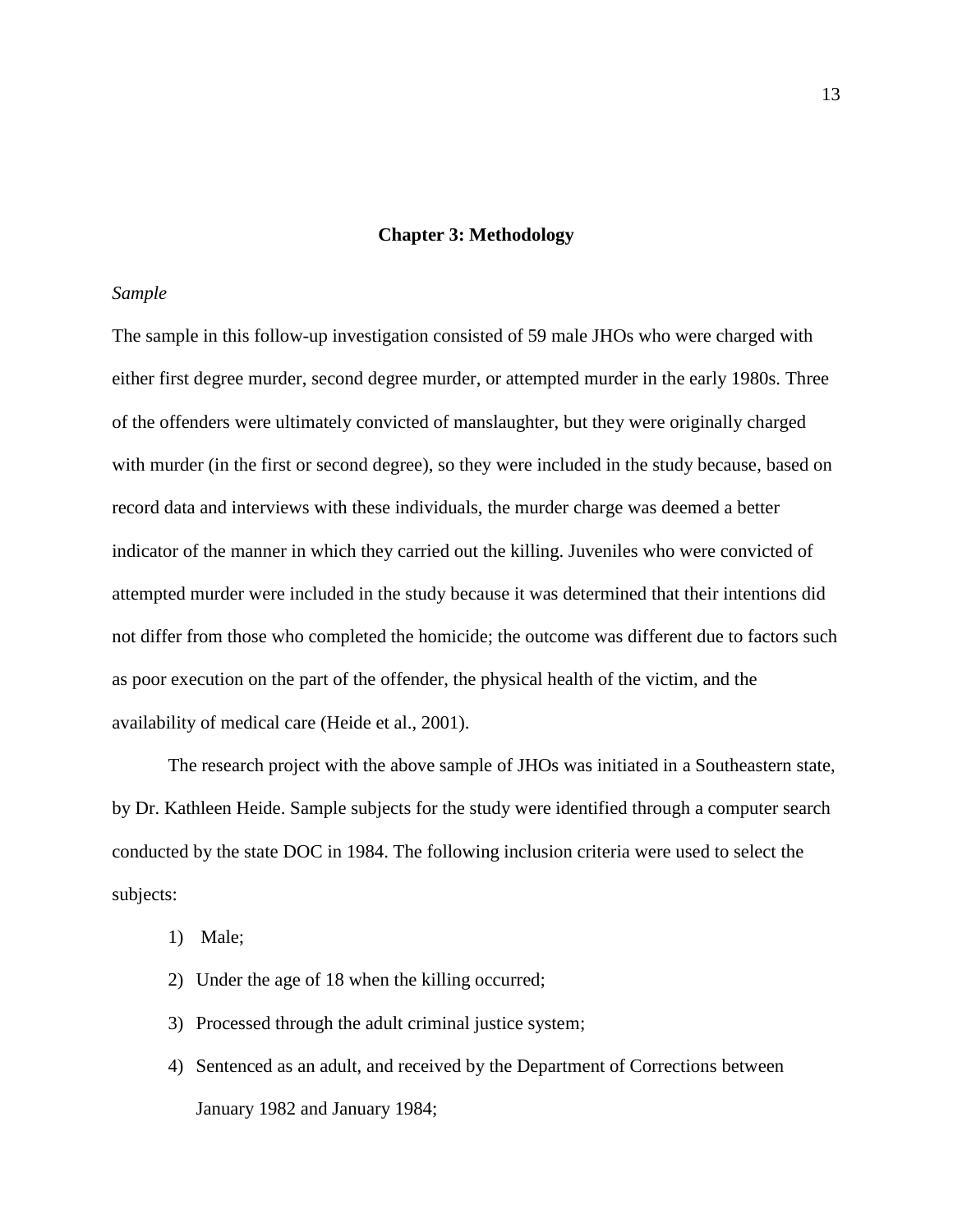# Chapter 3: Methodology

*Sample*

The sample in this follow-up investigation consisted of 59 male JHOs who were charged with either first degree murder, second degree murder, or attempted murder in the early 1980s. Three of the offenders were ultimately convicted of manslaughter, but they were originally charged with murder (in the first or second degree), so they were included in the study because, based on record data and interviews with these individuals, the murder charge was deemed a better indicator of the manner in which they carried out the killing. Juveniles who were convicted of attempted murder were included in the study because it was determined that their intentions did not differ from those who completed the homicide; the outcome was different due to factors such as poor execution on the part of the offender, the physical health of the victim, and the availability of medical care (Heide et al., 2001).

The research project with the above sample of JHOs was initiated in a Southeastern state, by Dr. Kathleen Heide. Sample subjects for the study were identified through a computer search conducted by the state DOC in 1984. The following inclusion criteria were used to select the subjects:

1) Male;
2) Under the age of 18 when the killing occurred;
3) Processed through the adult criminal justice system;
4) Sentenced as an adult, and received by the Department of Corrections between January 1982 and January 1984;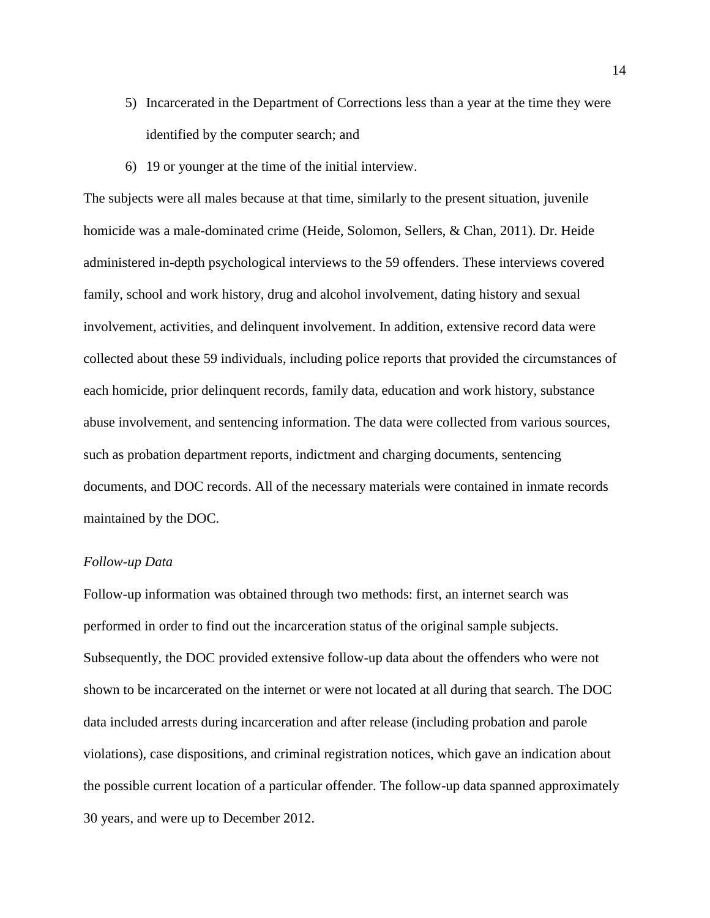5) Incarcerated in the Department of Corrections less than a year at the time they were identified by the computer search; and
6) 19 or younger at the time of the initial interview.

The subjects were all males because at that time, similarly to the present situation, juvenile homicide was a male-dominated crime (Heide, Solomon, Sellers, & Chan, 2011). Dr. Heide administered in-depth psychological interviews to the 59 offenders. These interviews covered family, school and work history, drug and alcohol involvement, dating history and sexual involvement, activities, and delinquent involvement. In addition, extensive record data were collected about these 59 individuals, including police reports that provided the circumstances of each homicide, prior delinquent records, family data, education and work history, substance abuse involvement, and sentencing information. The data were collected from various sources, such as probation department reports, indictment and charging documents, sentencing documents, and DOC records. All of the necessary materials were contained in inmate records maintained by the DOC.

*Follow-up Data*

Follow-up information was obtained through two methods: first, an internet search was performed in order to find out the incarceration status of the original sample subjects. Subsequently, the DOC provided extensive follow-up data about the offenders who were not shown to be incarcerated on the internet or were not located at all during that search. The DOC data included arrests during incarceration and after release (including probation and parole violations), case dispositions, and criminal registration notices, which gave an indication about the possible current location of a particular offender. The follow-up data spanned approximately 30 years, and were up to December 2012.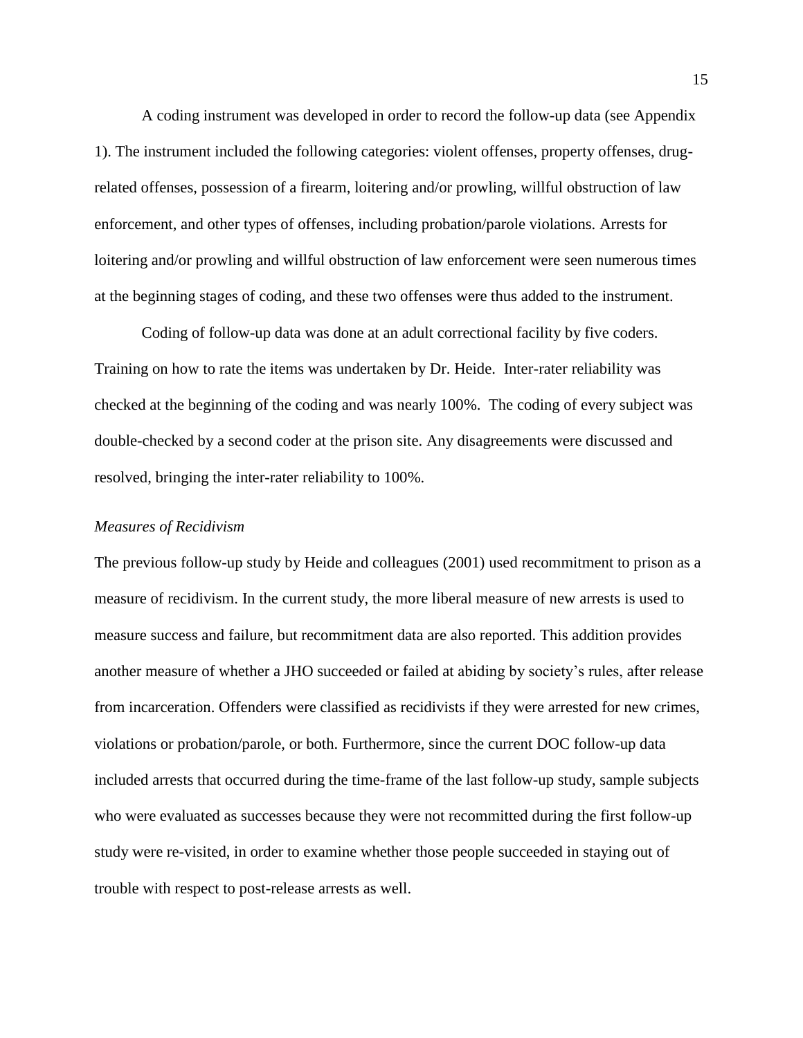A coding instrument was developed in order to record the follow-up data (see Appendix 1). The instrument included the following categories: violent offenses, property offenses, drug-related offenses, possession of a firearm, loitering and/or prowling, willful obstruction of law enforcement, and other types of offenses, including probation/parole violations. Arrests for loitering and/or prowling and willful obstruction of law enforcement were seen numerous times at the beginning stages of coding, and these two offenses were thus added to the instrument.

Coding of follow-up data was done at an adult correctional facility by five coders. Training on how to rate the items was undertaken by Dr. Heide. Inter-rater reliability was checked at the beginning of the coding and was nearly 100%. The coding of every subject was double-checked by a second coder at the prison site. Any disagreements were discussed and resolved, bringing the inter-rater reliability to 100%.

*Measures of Recidivism*

The previous follow-up study by Heide and colleagues (2001) used recommitment to prison as a measure of recidivism. In the current study, the more liberal measure of new arrests is used to measure success and failure, but recommitment data are also reported. This addition provides another measure of whether a JHO succeeded or failed at abiding by society's rules, after release from incarceration. Offenders were classified as recidivists if they were arrested for new crimes, violations or probation/parole, or both. Furthermore, since the current DOC follow-up data included arrests that occurred during the time-frame of the last follow-up study, sample subjects who were evaluated as successes because they were not recommitted during the first follow-up study were re-visited, in order to examine whether those people succeeded in staying out of trouble with respect to post-release arrests as well.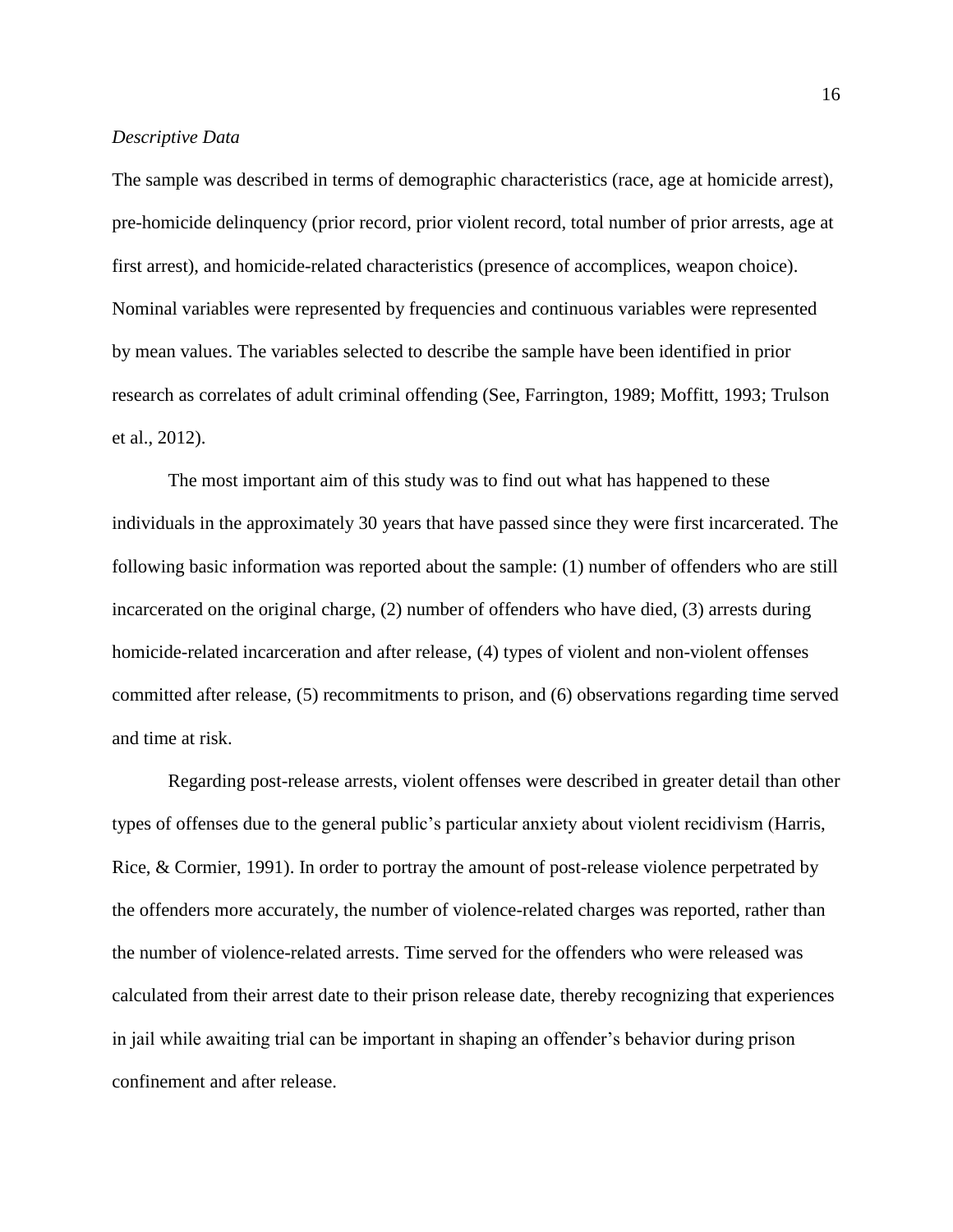*Descriptive Data*

The sample was described in terms of demographic characteristics (race, age at homicide arrest), pre-homicide delinquency (prior record, prior violent record, total number of prior arrests, age at first arrest), and homicide-related characteristics (presence of accomplices, weapon choice). Nominal variables were represented by frequencies and continuous variables were represented by mean values. The variables selected to describe the sample have been identified in prior research as correlates of adult criminal offending (See, Farrington, 1989; Moffitt, 1993; Trulson et al., 2012).

The most important aim of this study was to find out what has happened to these individuals in the approximately 30 years that have passed since they were first incarcerated. The following basic information was reported about the sample: (1) number of offenders who are still incarcerated on the original charge, (2) number of offenders who have died, (3) arrests during homicide-related incarceration and after release, (4) types of violent and non-violent offenses committed after release, (5) recommitments to prison, and (6) observations regarding time served and time at risk.

Regarding post-release arrests, violent offenses were described in greater detail than other types of offenses due to the general public's particular anxiety about violent recidivism (Harris, Rice, & Cormier, 1991). In order to portray the amount of post-release violence perpetrated by the offenders more accurately, the number of violence-related charges was reported, rather than the number of violence-related arrests. Time served for the offenders who were released was calculated from their arrest date to their prison release date, thereby recognizing that experiences in jail while awaiting trial can be important in shaping an offender's behavior during prison confinement and after release.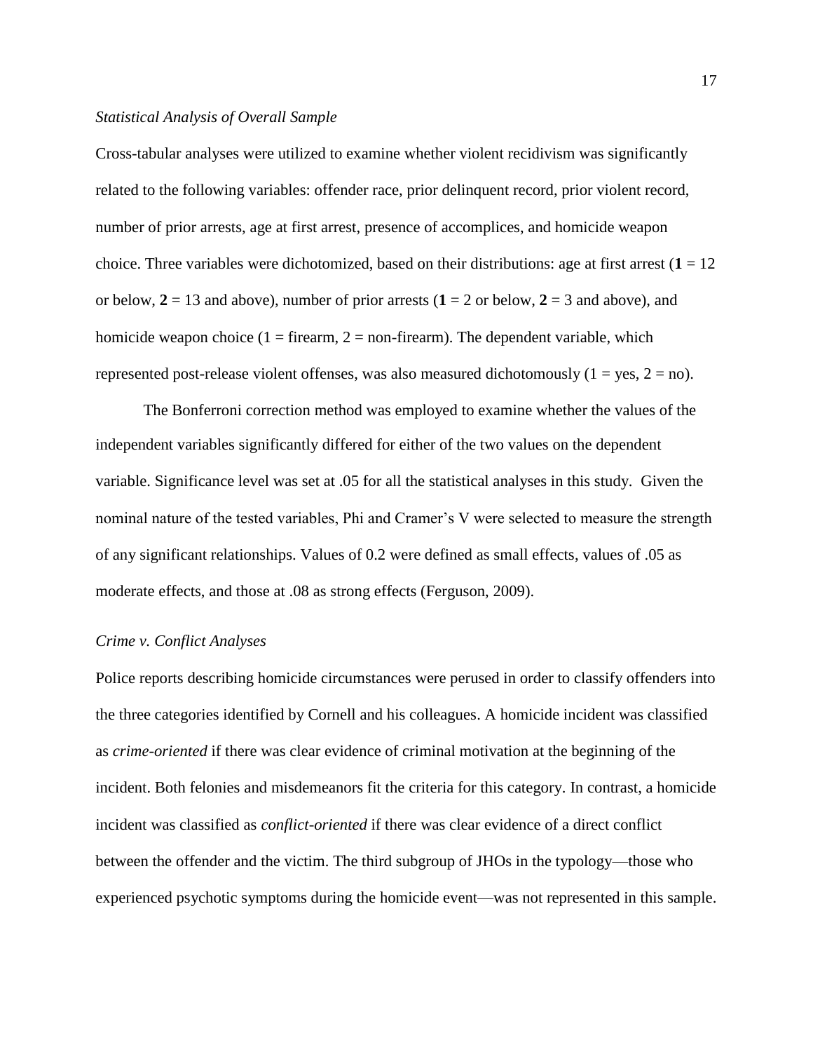*Statistical Analysis of Overall Sample*

Cross-tabular analyses were utilized to examine whether violent recidivism was significantly related to the following variables: offender race, prior delinquent record, prior violent record, number of prior arrests, age at first arrest, presence of accomplices, and homicide weapon choice. Three variables were dichotomized, based on their distributions: age at first arrest (**1** = 12 or below, **2** = 13 and above), number of prior arrests (**1** = 2 or below, **2** = 3 and above), and homicide weapon choice (1 = firearm, 2 = non-firearm). The dependent variable, which represented post-release violent offenses, was also measured dichotomously (1 = yes, 2 = no).

The Bonferroni correction method was employed to examine whether the values of the independent variables significantly differed for either of the two values on the dependent variable. Significance level was set at .05 for all the statistical analyses in this study. Given the nominal nature of the tested variables, Phi and Cramer's V were selected to measure the strength of any significant relationships. Values of 0.2 were defined as small effects, values of .05 as moderate effects, and those at .08 as strong effects (Ferguson, 2009).

*Crime v. Conflict Analyses*

Police reports describing homicide circumstances were perused in order to classify offenders into the three categories identified by Cornell and his colleagues. A homicide incident was classified as *crime-oriented* if there was clear evidence of criminal motivation at the beginning of the incident. Both felonies and misdemeanors fit the criteria for this category. In contrast, a homicide incident was classified as *conflict-oriented* if there was clear evidence of a direct conflict between the offender and the victim. The third subgroup of JHOs in the typology—those who experienced psychotic symptoms during the homicide event—was not represented in this sample.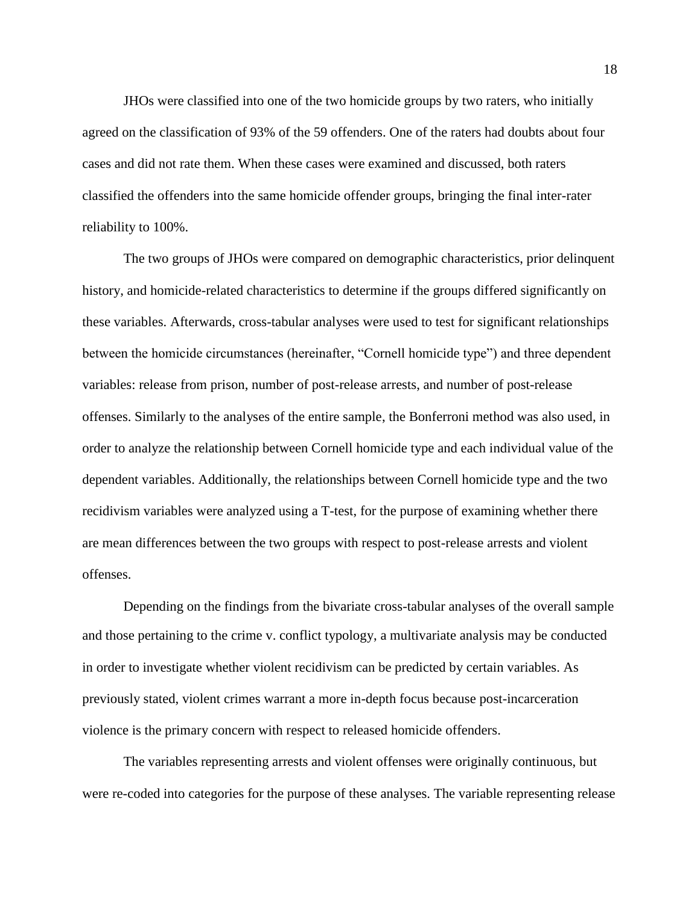JHOs were classified into one of the two homicide groups by two raters, who initially agreed on the classification of 93% of the 59 offenders. One of the raters had doubts about four cases and did not rate them. When these cases were examined and discussed, both raters classified the offenders into the same homicide offender groups, bringing the final inter-rater reliability to 100%.

The two groups of JHOs were compared on demographic characteristics, prior delinquent history, and homicide-related characteristics to determine if the groups differed significantly on these variables. Afterwards, cross-tabular analyses were used to test for significant relationships between the homicide circumstances (hereinafter, "Cornell homicide type") and three dependent variables: release from prison, number of post-release arrests, and number of post-release offenses. Similarly to the analyses of the entire sample, the Bonferroni method was also used, in order to analyze the relationship between Cornell homicide type and each individual value of the dependent variables. Additionally, the relationships between Cornell homicide type and the two recidivism variables were analyzed using a T-test, for the purpose of examining whether there are mean differences between the two groups with respect to post-release arrests and violent offenses.

Depending on the findings from the bivariate cross-tabular analyses of the overall sample and those pertaining to the crime v. conflict typology, a multivariate analysis may be conducted in order to investigate whether violent recidivism can be predicted by certain variables. As previously stated, violent crimes warrant a more in-depth focus because post-incarceration violence is the primary concern with respect to released homicide offenders.

The variables representing arrests and violent offenses were originally continuous, but were re-coded into categories for the purpose of these analyses. The variable representing release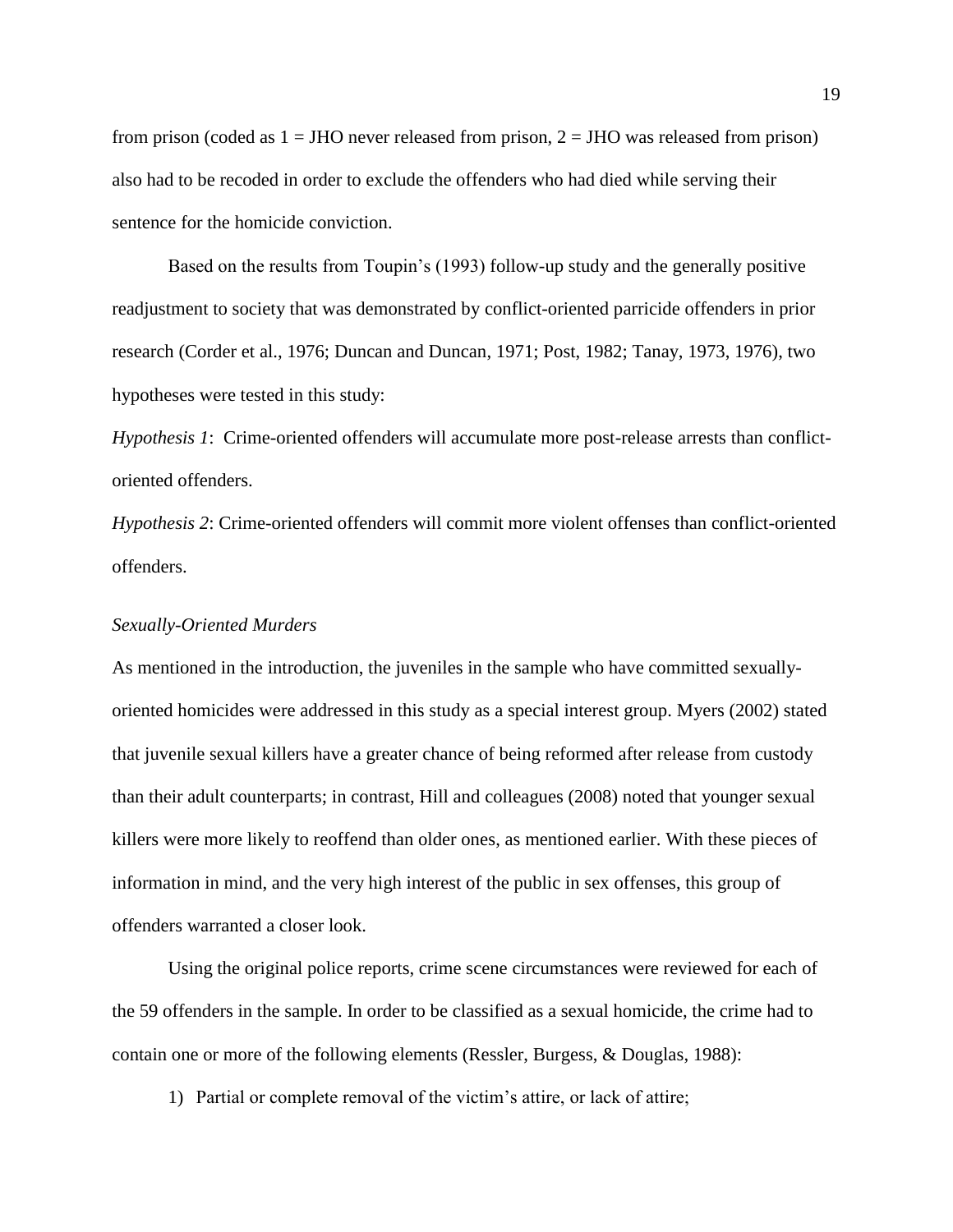from prison (coded as 1 = JHO never released from prison, 2 = JHO was released from prison) also had to be recoded in order to exclude the offenders who had died while serving their sentence for the homicide conviction.

Based on the results from Toupin's (1993) follow-up study and the generally positive readjustment to society that was demonstrated by conflict-oriented parricide offenders in prior research (Corder et al., 1976; Duncan and Duncan, 1971; Post, 1982; Tanay, 1973, 1976), two hypotheses were tested in this study:

*Hypothesis 1*: Crime-oriented offenders will accumulate more post-release arrests than conflict-oriented offenders.

*Hypothesis 2*: Crime-oriented offenders will commit more violent offenses than conflict-oriented offenders.

*Sexually-Oriented Murders*

As mentioned in the introduction, the juveniles in the sample who have committed sexually-oriented homicides were addressed in this study as a special interest group. Myers (2002) stated that juvenile sexual killers have a greater chance of being reformed after release from custody than their adult counterparts; in contrast, Hill and colleagues (2008) noted that younger sexual killers were more likely to reoffend than older ones, as mentioned earlier. With these pieces of information in mind, and the very high interest of the public in sex offenses, this group of offenders warranted a closer look.

Using the original police reports, crime scene circumstances were reviewed for each of the 59 offenders in the sample. In order to be classified as a sexual homicide, the crime had to contain one or more of the following elements (Ressler, Burgess, & Douglas, 1988):

1) Partial or complete removal of the victim's attire, or lack of attire;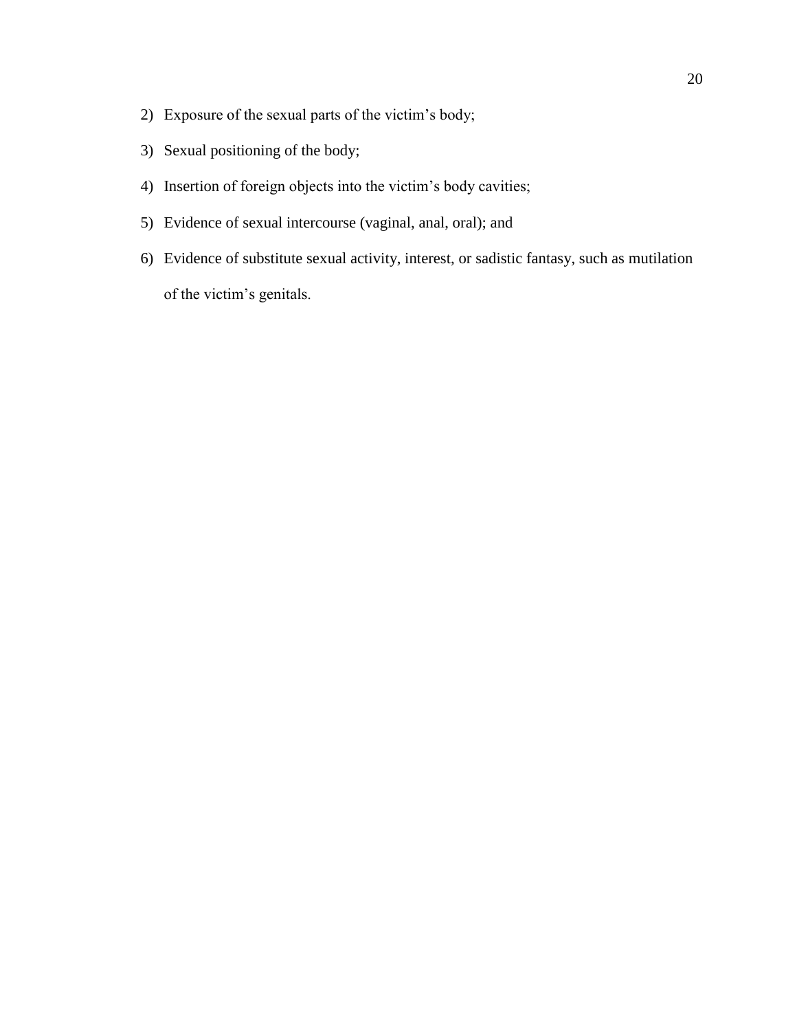2) Exposure of the sexual parts of the victim’s body;
3) Sexual positioning of the body;
4) Insertion of foreign objects into the victim’s body cavities;
5) Evidence of sexual intercourse (vaginal, anal, oral); and
6) Evidence of substitute sexual activity, interest, or sadistic fantasy, such as mutilation of the victim’s genitals.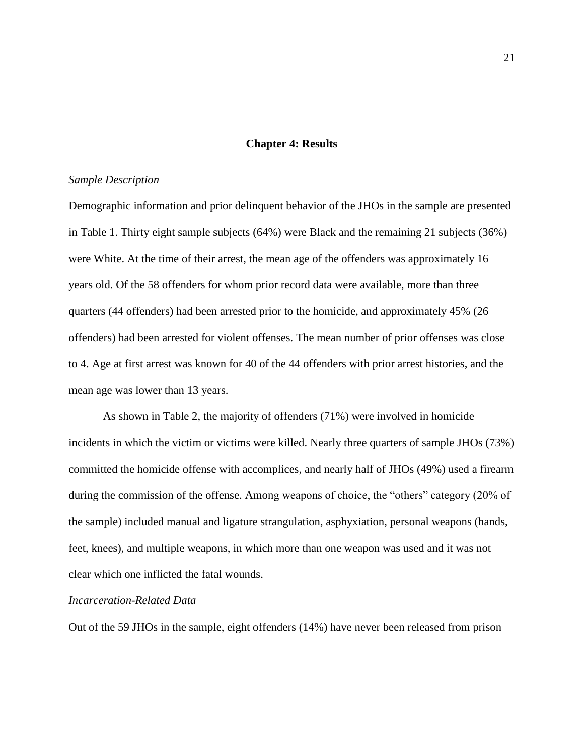## Chapter 4: Results

*Sample Description*

Demographic information and prior delinquent behavior of the JHOs in the sample are presented in Table 1. Thirty eight sample subjects (64%) were Black and the remaining 21 subjects (36%) were White. At the time of their arrest, the mean age of the offenders was approximately 16 years old. Of the 58 offenders for whom prior record data were available, more than three quarters (44 offenders) had been arrested prior to the homicide, and approximately 45% (26 offenders) had been arrested for violent offenses. The mean number of prior offenses was close to 4. Age at first arrest was known for 40 of the 44 offenders with prior arrest histories, and the mean age was lower than 13 years.

As shown in Table 2, the majority of offenders (71%) were involved in homicide incidents in which the victim or victims were killed. Nearly three quarters of sample JHOs (73%) committed the homicide offense with accomplices, and nearly half of JHOs (49%) used a firearm during the commission of the offense. Among weapons of choice, the "others" category (20% of the sample) included manual and ligature strangulation, asphyxiation, personal weapons (hands, feet, knees), and multiple weapons, in which more than one weapon was used and it was not clear which one inflicted the fatal wounds.

*Incarceration-Related Data*

Out of the 59 JHOs in the sample, eight offenders (14%) have never been released from prison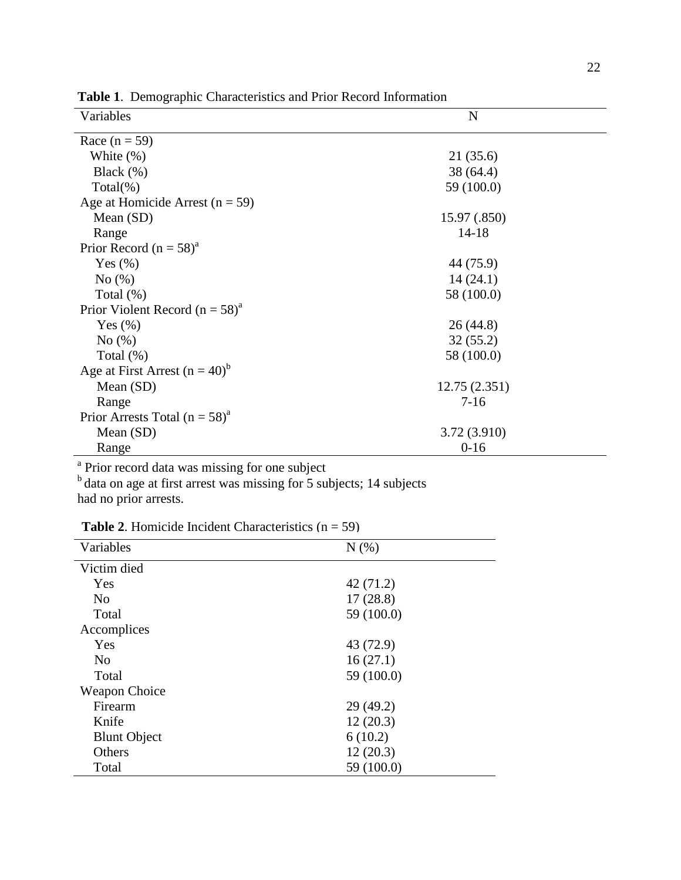**Table 1**. Demographic Characteristics and Prior Record Information

| Variables | N |
|---|---|
| Race (n = 59) | |
| White (%) | 21 (35.6) |
| Black (%) | 38 (64.4) |
| Total(%) | 59 (100.0) |
| Age at Homicide Arrest (n = 59) | |
| Mean (SD) | 15.97 (.850) |
| Range | 14-18 |
| Prior Record (n = 58)[a] | |
| Yes (%) | 44 (75.9) |
| No (%) | 14 (24.1) |
| Total (%) | 58 (100.0) |
| Prior Violent Record (n = 58)[a] | |
| Yes (%) | 26 (44.8) |
| No (%) | 32 (55.2) |
| Total (%) | 58 (100.0) |
| Age at First Arrest (n = 40)[b] | |
| Mean (SD) | 12.75 (2.351) |
| Range | 7-16 |
| Prior Arrests Total (n = 58)[a] | |
| Mean (SD) | 3.72 (3.910) |
| Range | 0-16 |

[a] Prior record data was missing for one subject
[b] data on age at first arrest was missing for 5 subjects; 14 subjects had no prior arrests.

**Table 2**. Homicide Incident Characteristics (n = 59)

| Variables | N (%) |
|---|---|
| Victim died | |
| Yes | 42 (71.2) |
| No | 17 (28.8) |
| Total | 59 (100.0) |
| Accomplices | |
| Yes | 43 (72.9) |
| No | 16 (27.1) |
| Total | 59 (100.0) |
| Weapon Choice | |
| Firearm | 29 (49.2) |
| Knife | 12 (20.3) |
| Blunt Object | 6 (10.2) |
| Others | 12 (20.3) |
| Total | 59 (100.0) |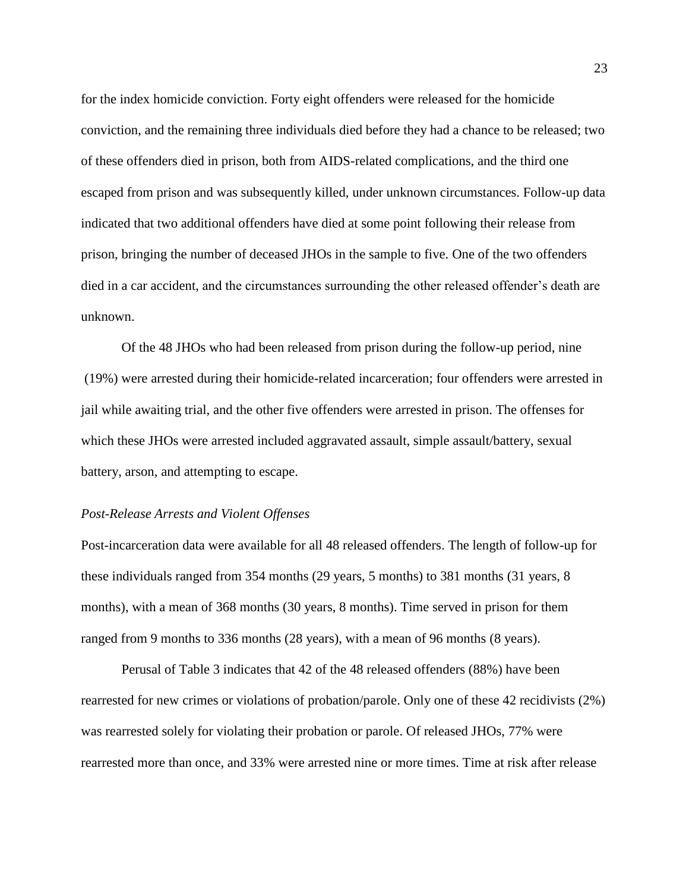for the index homicide conviction. Forty eight offenders were released for the homicide conviction, and the remaining three individuals died before they had a chance to be released; two of these offenders died in prison, both from AIDS-related complications, and the third one escaped from prison and was subsequently killed, under unknown circumstances. Follow-up data indicated that two additional offenders have died at some point following their release from prison, bringing the number of deceased JHOs in the sample to five. One of the two offenders died in a car accident, and the circumstances surrounding the other released offender's death are unknown.

Of the 48 JHOs who had been released from prison during the follow-up period, nine (19%) were arrested during their homicide-related incarceration; four offenders were arrested in jail while awaiting trial, and the other five offenders were arrested in prison. The offenses for which these JHOs were arrested included aggravated assault, simple assault/battery, sexual battery, arson, and attempting to escape.

*Post-Release Arrests and Violent Offenses*

Post-incarceration data were available for all 48 released offenders. The length of follow-up for these individuals ranged from 354 months (29 years, 5 months) to 381 months (31 years, 8 months), with a mean of 368 months (30 years, 8 months). Time served in prison for them ranged from 9 months to 336 months (28 years), with a mean of 96 months (8 years).

Perusal of Table 3 indicates that 42 of the 48 released offenders (88%) have been rearrested for new crimes or violations of probation/parole. Only one of these 42 recidivists (2%) was rearrested solely for violating their probation or parole. Of released JHOs, 77% were rearrested more than once, and 33% were arrested nine or more times. Time at risk after release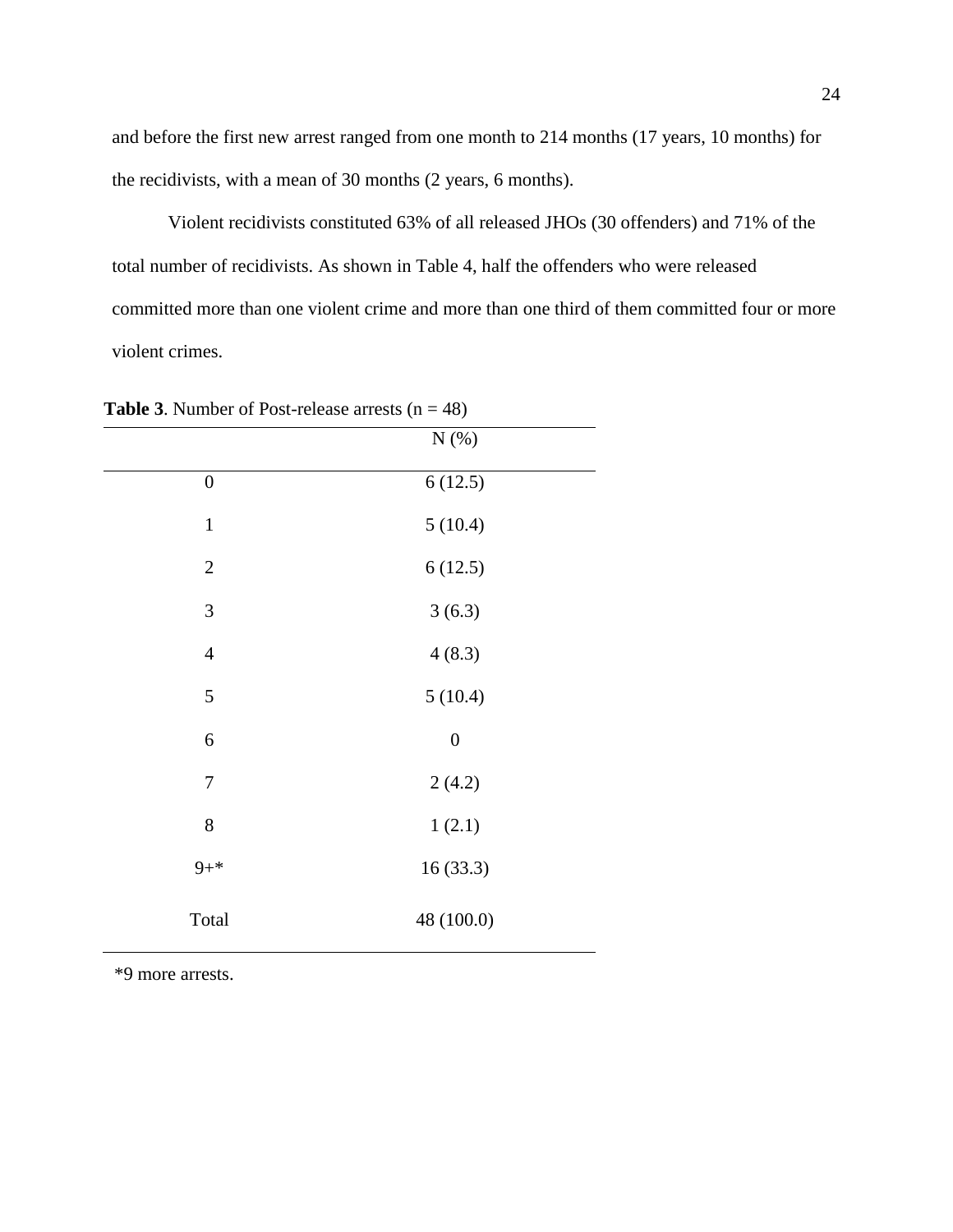and before the first new arrest ranged from one month to 214 months (17 years, 10 months) for the recidivists, with a mean of 30 months (2 years, 6 months).

Violent recidivists constituted 63% of all released JHOs (30 offenders) and 71% of the total number of recidivists. As shown in Table 4, half the offenders who were released committed more than one violent crime and more than one third of them committed four or more violent crimes.

**Table 3**. Number of Post-release arrests (n = 48)

| | N (%) |
|---|---|
| 0 | 6 (12.5) |
| 1 | 5 (10.4) |
| 2 | 6 (12.5) |
| 3 | 3 (6.3) |
| 4 | 4 (8.3) |
| 5 | 5 (10.4) |
| 6 | 0 |
| 7 | 2 (4.2) |
| 8 | 1 (2.1) |
| 9+* | 16 (33.3) |
| Total | 48 (100.0) |

*9 more arrests.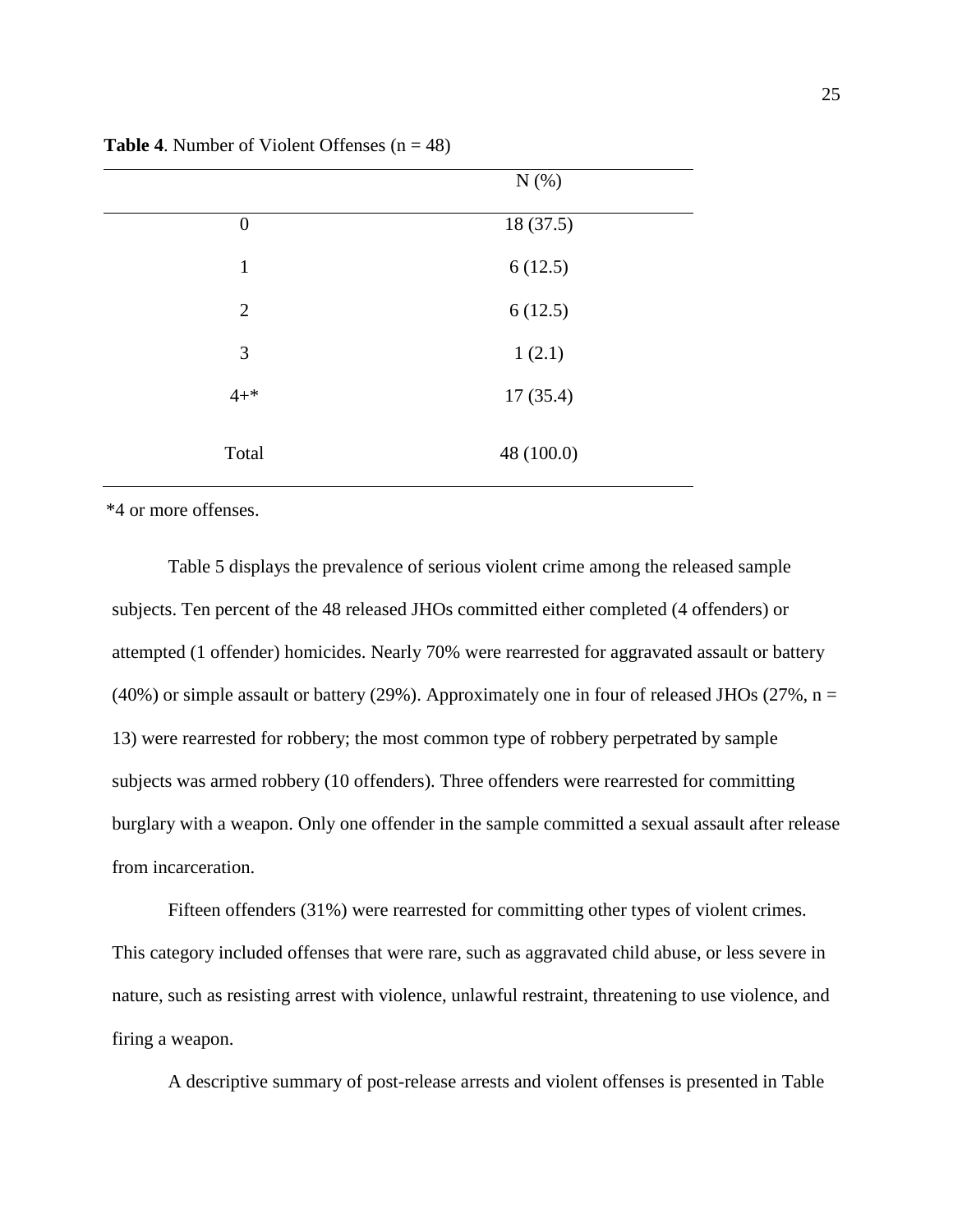**Table 4**. Number of Violent Offenses (n = 48)

| | N (%) |
|---|---|
| 0 | 18 (37.5) |
| 1 | 6 (12.5) |
| 2 | 6 (12.5) |
| 3 | 1 (2.1) |
| 4+* | 17 (35.4) |
| Total | 48 (100.0) |

*4 or more offenses.

Table 5 displays the prevalence of serious violent crime among the released sample subjects. Ten percent of the 48 released JHOs committed either completed (4 offenders) or attempted (1 offender) homicides. Nearly 70% were rearrested for aggravated assault or battery (40%) or simple assault or battery (29%). Approximately one in four of released JHOs (27%, n = 13) were rearrested for robbery; the most common type of robbery perpetrated by sample subjects was armed robbery (10 offenders). Three offenders were rearrested for committing burglary with a weapon. Only one offender in the sample committed a sexual assault after release from incarceration.

Fifteen offenders (31%) were rearrested for committing other types of violent crimes. This category included offenses that were rare, such as aggravated child abuse, or less severe in nature, such as resisting arrest with violence, unlawful restraint, threatening to use violence, and firing a weapon.

A descriptive summary of post-release arrests and violent offenses is presented in Table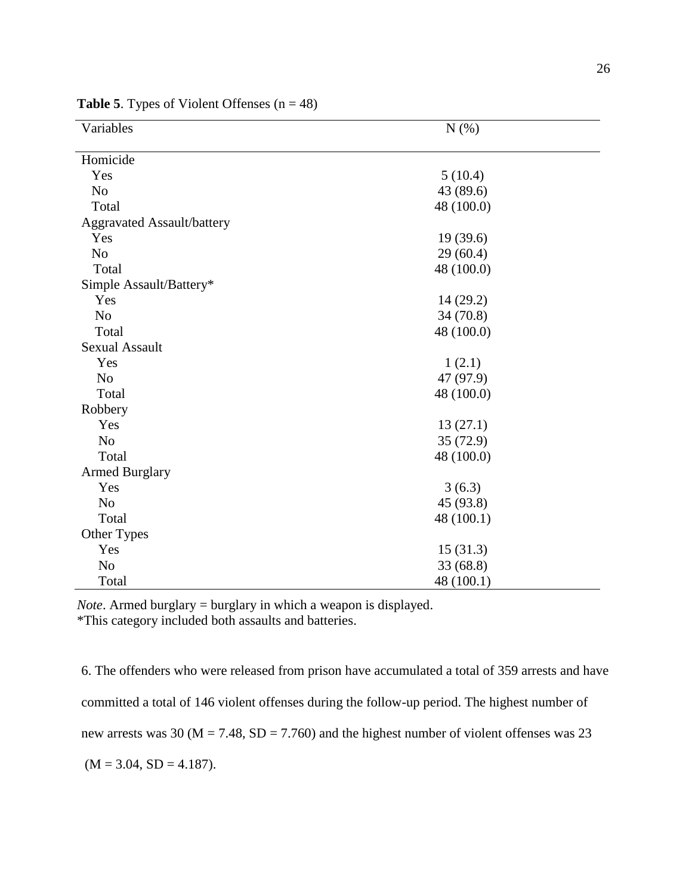**Table 5**. Types of Violent Offenses (n = 48)

| Variables | N (%) |
|---|---|
| Homicide | |
| Yes | 5 (10.4) |
| No | 43 (89.6) |
| Total | 48 (100.0) |
| Aggravated Assault/battery | |
| Yes | 19 (39.6) |
| No | 29 (60.4) |
| Total | 48 (100.0) |
| Simple Assault/Battery* | |
| Yes | 14 (29.2) |
| No | 34 (70.8) |
| Total | 48 (100.0) |
| Sexual Assault | |
| Yes | 1 (2.1) |
| No | 47 (97.9) |
| Total | 48 (100.0) |
| Robbery | |
| Yes | 13 (27.1) |
| No | 35 (72.9) |
| Total | 48 (100.0) |
| Armed Burglary | |
| Yes | 3 (6.3) |
| No | 45 (93.8) |
| Total | 48 (100.1) |
| Other Types | |
| Yes | 15 (31.3) |
| No | 33 (68.8) |
| Total | 48 (100.1) |

*Note*. Armed burglary = burglary in which a weapon is displayed.
*This category included both assaults and batteries.

6. The offenders who were released from prison have accumulated a total of 359 arrests and have committed a total of 146 violent offenses during the follow-up period. The highest number of new arrests was 30 ($M = 7.48$, $SD = 7.760$) and the highest number of violent offenses was 23 ($M = 3.04$, $SD = 4.187$).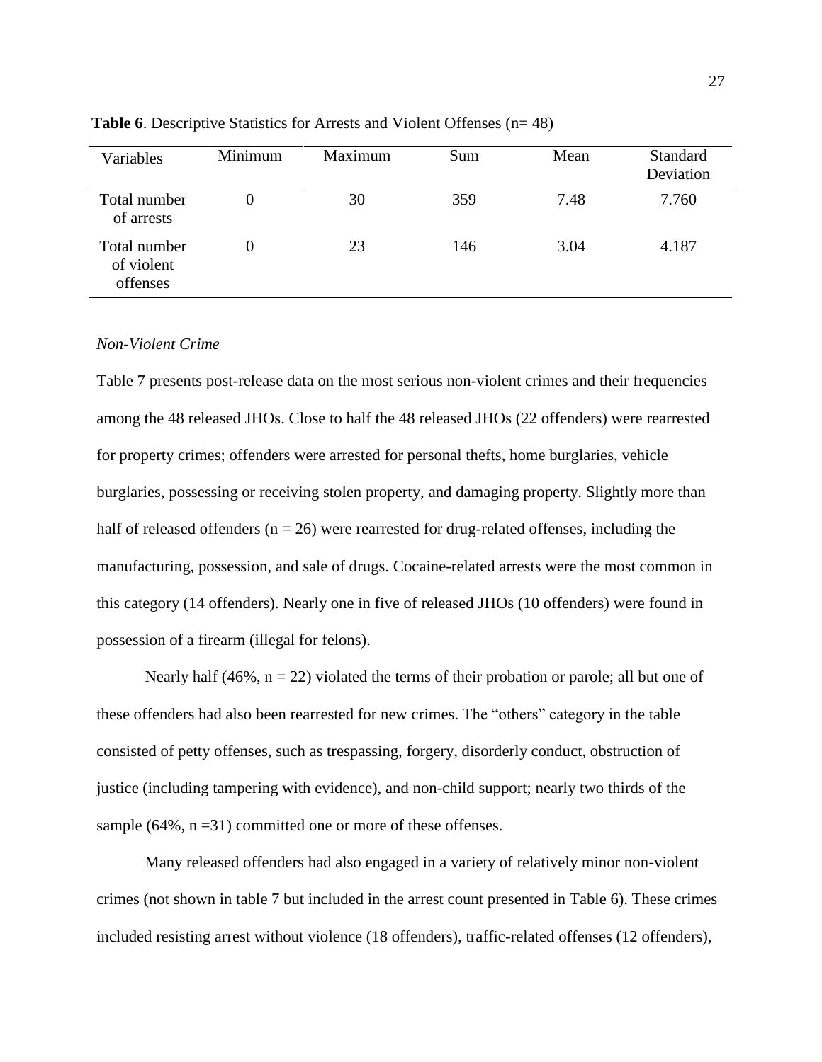**Table 6**. Descriptive Statistics for Arrests and Violent Offenses (n= 48)

| Variables | Minimum | Maximum | Sum | Mean | Standard Deviation |
|---|---|---|---|---|---|
| Total number of arrests | 0 | 30 | 359 | 7.48 | 7.760 |
| Total number of violent offenses | 0 | 23 | 146 | 3.04 | 4.187 |

*Non-Violent Crime*

Table 7 presents post-release data on the most serious non-violent crimes and their frequencies among the 48 released JHOs. Close to half the 48 released JHOs (22 offenders) were rearrested for property crimes; offenders were arrested for personal thefts, home burglaries, vehicle burglaries, possessing or receiving stolen property, and damaging property. Slightly more than half of released offenders (n = 26) were rearrested for drug-related offenses, including the manufacturing, possession, and sale of drugs. Cocaine-related arrests were the most common in this category (14 offenders). Nearly one in five of released JHOs (10 offenders) were found in possession of a firearm (illegal for felons).

Nearly half (46%, n = 22) violated the terms of their probation or parole; all but one of these offenders had also been rearrested for new crimes. The "others" category in the table consisted of petty offenses, such as trespassing, forgery, disorderly conduct, obstruction of justice (including tampering with evidence), and non-child support; nearly two thirds of the sample (64%, n =31) committed one or more of these offenses.

Many released offenders had also engaged in a variety of relatively minor non-violent crimes (not shown in table 7 but included in the arrest count presented in Table 6). These crimes included resisting arrest without violence (18 offenders), traffic-related offenses (12 offenders),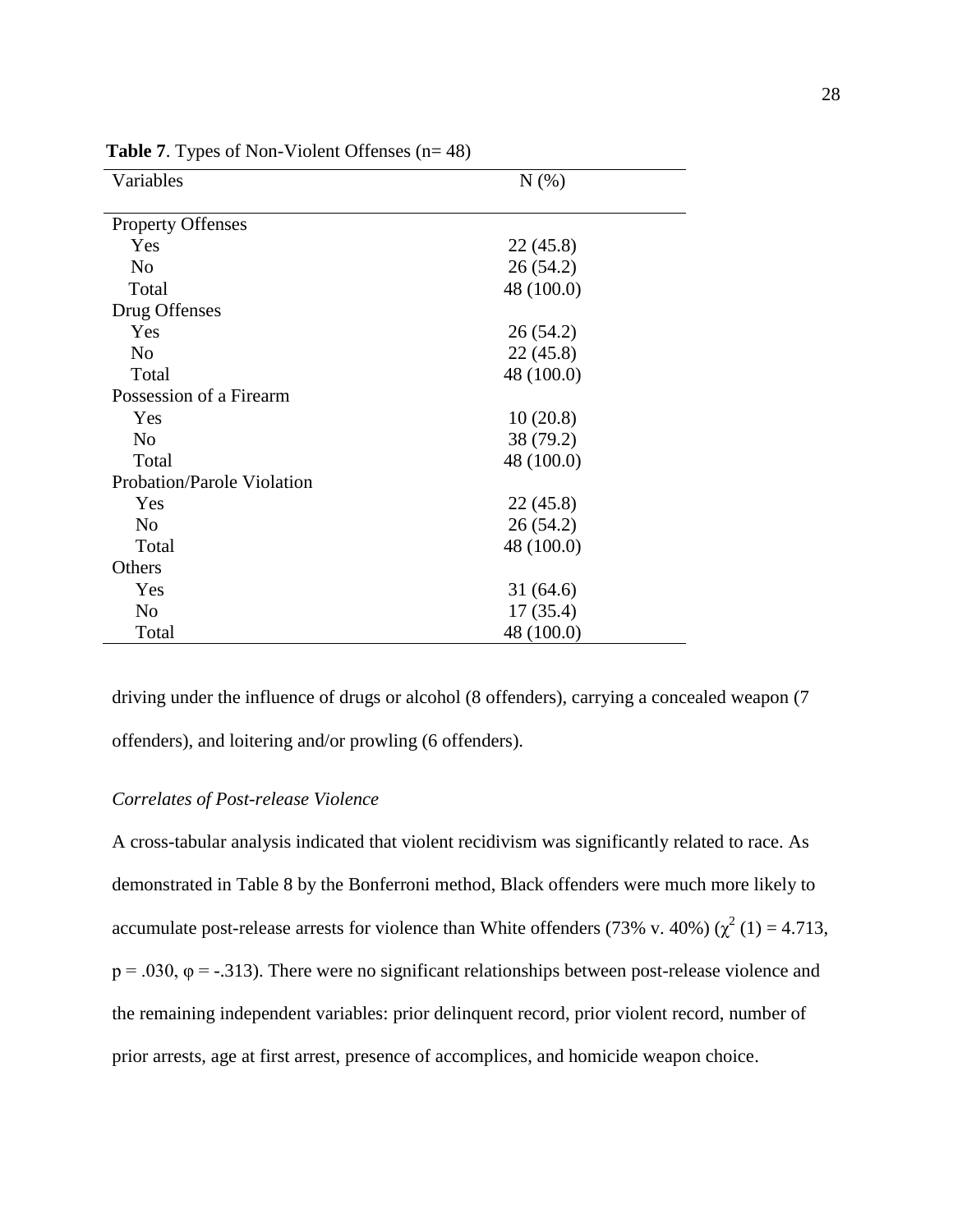**Table 7**. Types of Non-Violent Offenses (n= 48)

| Variables | N (%) |
|---|---|
| Property Offenses | |
| Yes | 22 (45.8) |
| No | 26 (54.2) |
| Total | 48 (100.0) |
| Drug Offenses | |
| Yes | 26 (54.2) |
| No | 22 (45.8) |
| Total | 48 (100.0) |
| Possession of a Firearm | |
| Yes | 10 (20.8) |
| No | 38 (79.2) |
| Total | 48 (100.0) |
| Probation/Parole Violation | |
| Yes | 22 (45.8) |
| No | 26 (54.2) |
| Total | 48 (100.0) |
| Others | |
| Yes | 31 (64.6) |
| No | 17 (35.4) |
| Total | 48 (100.0) |

driving under the influence of drugs or alcohol (8 offenders), carrying a concealed weapon (7 offenders), and loitering and/or prowling (6 offenders).

*Correlates of Post-release Violence*

A cross-tabular analysis indicated that violent recidivism was significantly related to race. As demonstrated in Table 8 by the Bonferroni method, Black offenders were much more likely to accumulate post-release arrests for violence than White offenders (73% v. 40%) ($\chi^2$ (1) = 4.713, p = .030, $\varphi$ = -.313). There were no significant relationships between post-release violence and the remaining independent variables: prior delinquent record, prior violent record, number of prior arrests, age at first arrest, presence of accomplices, and homicide weapon choice.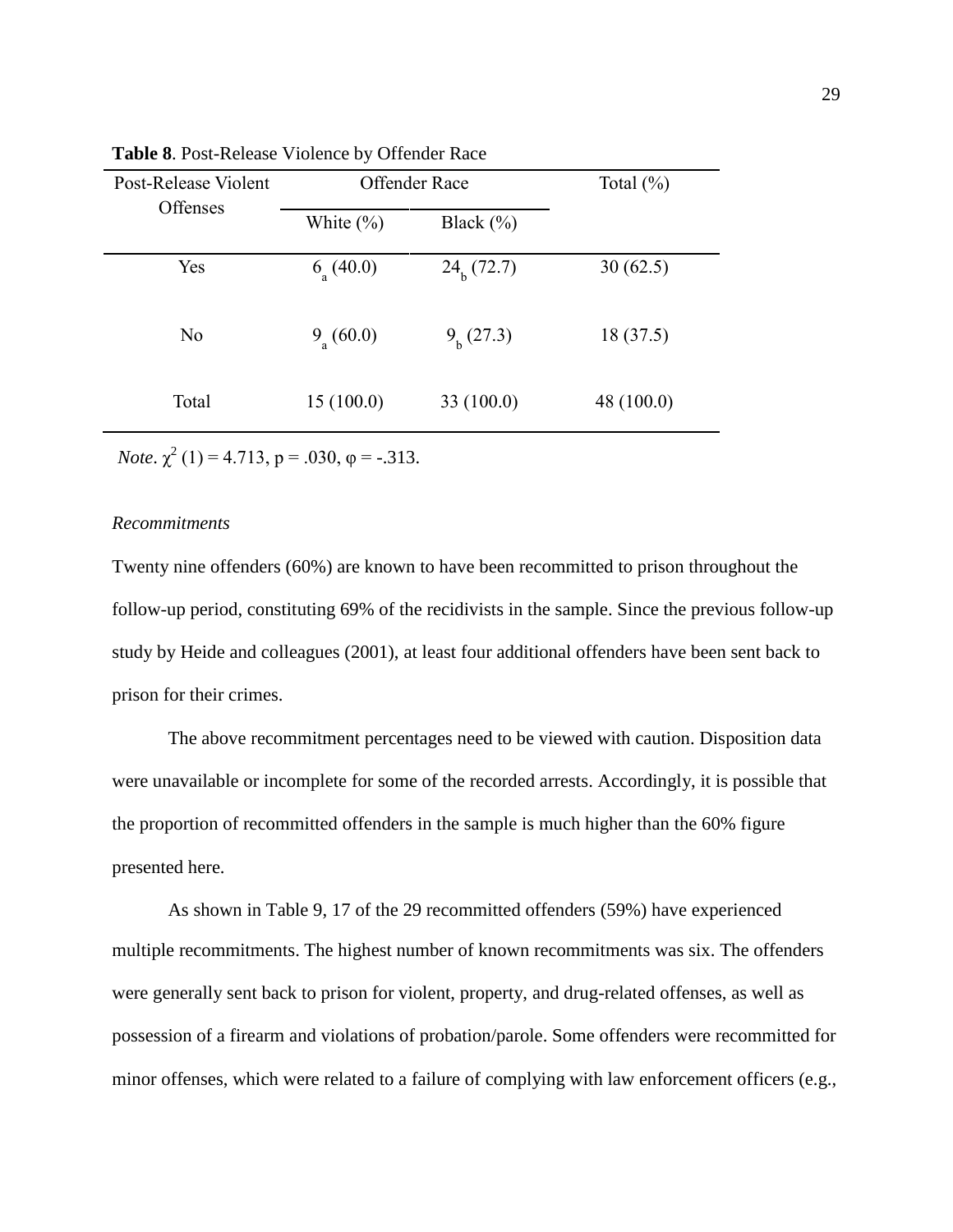**Table 8**. Post-Release Violence by Offender Race

| Post-Release Violent Offenses | Offender Race | | Total (%) |
|---|---|---|---|
| | White (%) | Black (%) | |
| Yes | $6_a$ (40.0) | $24_b$ (72.7) | 30 (62.5) |
| No | $9_a$ (60.0) | $9_b$ (27.3) | 18 (37.5) |
| Total | 15 (100.0) | 33 (100.0) | 48 (100.0) |

*Note*. $\chi^2$ (1) = 4.713, p = .030, φ = -.313.

*Recommitments*

Twenty nine offenders (60%) are known to have been recommitted to prison throughout the follow-up period, constituting 69% of the recidivists in the sample. Since the previous follow-up study by Heide and colleagues (2001), at least four additional offenders have been sent back to prison for their crimes.

The above recommitment percentages need to be viewed with caution. Disposition data were unavailable or incomplete for some of the recorded arrests. Accordingly, it is possible that the proportion of recommitted offenders in the sample is much higher than the 60% figure presented here.

As shown in Table 9, 17 of the 29 recommitted offenders (59%) have experienced multiple recommitments. The highest number of known recommitments was six. The offenders were generally sent back to prison for violent, property, and drug-related offenses, as well as possession of a firearm and violations of probation/parole. Some offenders were recommitted for minor offenses, which were related to a failure of complying with law enforcement officers (e.g.,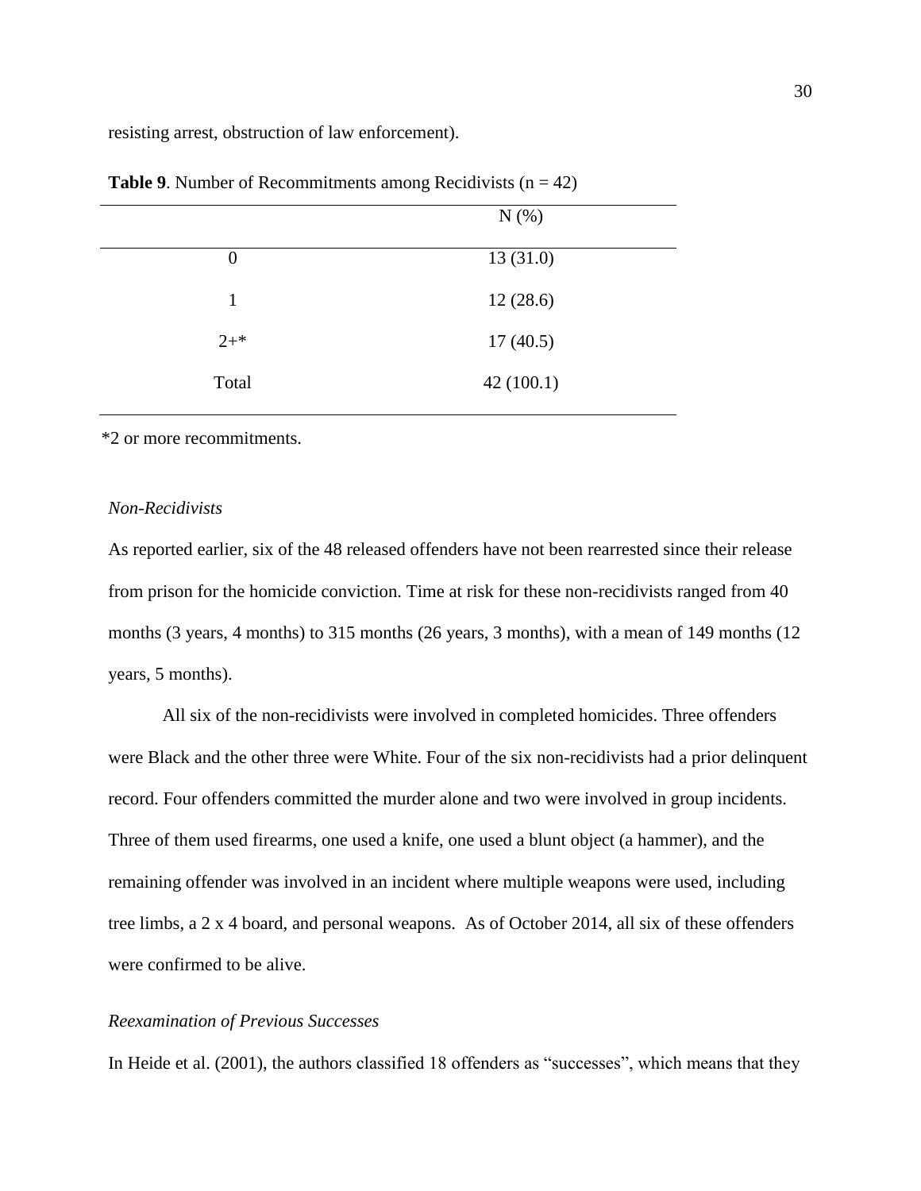resisting arrest, obstruction of law enforcement).

**Table 9**. Number of Recommitments among Recidivists (n = 42)

| | N (%) |
|---|---|
| 0 | 13 (31.0) |
| 1 | 12 (28.6) |
| 2+* | 17 (40.5) |
| Total | 42 (100.1) |

*2 or more recommitments.

*Non-Recidivists*

As reported earlier, six of the 48 released offenders have not been rearrested since their release from prison for the homicide conviction. Time at risk for these non-recidivists ranged from 40 months (3 years, 4 months) to 315 months (26 years, 3 months), with a mean of 149 months (12 years, 5 months).

All six of the non-recidivists were involved in completed homicides. Three offenders were Black and the other three were White. Four of the six non-recidivists had a prior delinquent record. Four offenders committed the murder alone and two were involved in group incidents. Three of them used firearms, one used a knife, one used a blunt object (a hammer), and the remaining offender was involved in an incident where multiple weapons were used, including tree limbs, a 2 x 4 board, and personal weapons. As of October 2014, all six of these offenders were confirmed to be alive.

*Reexamination of Previous Successes*

In Heide et al. (2001), the authors classified 18 offenders as "successes", which means that they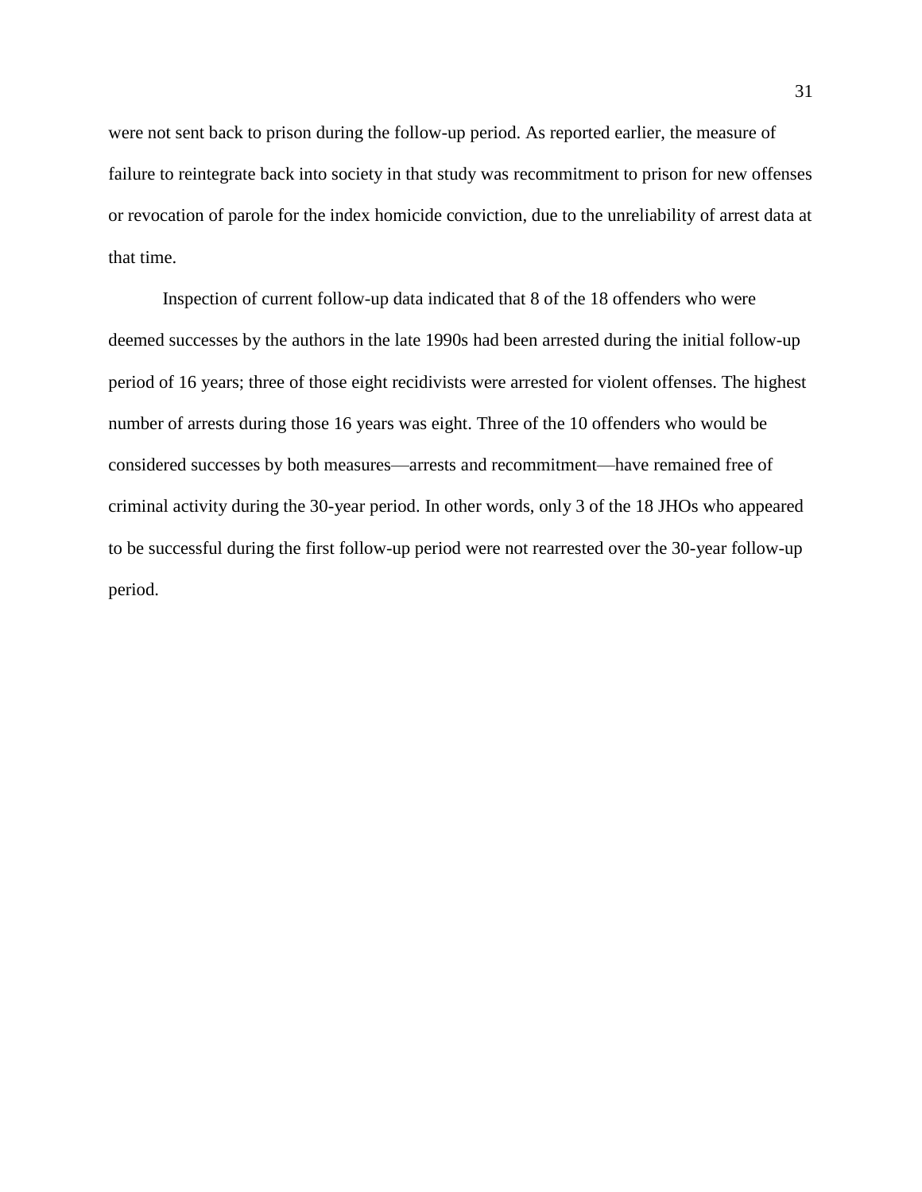were not sent back to prison during the follow-up period. As reported earlier, the measure of failure to reintegrate back into society in that study was recommitment to prison for new offenses or revocation of parole for the index homicide conviction, due to the unreliability of arrest data at that time.

Inspection of current follow-up data indicated that 8 of the 18 offenders who were deemed successes by the authors in the late 1990s had been arrested during the initial follow-up period of 16 years; three of those eight recidivists were arrested for violent offenses. The highest number of arrests during those 16 years was eight. Three of the 10 offenders who would be considered successes by both measures—arrests and recommitment—have remained free of criminal activity during the 30-year period. In other words, only 3 of the 18 JHOs who appeared to be successful during the first follow-up period were not rearrested over the 30-year follow-up period.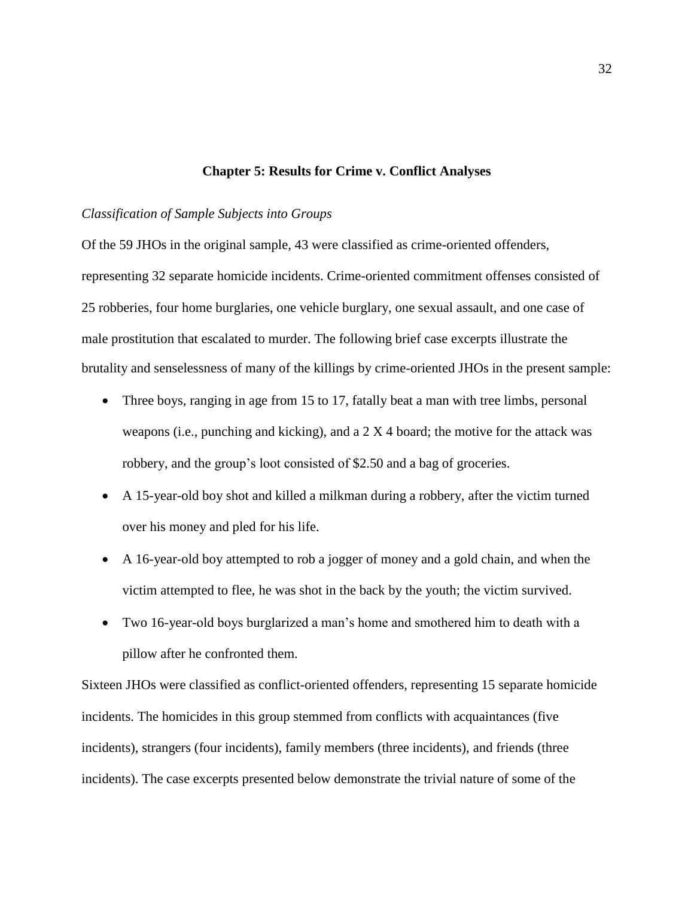## Chapter 5: Results for Crime v. Conflict Analyses

*Classification of Sample Subjects into Groups*

Of the 59 JHOs in the original sample, 43 were classified as crime-oriented offenders, representing 32 separate homicide incidents. Crime-oriented commitment offenses consisted of 25 robberies, four home burglaries, one vehicle burglary, one sexual assault, and one case of male prostitution that escalated to murder. The following brief case excerpts illustrate the brutality and senselessness of many of the killings by crime-oriented JHOs in the present sample:

- Three boys, ranging in age from 15 to 17, fatally beat a man with tree limbs, personal weapons (i.e., punching and kicking), and a 2 X 4 board; the motive for the attack was robbery, and the group's loot consisted of $2.50 and a bag of groceries.
- A 15-year-old boy shot and killed a milkman during a robbery, after the victim turned over his money and pled for his life.
- A 16-year-old boy attempted to rob a jogger of money and a gold chain, and when the victim attempted to flee, he was shot in the back by the youth; the victim survived.
- Two 16-year-old boys burglarized a man's home and smothered him to death with a pillow after he confronted them.

Sixteen JHOs were classified as conflict-oriented offenders, representing 15 separate homicide incidents. The homicides in this group stemmed from conflicts with acquaintances (five incidents), strangers (four incidents), family members (three incidents), and friends (three incidents). The case excerpts presented below demonstrate the trivial nature of some of the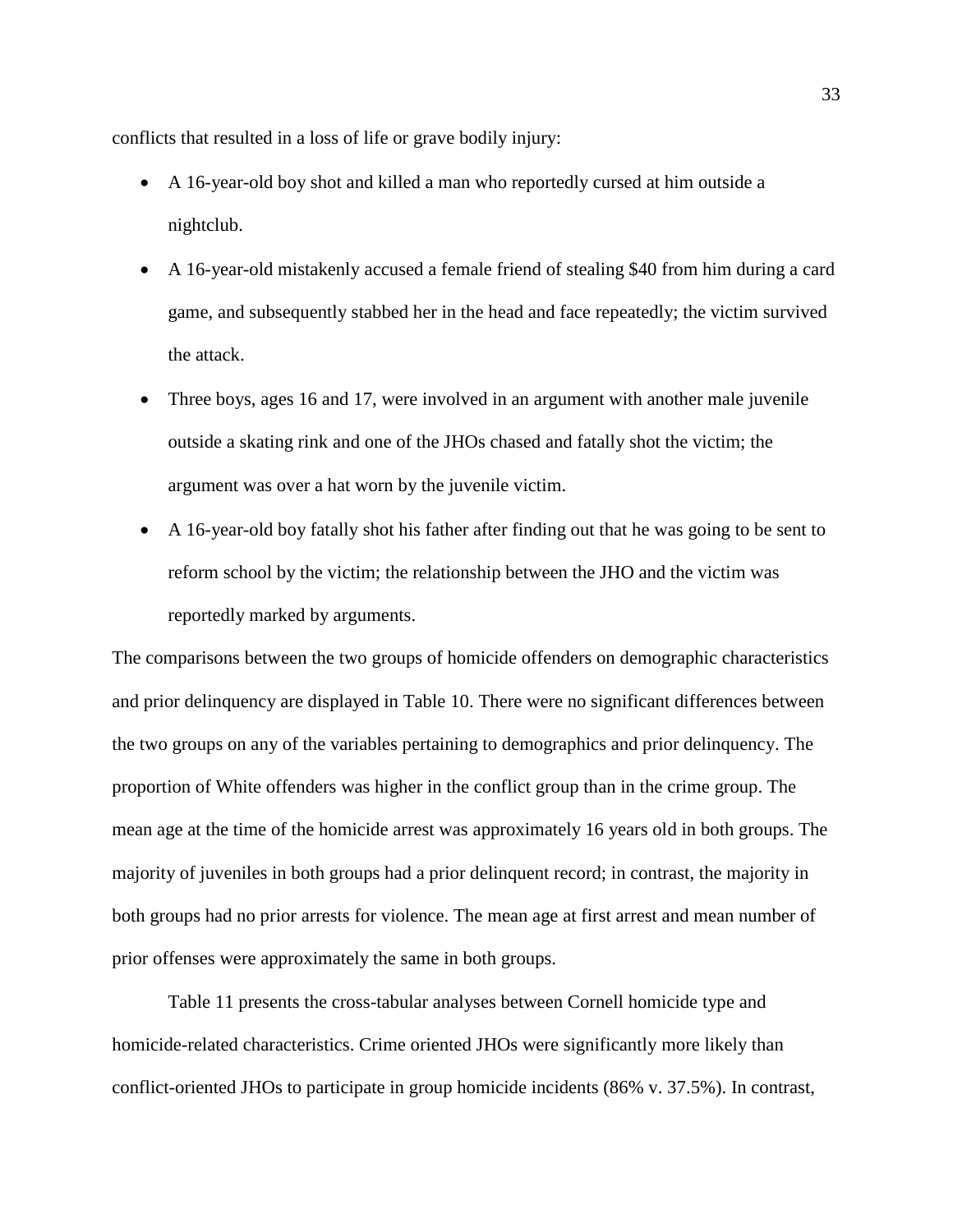conflicts that resulted in a loss of life or grave bodily injury:

- A 16-year-old boy shot and killed a man who reportedly cursed at him outside a nightclub.
- A 16-year-old mistakenly accused a female friend of stealing $40 from him during a card game, and subsequently stabbed her in the head and face repeatedly; the victim survived the attack.
- Three boys, ages 16 and 17, were involved in an argument with another male juvenile outside a skating rink and one of the JHOs chased and fatally shot the victim; the argument was over a hat worn by the juvenile victim.
- A 16-year-old boy fatally shot his father after finding out that he was going to be sent to reform school by the victim; the relationship between the JHO and the victim was reportedly marked by arguments.

The comparisons between the two groups of homicide offenders on demographic characteristics and prior delinquency are displayed in Table 10. There were no significant differences between the two groups on any of the variables pertaining to demographics and prior delinquency. The proportion of White offenders was higher in the conflict group than in the crime group. The mean age at the time of the homicide arrest was approximately 16 years old in both groups. The majority of juveniles in both groups had a prior delinquent record; in contrast, the majority in both groups had no prior arrests for violence. The mean age at first arrest and mean number of prior offenses were approximately the same in both groups.

Table 11 presents the cross-tabular analyses between Cornell homicide type and homicide-related characteristics. Crime oriented JHOs were significantly more likely than conflict-oriented JHOs to participate in group homicide incidents (86% v. 37.5%). In contrast,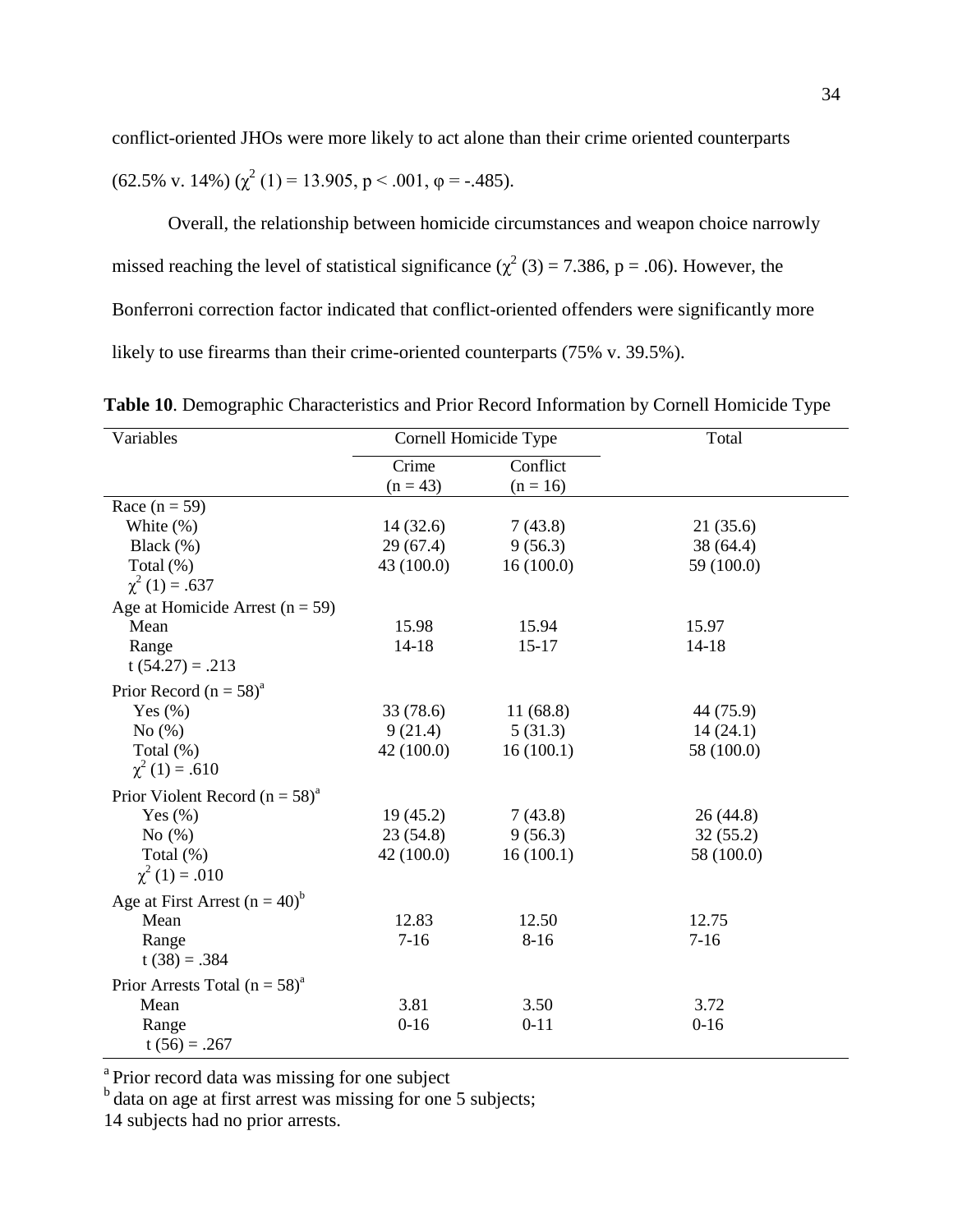conflict-oriented JHOs were more likely to act alone than their crime oriented counterparts (62.5% v. 14%) ($\chi^2$ (1) = 13.905, p < .001, φ = -.485).

Overall, the relationship between homicide circumstances and weapon choice narrowly missed reaching the level of statistical significance ($\chi^2$ (3) = 7.386, p = .06). However, the Bonferroni correction factor indicated that conflict-oriented offenders were significantly more likely to use firearms than their crime-oriented counterparts (75% v. 39.5%).

**Table 10**. Demographic Characteristics and Prior Record Information by Cornell Homicide Type

| Variables | Cornell Homicide Type | | Total |
|---|---|---|---|
| | Crime (n = 43) | Conflict (n = 16) | |
| Race (n = 59) | | | |
| White (%) | 14 (32.6) | 7 (43.8) | 21 (35.6) |
| Black (%) | 29 (67.4) | 9 (56.3) | 38 (64.4) |
| Total (%) | 43 (100.0) | 16 (100.0) | 59 (100.0) |
| $\chi^2$ (1) = .637 | | | |
| Age at Homicide Arrest (n = 59) | | | |
| Mean | 15.98 | 15.94 | 15.97 |
| Range | 14-18 | 15-17 | 14-18 |
| t (54.27) = .213 | | | |
| Prior Record (n = 58)[a] | | | |
| Yes (%) | 33 (78.6) | 11 (68.8) | 44 (75.9) |
| No (%) | 9 (21.4) | 5 (31.3) | 14 (24.1) |
| Total (%) | 42 (100.0) | 16 (100.1) | 58 (100.0) |
| $\chi^2$ (1) = .610 | | | |
| Prior Violent Record (n = 58)[a] | | | |
| Yes (%) | 19 (45.2) | 7 (43.8) | 26 (44.8) |
| No (%) | 23 (54.8) | 9 (56.3) | 32 (55.2) |
| Total (%) | 42 (100.0) | 16 (100.1) | 58 (100.0) |
| $\chi^2$ (1) = .010 | | | |
| Age at First Arrest (n = 40)[b] | | | |
| Mean | 12.83 | 12.50 | 12.75 |
| Range | 7-16 | 8-16 | 7-16 |
| t (38) = .384 | | | |
| Prior Arrests Total (n = 58)[a] | | | |
| Mean | 3.81 | 3.50 | 3.72 |
| Range | 0-16 | 0-11 | 0-16 |
| t (56) = .267 | | | |

[a] Prior record data was missing for one subject
[b] data on age at first arrest was missing for one 5 subjects;
14 subjects had no prior arrests.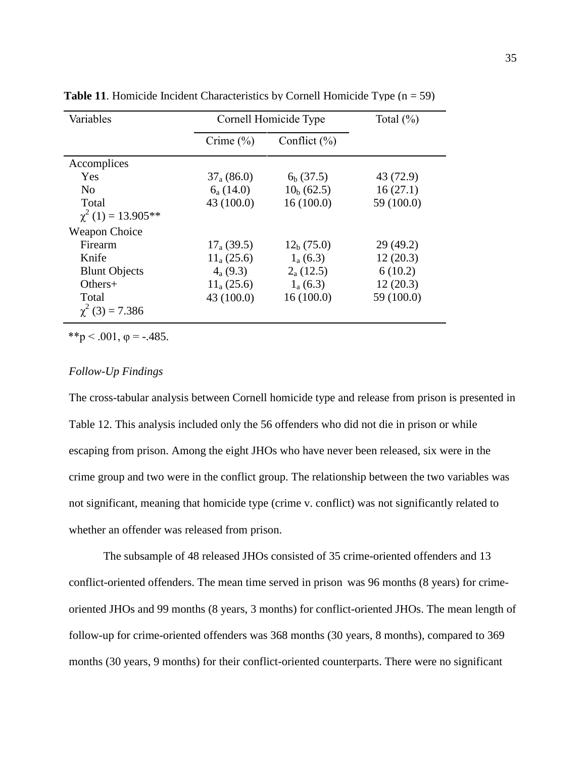**Table 11**. Homicide Incident Characteristics by Cornell Homicide Type (n = 59)

| Variables | Cornell Homicide Type | | Total (%) |
|---|---|---|---|
| | Crime (%) | Conflict (%) | |
| Accomplices | | | |
| Yes | $37_a$ (86.0) | $6_b$ (37.5) | 43 (72.9) |
| No | $6_a$ (14.0) | $10_b$ (62.5) | 16 (27.1) |
| Total | 43 (100.0) | 16 (100.0) | 59 (100.0) |
| $\chi^2$ (1) = 13.905** | | | |
| Weapon Choice | | | |
| Firearm | $17_a$ (39.5) | $12_b$ (75.0) | 29 (49.2) |
| Knife | $11_a$ (25.6) | $1_a$ (6.3) | 12 (20.3) |
| Blunt Objects | $4_a$ (9.3) | $2_a$ (12.5) | 6 (10.2) |
| Others+ | $11_a$ (25.6) | $1_a$ (6.3) | 12 (20.3) |
| Total | 43 (100.0) | 16 (100.0) | 59 (100.0) |
| $\chi^2$ (3) = 7.386 | | | |

**$p < .001$, $\varphi = -.485$.

*Follow-Up Findings*

The cross-tabular analysis between Cornell homicide type and release from prison is presented in Table 12. This analysis included only the 56 offenders who did not die in prison or while escaping from prison. Among the eight JHOs who have never been released, six were in the crime group and two were in the conflict group. The relationship between the two variables was not significant, meaning that homicide type (crime v. conflict) was not significantly related to whether an offender was released from prison.

The subsample of 48 released JHOs consisted of 35 crime-oriented offenders and 13 conflict-oriented offenders. The mean time served in prison was 96 months (8 years) for crime-oriented JHOs and 99 months (8 years, 3 months) for conflict-oriented JHOs. The mean length of follow-up for crime-oriented offenders was 368 months (30 years, 8 months), compared to 369 months (30 years, 9 months) for their conflict-oriented counterparts. There were no significant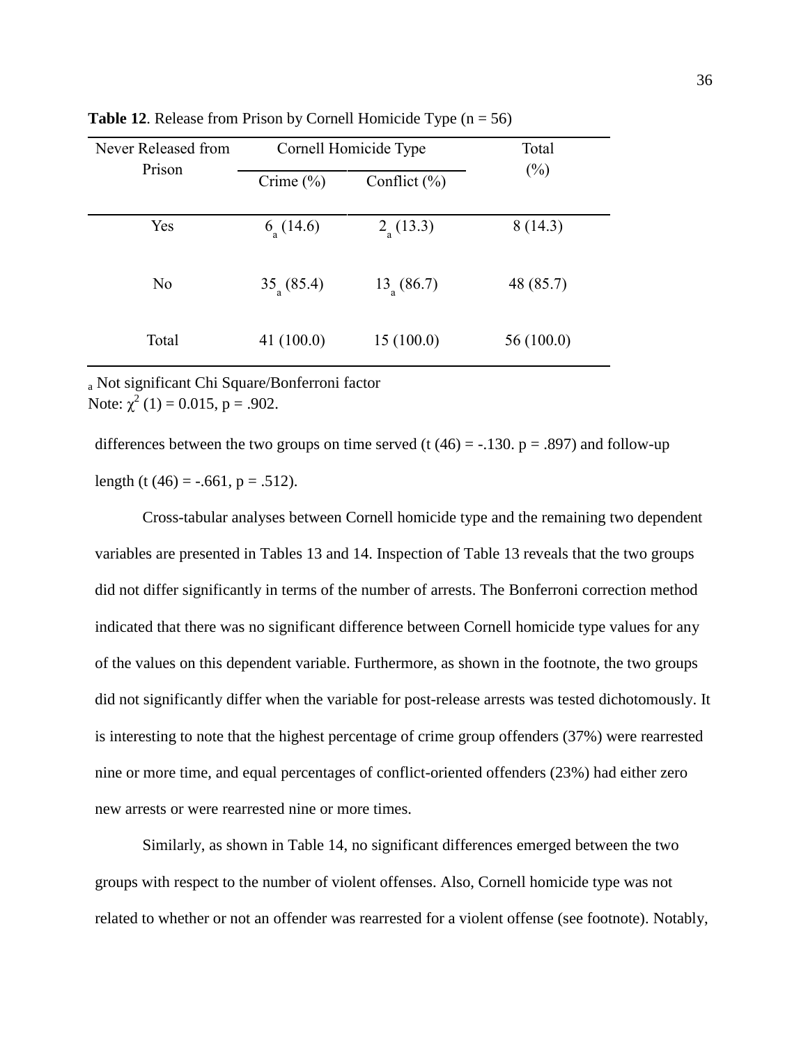**Table 12**. Release from Prison by Cornell Homicide Type (n = 56)

| Never Released from Prison | Cornell Homicide Type | | Total (%) |
|---|---|---|---|
| | Crime (%) | Conflict (%) | |
| Yes | $6_a$ (14.6) | $2_a$ (13.3) | 8 (14.3) |
| No | $35_a$ (85.4) | $13_a$ (86.7) | 48 (85.7) |
| Total | 41 (100.0) | 15 (100.0) | 56 (100.0) |

[a] Not significant Chi Square/Bonferroni factor
Note: $\chi^2$ (1) = 0.015, p = .902.

differences between the two groups on time served (t (46) = -.130. p = .897) and follow-up length (t (46) = -.661, p = .512).

Cross-tabular analyses between Cornell homicide type and the remaining two dependent variables are presented in Tables 13 and 14. Inspection of Table 13 reveals that the two groups did not differ significantly in terms of the number of arrests. The Bonferroni correction method indicated that there was no significant difference between Cornell homicide type values for any of the values on this dependent variable. Furthermore, as shown in the footnote, the two groups did not significantly differ when the variable for post-release arrests was tested dichotomously. It is interesting to note that the highest percentage of crime group offenders (37%) were rearrested nine or more time, and equal percentages of conflict-oriented offenders (23%) had either zero new arrests or were rearrested nine or more times.

Similarly, as shown in Table 14, no significant differences emerged between the two groups with respect to the number of violent offenses. Also, Cornell homicide type was not related to whether or not an offender was rearrested for a violent offense (see footnote). Notably,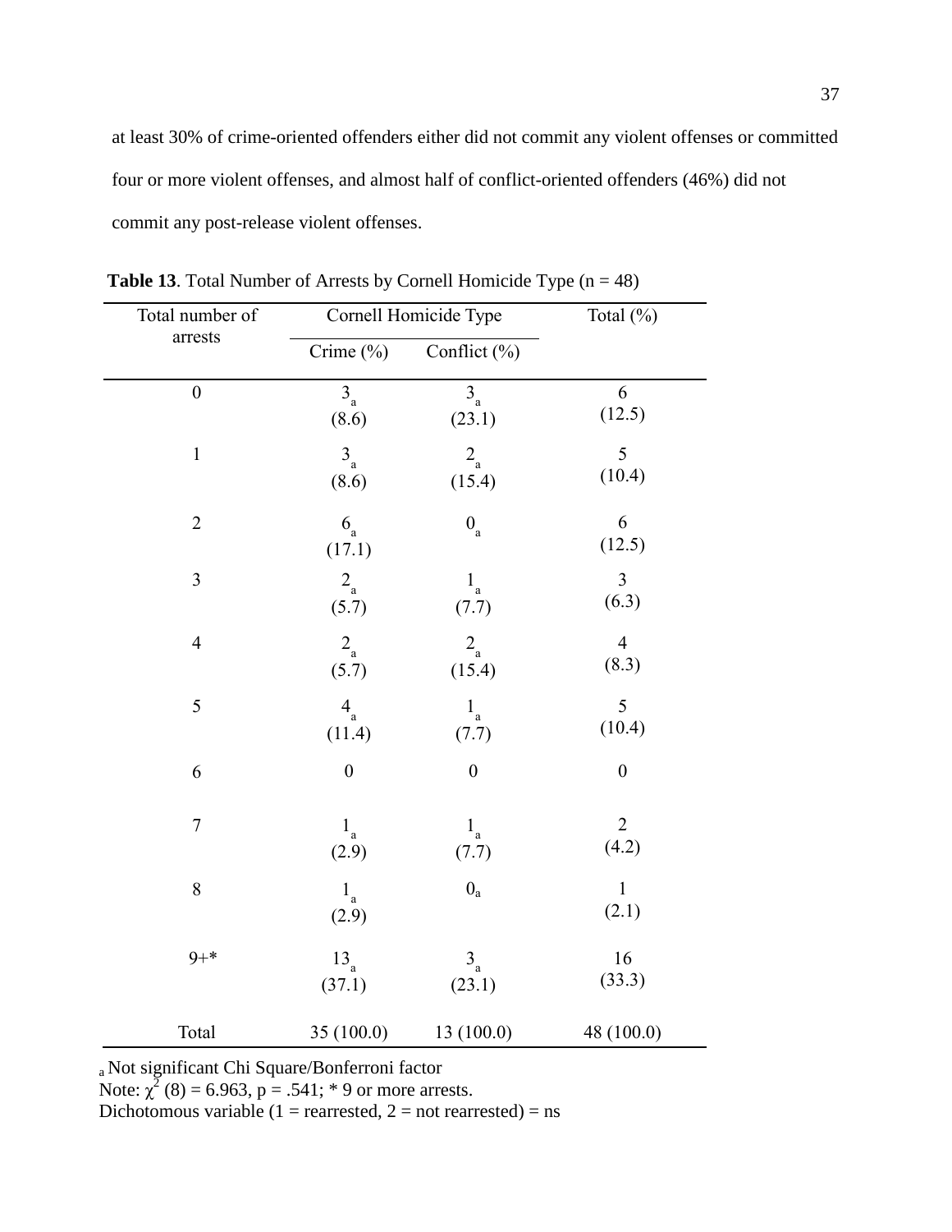at least 30% of crime-oriented offenders either did not commit any violent offenses or committed four or more violent offenses, and almost half of conflict-oriented offenders (46%) did not commit any post-release violent offenses.

**Table 13**. Total Number of Arrests by Cornell Homicide Type (n = 48)

| Total number of arrests | Cornell Homicide Type | | Total (%) |
|---|---|---|---|
| | Crime (%) | Conflict (%) | |
| 0 | $3_a$ (8.6) | $3_a$ (23.1) | 6 (12.5) |
| 1 | $3_a$ (8.6) | $2_a$ (15.4) | 5 (10.4) |
| 2 | $6_a$ (17.1) | $0_a$ | 6 (12.5) |
| 3 | $2_a$ (5.7) | $1_a$ (7.7) | 3 (6.3) |
| 4 | $2_a$ (5.7) | $2_a$ (15.4) | 4 (8.3) |
| 5 | $4_a$ (11.4) | $1_a$ (7.7) | 5 (10.4) |
| 6 | 0 | 0 | 0 |
| 7 | $1_a$ (2.9) | $1_a$ (7.7) | 2 (4.2) |
| 8 | $1_a$ (2.9) | $0_a$ | 1 (2.1) |
| 9+* | $13_a$ (37.1) | $3_a$ (23.1) | 16 (33.3) |
| Total | 35 (100.0) | 13 (100.0) | 48 (100.0) |

$_a$ Not significant Chi Square/Bonferroni factor
Note: $\chi^2$ (8) = 6.963, p = .541; * 9 or more arrests.
Dichotomous variable (1 = rearrested, 2 = not rearrested) = ns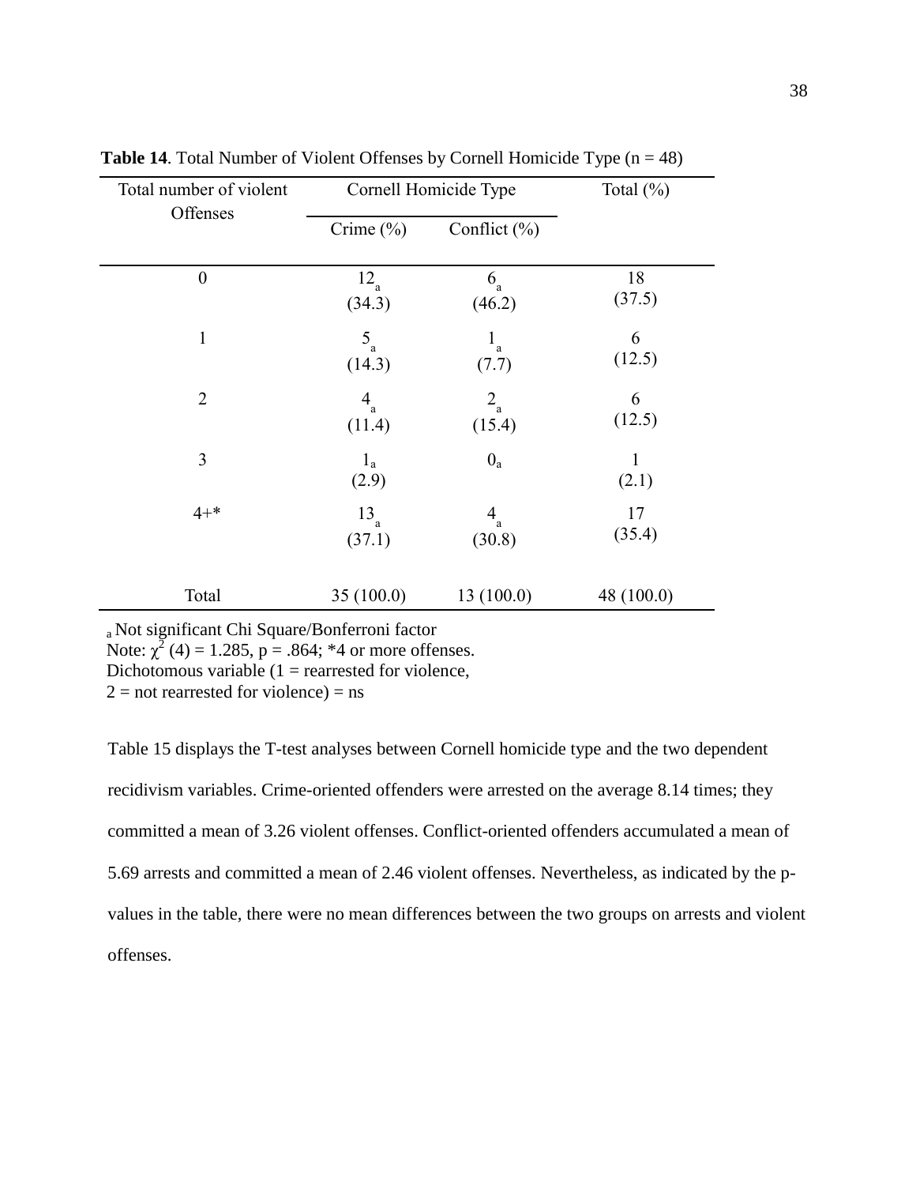**Table 14**. Total Number of Violent Offenses by Cornell Homicide Type (n = 48)

| Total number of violent Offenses | Cornell Homicide Type | | Total (%) |
|---|---|---|---|
| | Crime (%) | Conflict (%) | |
| 0 | $12_a$ (34.3) | $6_a$ (46.2) | 18 (37.5) |
| 1 | $5_a$ (14.3) | $1_a$ (7.7) | 6 (12.5) |
| 2 | $4_a$ (11.4) | $2_a$ (15.4) | 6 (12.5) |
| 3 | $1_a$ (2.9) | $0_a$ | 1 (2.1) |
| 4+* | $13_a$ (37.1) | $4_a$ (30.8) | 17 (35.4) |
| Total | 35 (100.0) | 13 (100.0) | 48 (100.0) |

[a] Not significant Chi Square/Bonferroni factor
Note: $\chi^2$ (4) = 1.285, p = .864; *4 or more offenses.
Dichotomous variable (1 = rearrested for violence,
2 = not rearrested for violence) = ns

Table 15 displays the T-test analyses between Cornell homicide type and the two dependent recidivism variables. Crime-oriented offenders were arrested on the average 8.14 times; they committed a mean of 3.26 violent offenses. Conflict-oriented offenders accumulated a mean of 5.69 arrests and committed a mean of 2.46 violent offenses. Nevertheless, as indicated by the p-values in the table, there were no mean differences between the two groups on arrests and violent offenses.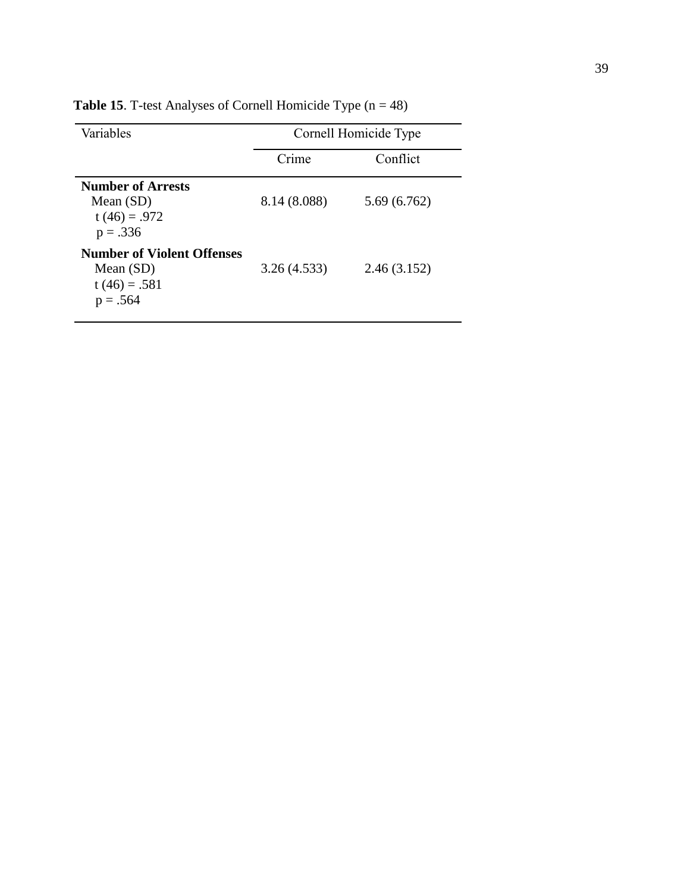**Table 15**. T-test Analyses of Cornell Homicide Type (n = 48)

| Variables | Cornell Homicide Type | |
|---|---|---|
| | Crime | Conflict |
| **Number of Arrests** | | |
| Mean (SD) | 8.14 (8.088) | 5.69 (6.762) |
| $t(46) = .972$ | | |
| $p = .336$ | | |
| **Number of Violent Offenses** | | |
| Mean (SD) | 3.26 (4.533) | 2.46 (3.152) |
| $t(46) = .581$ | | |
| $p = .564$ | | |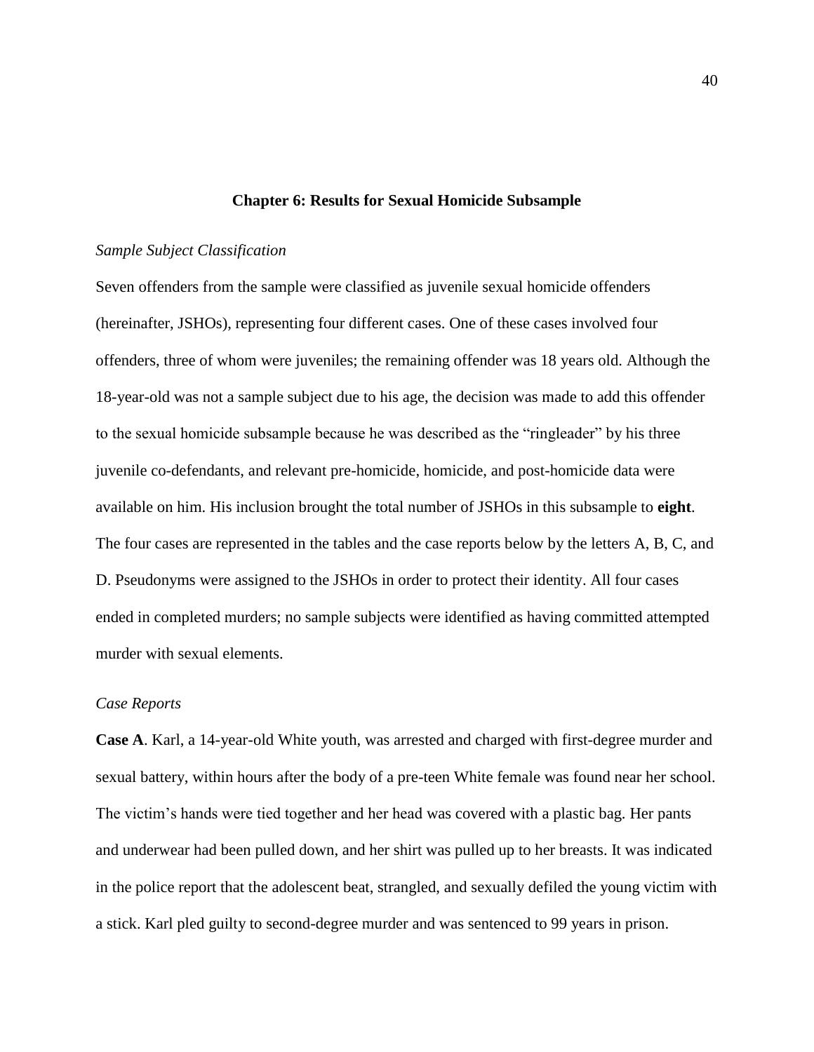## Chapter 6: Results for Sexual Homicide Subsample

*Sample Subject Classification*

Seven offenders from the sample were classified as juvenile sexual homicide offenders (hereinafter, JSHOs), representing four different cases. One of these cases involved four offenders, three of whom were juveniles; the remaining offender was 18 years old. Although the 18-year-old was not a sample subject due to his age, the decision was made to add this offender to the sexual homicide subsample because he was described as the "ringleader" by his three juvenile co-defendants, and relevant pre-homicide, homicide, and post-homicide data were available on him. His inclusion brought the total number of JSHOs in this subsample to **eight**. The four cases are represented in the tables and the case reports below by the letters A, B, C, and D. Pseudonyms were assigned to the JSHOs in order to protect their identity. All four cases ended in completed murders; no sample subjects were identified as having committed attempted murder with sexual elements.

*Case Reports*

**Case A**. Karl, a 14-year-old White youth, was arrested and charged with first-degree murder and sexual battery, within hours after the body of a pre-teen White female was found near her school. The victim's hands were tied together and her head was covered with a plastic bag. Her pants and underwear had been pulled down, and her shirt was pulled up to her breasts. It was indicated in the police report that the adolescent beat, strangled, and sexually defiled the young victim with a stick. Karl pled guilty to second-degree murder and was sentenced to 99 years in prison.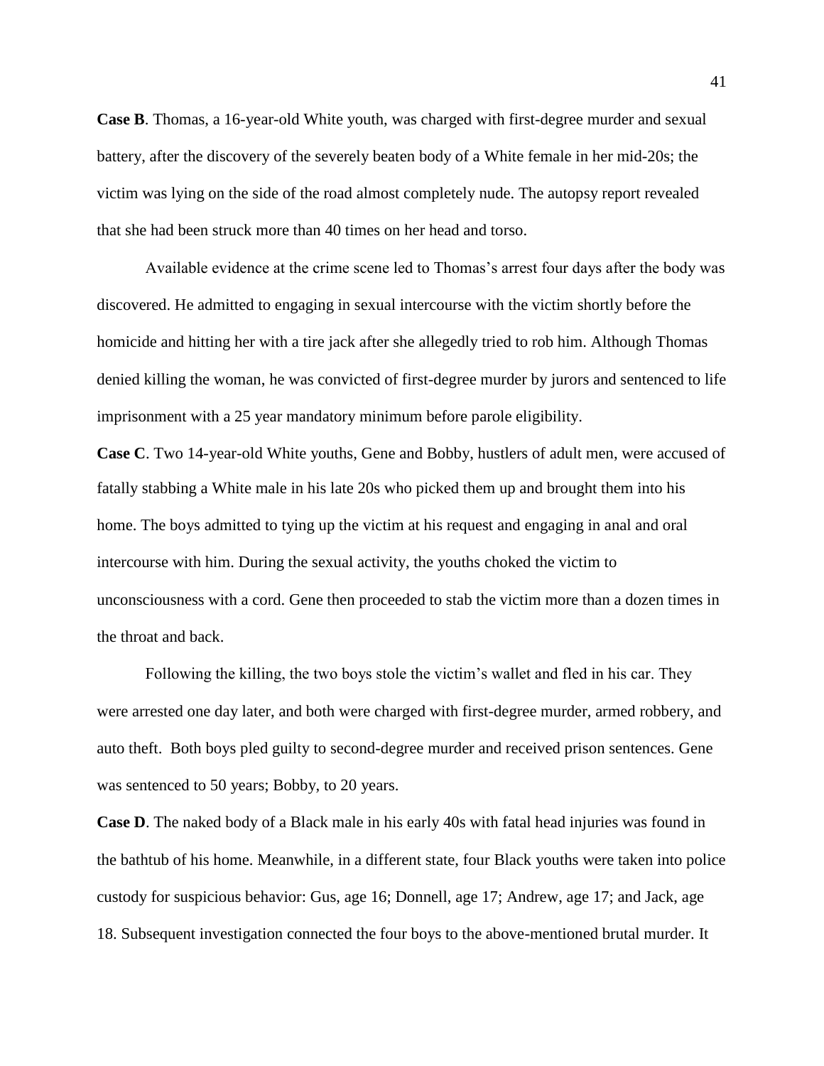**Case B**. Thomas, a 16-year-old White youth, was charged with first-degree murder and sexual battery, after the discovery of the severely beaten body of a White female in her mid-20s; the victim was lying on the side of the road almost completely nude. The autopsy report revealed that she had been struck more than 40 times on her head and torso.

Available evidence at the crime scene led to Thomas's arrest four days after the body was discovered. He admitted to engaging in sexual intercourse with the victim shortly before the homicide and hitting her with a tire jack after she allegedly tried to rob him. Although Thomas denied killing the woman, he was convicted of first-degree murder by jurors and sentenced to life imprisonment with a 25 year mandatory minimum before parole eligibility.

**Case C**. Two 14-year-old White youths, Gene and Bobby, hustlers of adult men, were accused of fatally stabbing a White male in his late 20s who picked them up and brought them into his home. The boys admitted to tying up the victim at his request and engaging in anal and oral intercourse with him. During the sexual activity, the youths choked the victim to unconsciousness with a cord. Gene then proceeded to stab the victim more than a dozen times in the throat and back.

Following the killing, the two boys stole the victim's wallet and fled in his car. They were arrested one day later, and both were charged with first-degree murder, armed robbery, and auto theft. Both boys pled guilty to second-degree murder and received prison sentences. Gene was sentenced to 50 years; Bobby, to 20 years.

**Case D**. The naked body of a Black male in his early 40s with fatal head injuries was found in the bathtub of his home. Meanwhile, in a different state, four Black youths were taken into police custody for suspicious behavior: Gus, age 16; Donnell, age 17; Andrew, age 17; and Jack, age 18. Subsequent investigation connected the four boys to the above-mentioned brutal murder. It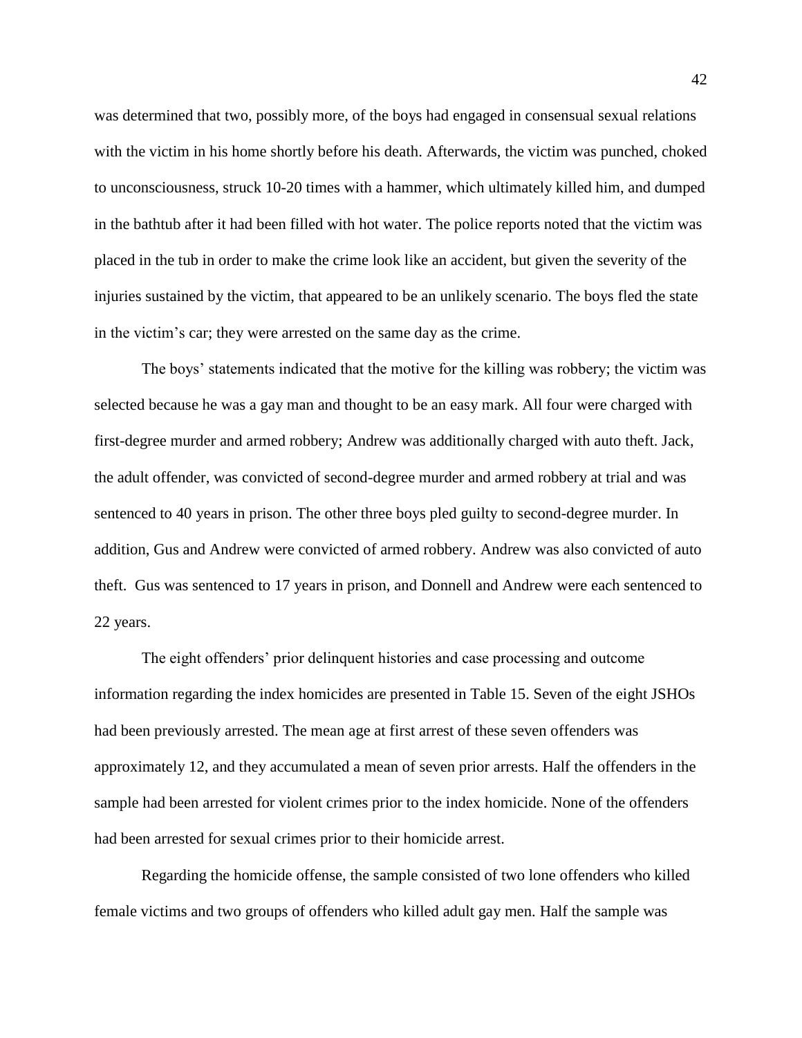was determined that two, possibly more, of the boys had engaged in consensual sexual relations with the victim in his home shortly before his death. Afterwards, the victim was punched, choked to unconsciousness, struck 10-20 times with a hammer, which ultimately killed him, and dumped in the bathtub after it had been filled with hot water. The police reports noted that the victim was placed in the tub in order to make the crime look like an accident, but given the severity of the injuries sustained by the victim, that appeared to be an unlikely scenario. The boys fled the state in the victim's car; they were arrested on the same day as the crime.

The boys' statements indicated that the motive for the killing was robbery; the victim was selected because he was a gay man and thought to be an easy mark. All four were charged with first-degree murder and armed robbery; Andrew was additionally charged with auto theft. Jack, the adult offender, was convicted of second-degree murder and armed robbery at trial and was sentenced to 40 years in prison. The other three boys pled guilty to second-degree murder. In addition, Gus and Andrew were convicted of armed robbery. Andrew was also convicted of auto theft. Gus was sentenced to 17 years in prison, and Donnell and Andrew were each sentenced to 22 years.

The eight offenders' prior delinquent histories and case processing and outcome information regarding the index homicides are presented in Table 15. Seven of the eight JSHOs had been previously arrested. The mean age at first arrest of these seven offenders was approximately 12, and they accumulated a mean of seven prior arrests. Half the offenders in the sample had been arrested for violent crimes prior to the index homicide. None of the offenders had been arrested for sexual crimes prior to their homicide arrest.

Regarding the homicide offense, the sample consisted of two lone offenders who killed female victims and two groups of offenders who killed adult gay men. Half the sample was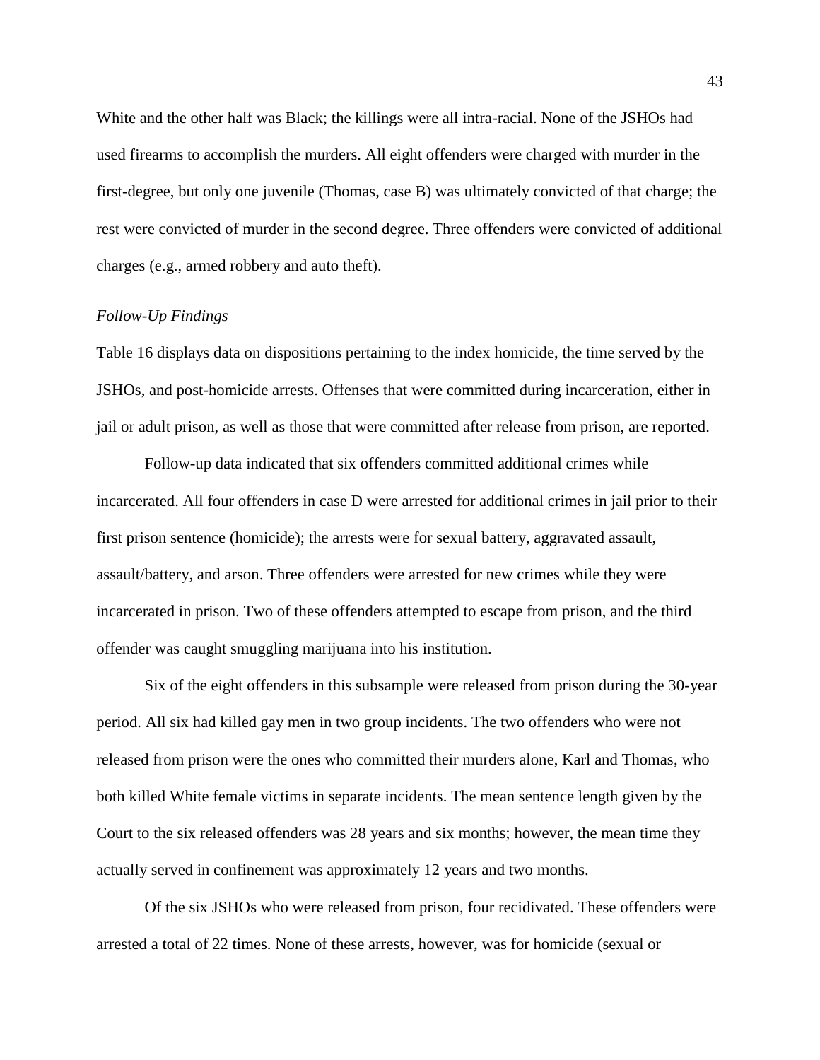White and the other half was Black; the killings were all intra-racial. None of the JSHOs had used firearms to accomplish the murders. All eight offenders were charged with murder in the first-degree, but only one juvenile (Thomas, case B) was ultimately convicted of that charge; the rest were convicted of murder in the second degree. Three offenders were convicted of additional charges (e.g., armed robbery and auto theft).

*Follow-Up Findings*

Table 16 displays data on dispositions pertaining to the index homicide, the time served by the JSHOs, and post-homicide arrests. Offenses that were committed during incarceration, either in jail or adult prison, as well as those that were committed after release from prison, are reported.

Follow-up data indicated that six offenders committed additional crimes while incarcerated. All four offenders in case D were arrested for additional crimes in jail prior to their first prison sentence (homicide); the arrests were for sexual battery, aggravated assault, assault/battery, and arson. Three offenders were arrested for new crimes while they were incarcerated in prison. Two of these offenders attempted to escape from prison, and the third offender was caught smuggling marijuana into his institution.

Six of the eight offenders in this subsample were released from prison during the 30-year period. All six had killed gay men in two group incidents. The two offenders who were not released from prison were the ones who committed their murders alone, Karl and Thomas, who both killed White female victims in separate incidents. The mean sentence length given by the Court to the six released offenders was 28 years and six months; however, the mean time they actually served in confinement was approximately 12 years and two months.

Of the six JSHOs who were released from prison, four recidivated. These offenders were arrested a total of 22 times. None of these arrests, however, was for homicide (sexual or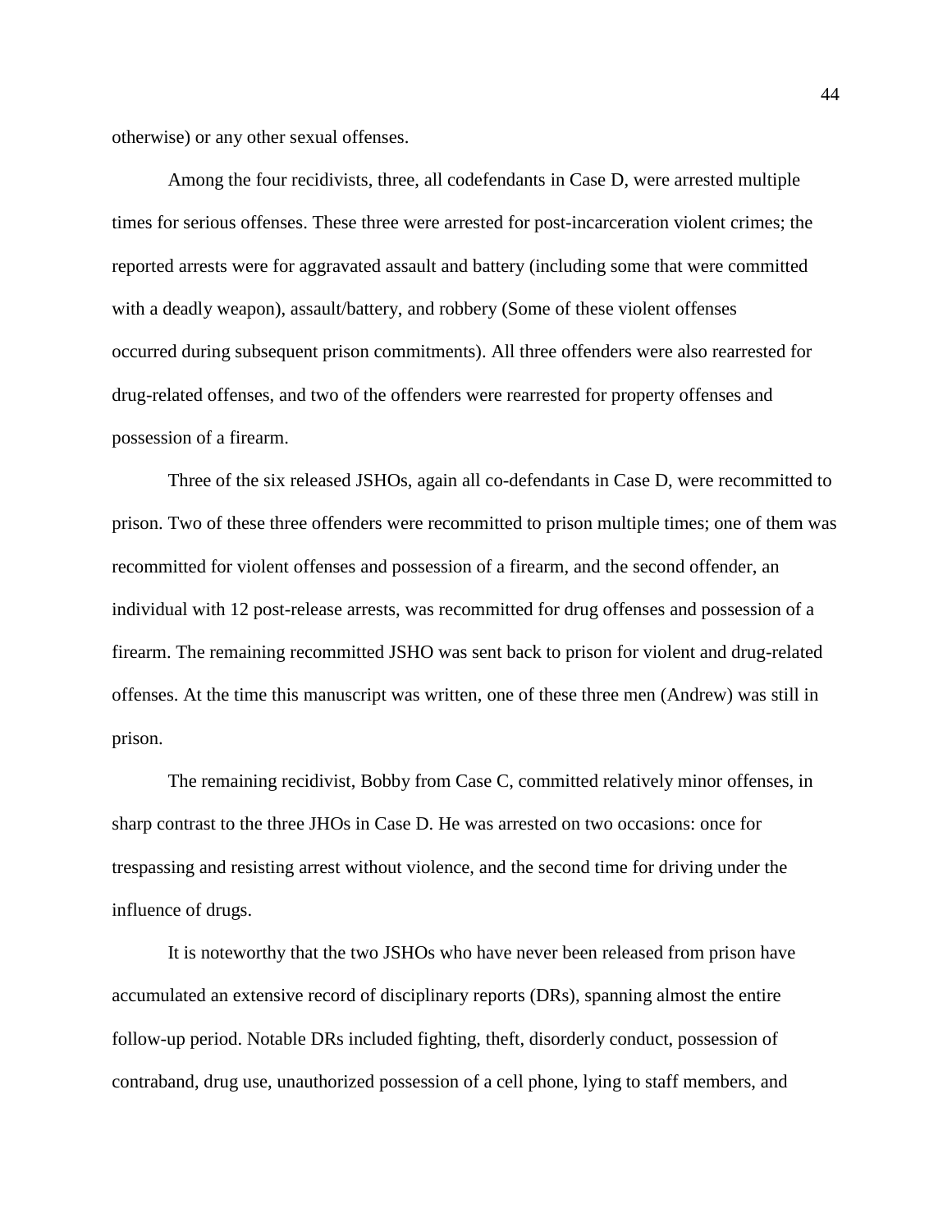otherwise) or any other sexual offenses.

Among the four recidivists, three, all codefendants in Case D, were arrested multiple times for serious offenses. These three were arrested for post-incarceration violent crimes; the reported arrests were for aggravated assault and battery (including some that were committed with a deadly weapon), assault/battery, and robbery (Some of these violent offenses occurred during subsequent prison commitments). All three offenders were also rearrested for drug-related offenses, and two of the offenders were rearrested for property offenses and possession of a firearm.

Three of the six released JSHOs, again all co-defendants in Case D, were recommitted to prison. Two of these three offenders were recommitted to prison multiple times; one of them was recommitted for violent offenses and possession of a firearm, and the second offender, an individual with 12 post-release arrests, was recommitted for drug offenses and possession of a firearm. The remaining recommitted JSHO was sent back to prison for violent and drug-related offenses. At the time this manuscript was written, one of these three men (Andrew) was still in prison.

The remaining recidivist, Bobby from Case C, committed relatively minor offenses, in sharp contrast to the three JHOs in Case D. He was arrested on two occasions: once for trespassing and resisting arrest without violence, and the second time for driving under the influence of drugs.

It is noteworthy that the two JSHOs who have never been released from prison have accumulated an extensive record of disciplinary reports (DRs), spanning almost the entire follow-up period. Notable DRs included fighting, theft, disorderly conduct, possession of contraband, drug use, unauthorized possession of a cell phone, lying to staff members, and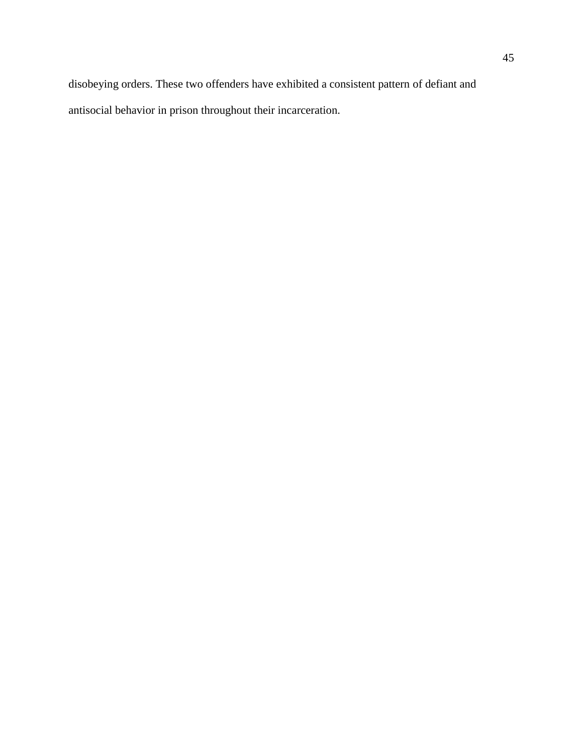disobeying orders. These two offenders have exhibited a consistent pattern of defiant and antisocial behavior in prison throughout their incarceration.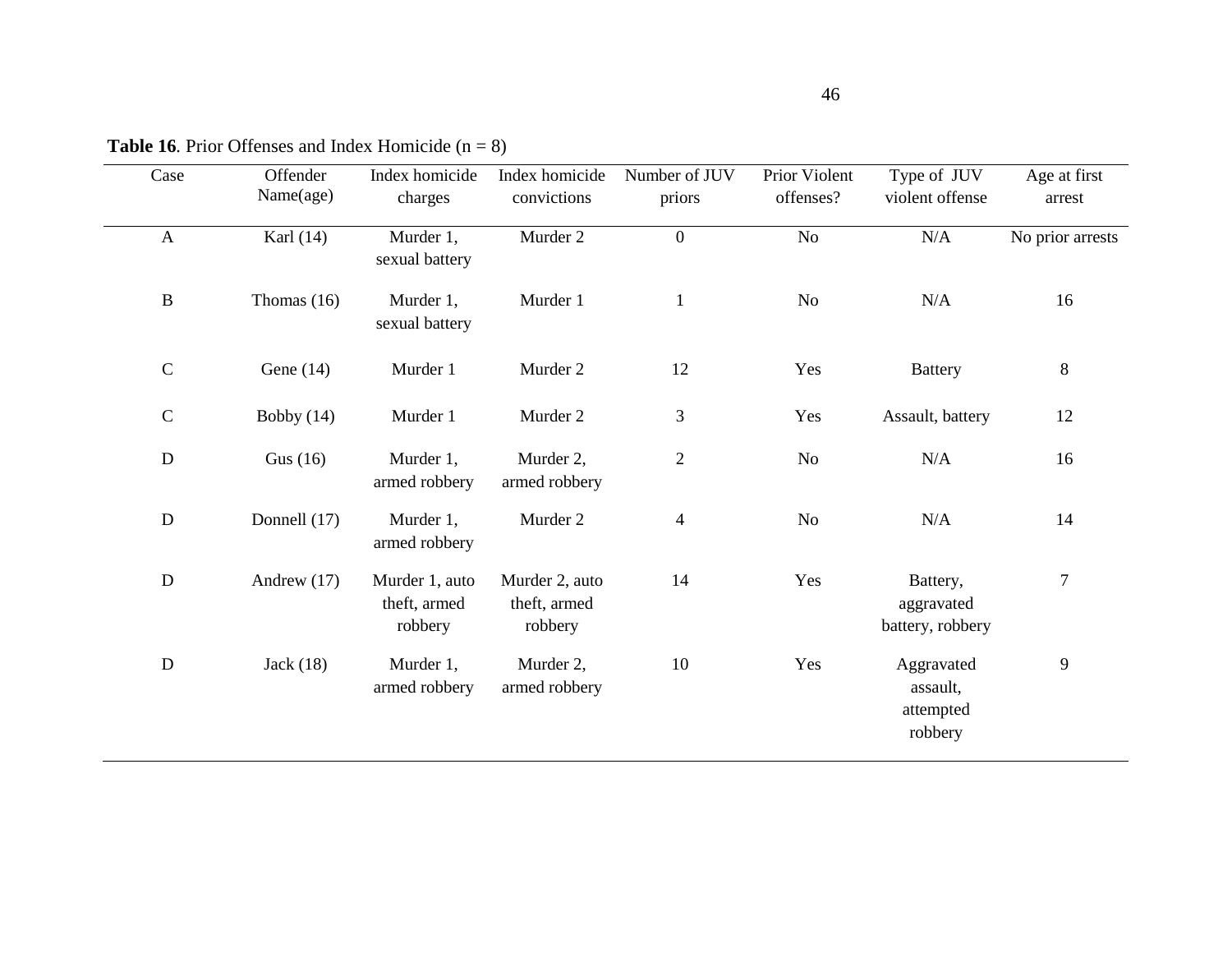**Table 16**. Prior Offenses and Index Homicide (n = 8)

| Case | Offender Name(age) | Index homicide charges | Index homicide convictions | Number of JUV priors | Prior Violent offenses? | Type of JUV violent offense | Age at first arrest |
|---|---|---|---|---|---|---|---|
| A | Karl (14) | Murder 1, sexual battery | Murder 2 | 0 | No | N/A | No prior arrests |
| B | Thomas (16) | Murder 1, sexual battery | Murder 1 | 1 | No | N/A | 16 |
| C | Gene (14) | Murder 1 | Murder 2 | 12 | Yes | Battery | 8 |
| C | Bobby (14) | Murder 1 | Murder 2 | 3 | Yes | Assault, battery | 12 |
| D | Gus (16) | Murder 1, armed robbery | Murder 2, armed robbery | 2 | No | N/A | 16 |
| D | Donnell (17) | Murder 1, armed robbery | Murder 2 | 4 | No | N/A | 14 |
| D | Andrew (17) | Murder 1, auto theft, armed robbery | Murder 2, auto theft, armed robbery | 14 | Yes | Battery, aggravated battery, robbery | 7 |
| D | Jack (18) | Murder 1, armed robbery | Murder 2, armed robbery | 10 | Yes | Aggravated assault, attempted robbery | 9 |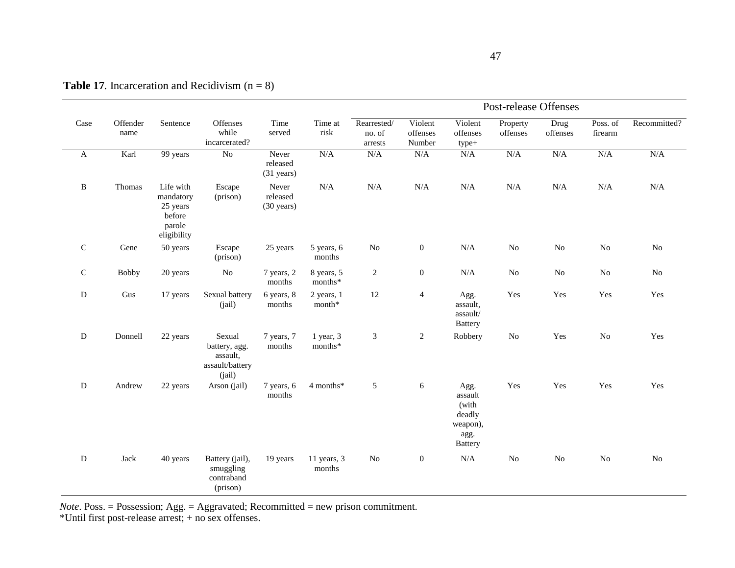**Table 17**. Incarceration and Recidivism (n = 8)

| Case | Offender name | Sentence | Offenses while incarcerated? | Time served | Time at risk | Post-release Offenses | | | | | | |
|---|---|---|---|---|---|---|---|---|---|---|---|---|
| | | | | | | Rearrested/ no. of arrests | Violent offenses Number | Violent offenses type+ | Property offenses | Drug offenses | Poss. of firearm | Recommitted? |
| A | Karl | 99 years | No | Never released (31 years) | N/A | N/A | N/A | N/A | N/A | N/A | N/A | N/A |
| B | Thomas | Life with mandatory 25 years before parole eligibility | Escape (prison) | Never released (30 years) | N/A | N/A | N/A | N/A | N/A | N/A | N/A | N/A |
| C | Gene | 50 years | Escape (prison) | 25 years | 5 years, 6 months | No | 0 | N/A | No | No | No | No |
| C | Bobby | 20 years | No | 7 years, 2 months | 8 years, 5 months* | 2 | 0 | N/A | No | No | No | No |
| D | Gus | 17 years | Sexual battery (jail) | 6 years, 8 months | 2 years, 1 month* | 12 | 4 | Agg. assault, assault/ Battery | Yes | Yes | Yes | Yes |
| D | Donnell | 22 years | Sexual battery, agg. assault, assault/battery (jail) | 7 years, 7 months | 1 year, 3 months* | 3 | 2 | Robbery | No | Yes | No | Yes |
| D | Andrew | 22 years | Arson (jail) | 7 years, 6 months | 4 months* | 5 | 6 | Agg. assault (with deadly weapon), agg. Battery | Yes | Yes | Yes | Yes |
| D | Jack | 40 years | Battery (jail), smuggling contraband (prison) | 19 years | 11 years, 3 months | No | 0 | N/A | No | No | No | No |

*Note*. Poss. = Possession; Agg. = Aggravated; Recommitted = new prison commitment.
*Until first post-release arrest; + no sex offenses.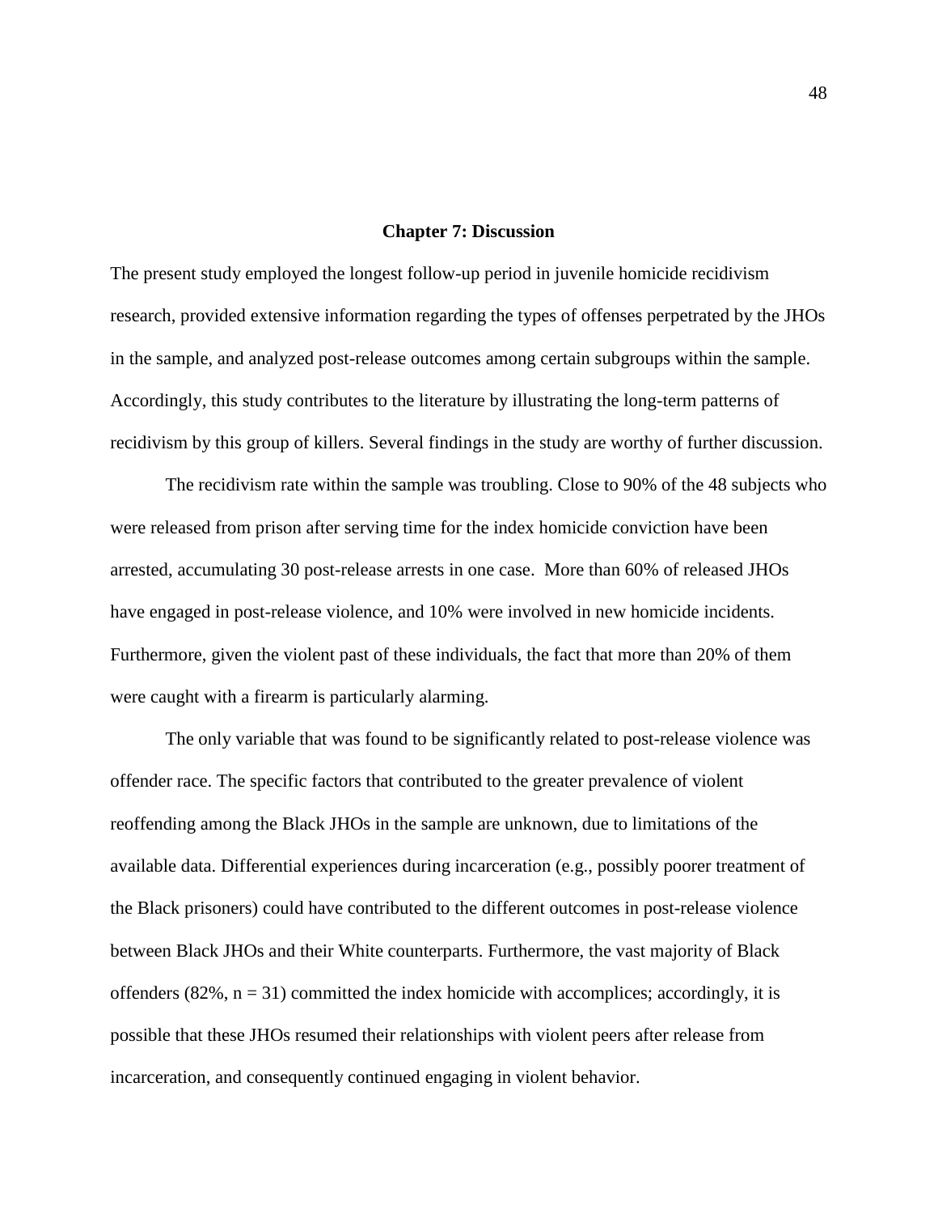## Chapter 7: Discussion

The present study employed the longest follow-up period in juvenile homicide recidivism research, provided extensive information regarding the types of offenses perpetrated by the JHOs in the sample, and analyzed post-release outcomes among certain subgroups within the sample. Accordingly, this study contributes to the literature by illustrating the long-term patterns of recidivism by this group of killers. Several findings in the study are worthy of further discussion.

The recidivism rate within the sample was troubling. Close to 90% of the 48 subjects who were released from prison after serving time for the index homicide conviction have been arrested, accumulating 30 post-release arrests in one case. More than 60% of released JHOs have engaged in post-release violence, and 10% were involved in new homicide incidents. Furthermore, given the violent past of these individuals, the fact that more than 20% of them were caught with a firearm is particularly alarming.

The only variable that was found to be significantly related to post-release violence was offender race. The specific factors that contributed to the greater prevalence of violent reoffending among the Black JHOs in the sample are unknown, due to limitations of the available data. Differential experiences during incarceration (e.g., possibly poorer treatment of the Black prisoners) could have contributed to the different outcomes in post-release violence between Black JHOs and their White counterparts. Furthermore, the vast majority of Black offenders (82%, $n = 31$) committed the index homicide with accomplices; accordingly, it is possible that these JHOs resumed their relationships with violent peers after release from incarceration, and consequently continued engaging in violent behavior.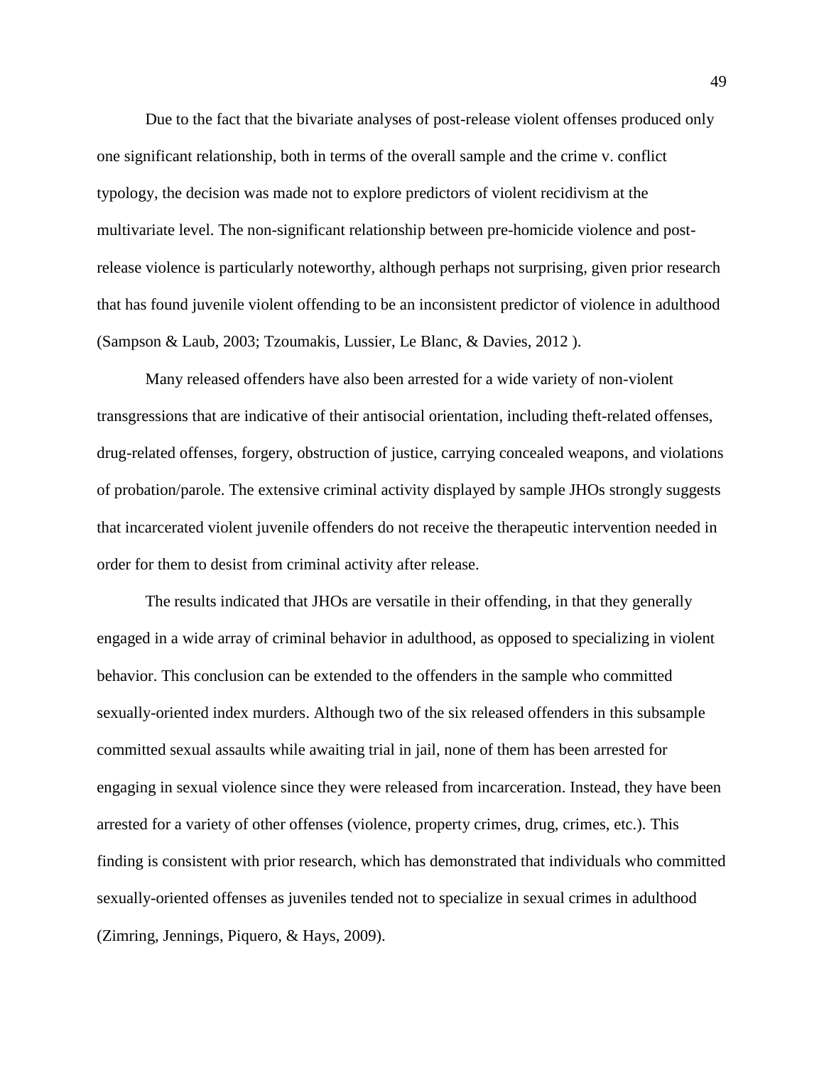Due to the fact that the bivariate analyses of post-release violent offenses produced only one significant relationship, both in terms of the overall sample and the crime v. conflict typology, the decision was made not to explore predictors of violent recidivism at the multivariate level. The non-significant relationship between pre-homicide violence and post-release violence is particularly noteworthy, although perhaps not surprising, given prior research that has found juvenile violent offending to be an inconsistent predictor of violence in adulthood (Sampson & Laub, 2003; Tzoumakis, Lussier, Le Blanc, & Davies, 2012 ).

Many released offenders have also been arrested for a wide variety of non-violent transgressions that are indicative of their antisocial orientation, including theft-related offenses, drug-related offenses, forgery, obstruction of justice, carrying concealed weapons, and violations of probation/parole. The extensive criminal activity displayed by sample JHOs strongly suggests that incarcerated violent juvenile offenders do not receive the therapeutic intervention needed in order for them to desist from criminal activity after release.

The results indicated that JHOs are versatile in their offending, in that they generally engaged in a wide array of criminal behavior in adulthood, as opposed to specializing in violent behavior. This conclusion can be extended to the offenders in the sample who committed sexually-oriented index murders. Although two of the six released offenders in this subsample committed sexual assaults while awaiting trial in jail, none of them has been arrested for engaging in sexual violence since they were released from incarceration. Instead, they have been arrested for a variety of other offenses (violence, property crimes, drug, crimes, etc.). This finding is consistent with prior research, which has demonstrated that individuals who committed sexually-oriented offenses as juveniles tended not to specialize in sexual crimes in adulthood (Zimring, Jennings, Piquero, & Hays, 2009).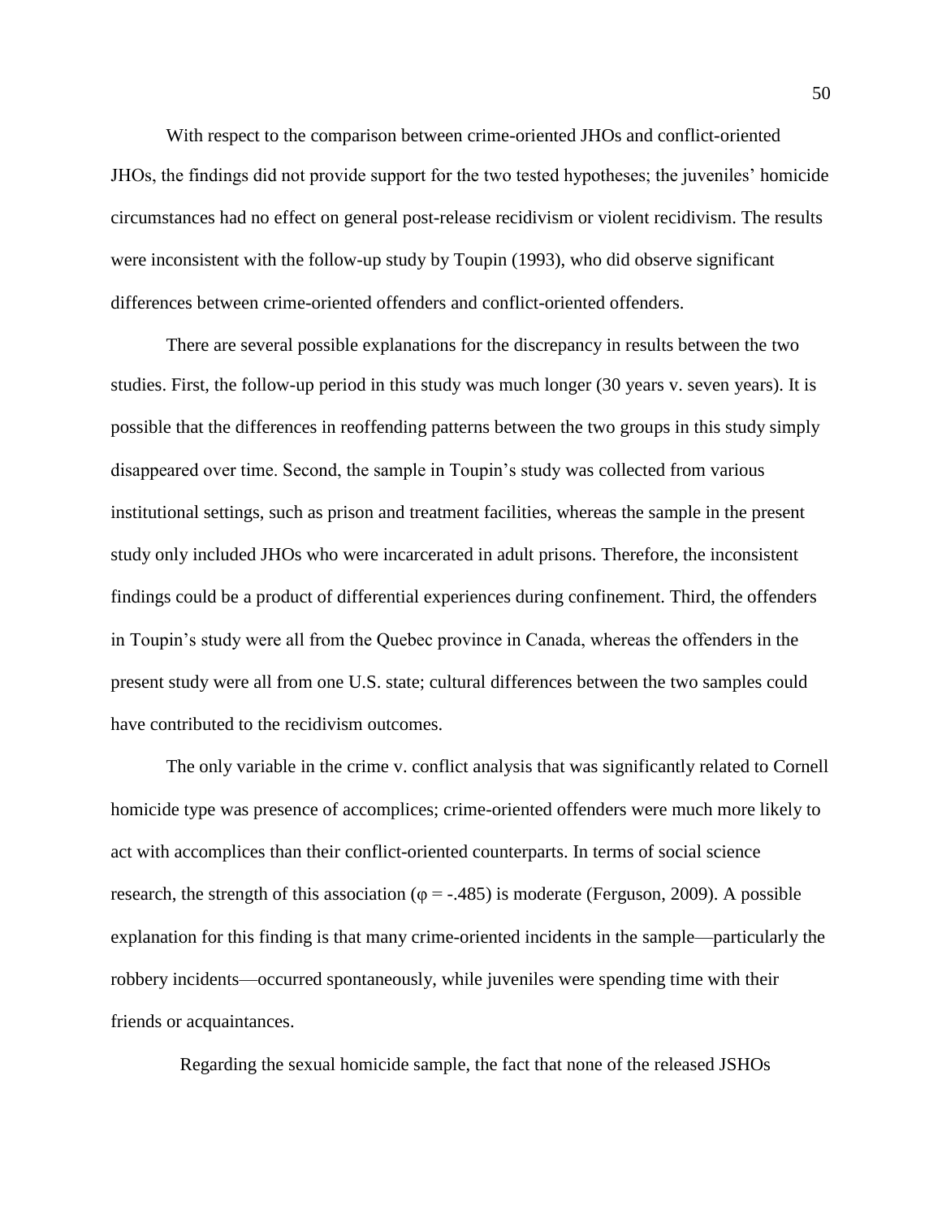With respect to the comparison between crime-oriented JHOs and conflict-oriented JHOs, the findings did not provide support for the two tested hypotheses; the juveniles' homicide circumstances had no effect on general post-release recidivism or violent recidivism. The results were inconsistent with the follow-up study by Toupin (1993), who did observe significant differences between crime-oriented offenders and conflict-oriented offenders.

There are several possible explanations for the discrepancy in results between the two studies. First, the follow-up period in this study was much longer (30 years v. seven years). It is possible that the differences in reoffending patterns between the two groups in this study simply disappeared over time. Second, the sample in Toupin's study was collected from various institutional settings, such as prison and treatment facilities, whereas the sample in the present study only included JHOs who were incarcerated in adult prisons. Therefore, the inconsistent findings could be a product of differential experiences during confinement. Third, the offenders in Toupin's study were all from the Quebec province in Canada, whereas the offenders in the present study were all from one U.S. state; cultural differences between the two samples could have contributed to the recidivism outcomes.

The only variable in the crime v. conflict analysis that was significantly related to Cornell homicide type was presence of accomplices; crime-oriented offenders were much more likely to act with accomplices than their conflict-oriented counterparts. In terms of social science research, the strength of this association ($\varphi = -.485$) is moderate (Ferguson, 2009). A possible explanation for this finding is that many crime-oriented incidents in the sample—particularly the robbery incidents—occurred spontaneously, while juveniles were spending time with their friends or acquaintances.

Regarding the sexual homicide sample, the fact that none of the released JSHOs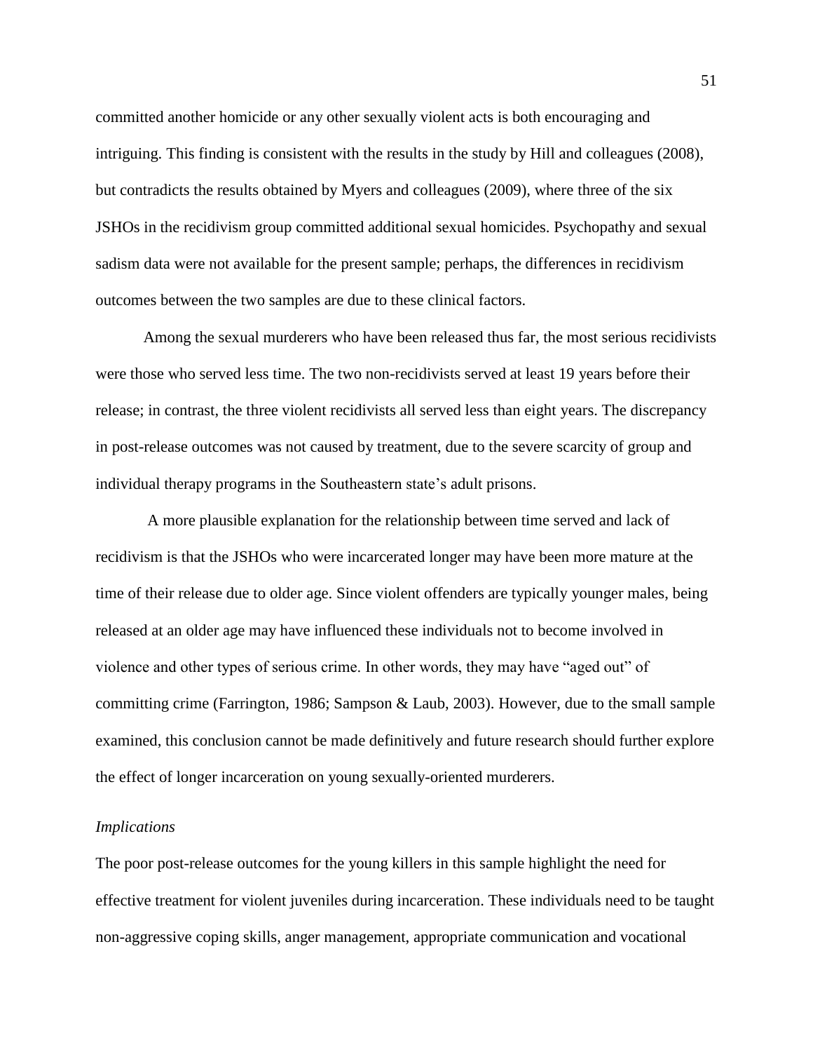committed another homicide or any other sexually violent acts is both encouraging and intriguing. This finding is consistent with the results in the study by Hill and colleagues (2008), but contradicts the results obtained by Myers and colleagues (2009), where three of the six JSHOs in the recidivism group committed additional sexual homicides. Psychopathy and sexual sadism data were not available for the present sample; perhaps, the differences in recidivism outcomes between the two samples are due to these clinical factors.

Among the sexual murderers who have been released thus far, the most serious recidivists were those who served less time. The two non-recidivists served at least 19 years before their release; in contrast, the three violent recidivists all served less than eight years. The discrepancy in post-release outcomes was not caused by treatment, due to the severe scarcity of group and individual therapy programs in the Southeastern state's adult prisons.

A more plausible explanation for the relationship between time served and lack of recidivism is that the JSHOs who were incarcerated longer may have been more mature at the time of their release due to older age. Since violent offenders are typically younger males, being released at an older age may have influenced these individuals not to become involved in violence and other types of serious crime. In other words, they may have "aged out" of committing crime (Farrington, 1986; Sampson & Laub, 2003). However, due to the small sample examined, this conclusion cannot be made definitively and future research should further explore the effect of longer incarceration on young sexually-oriented murderers.

*Implications*

The poor post-release outcomes for the young killers in this sample highlight the need for effective treatment for violent juveniles during incarceration. These individuals need to be taught non-aggressive coping skills, anger management, appropriate communication and vocational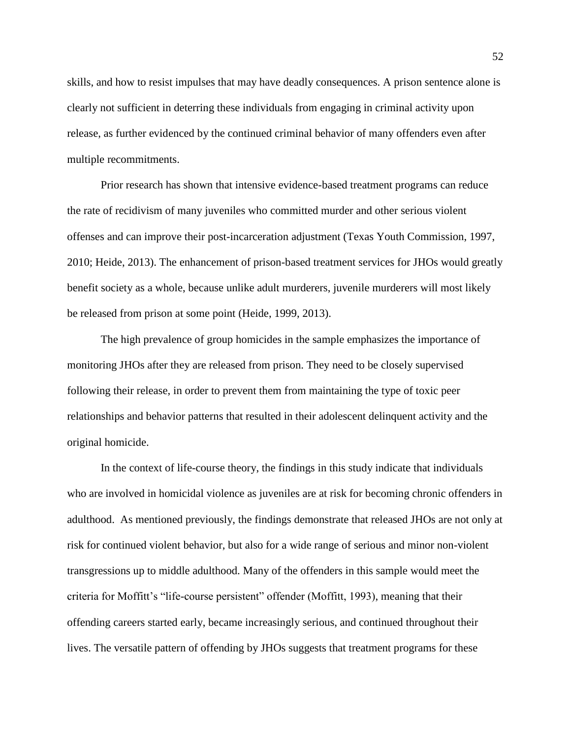skills, and how to resist impulses that may have deadly consequences. A prison sentence alone is clearly not sufficient in deterring these individuals from engaging in criminal activity upon release, as further evidenced by the continued criminal behavior of many offenders even after multiple recommitments.

Prior research has shown that intensive evidence-based treatment programs can reduce the rate of recidivism of many juveniles who committed murder and other serious violent offenses and can improve their post-incarceration adjustment (Texas Youth Commission, 1997, 2010; Heide, 2013). The enhancement of prison-based treatment services for JHOs would greatly benefit society as a whole, because unlike adult murderers, juvenile murderers will most likely be released from prison at some point (Heide, 1999, 2013).

The high prevalence of group homicides in the sample emphasizes the importance of monitoring JHOs after they are released from prison. They need to be closely supervised following their release, in order to prevent them from maintaining the type of toxic peer relationships and behavior patterns that resulted in their adolescent delinquent activity and the original homicide.

In the context of life-course theory, the findings in this study indicate that individuals who are involved in homicidal violence as juveniles are at risk for becoming chronic offenders in adulthood. As mentioned previously, the findings demonstrate that released JHOs are not only at risk for continued violent behavior, but also for a wide range of serious and minor non-violent transgressions up to middle adulthood. Many of the offenders in this sample would meet the criteria for Moffitt's "life-course persistent" offender (Moffitt, 1993), meaning that their offending careers started early, became increasingly serious, and continued throughout their lives. The versatile pattern of offending by JHOs suggests that treatment programs for these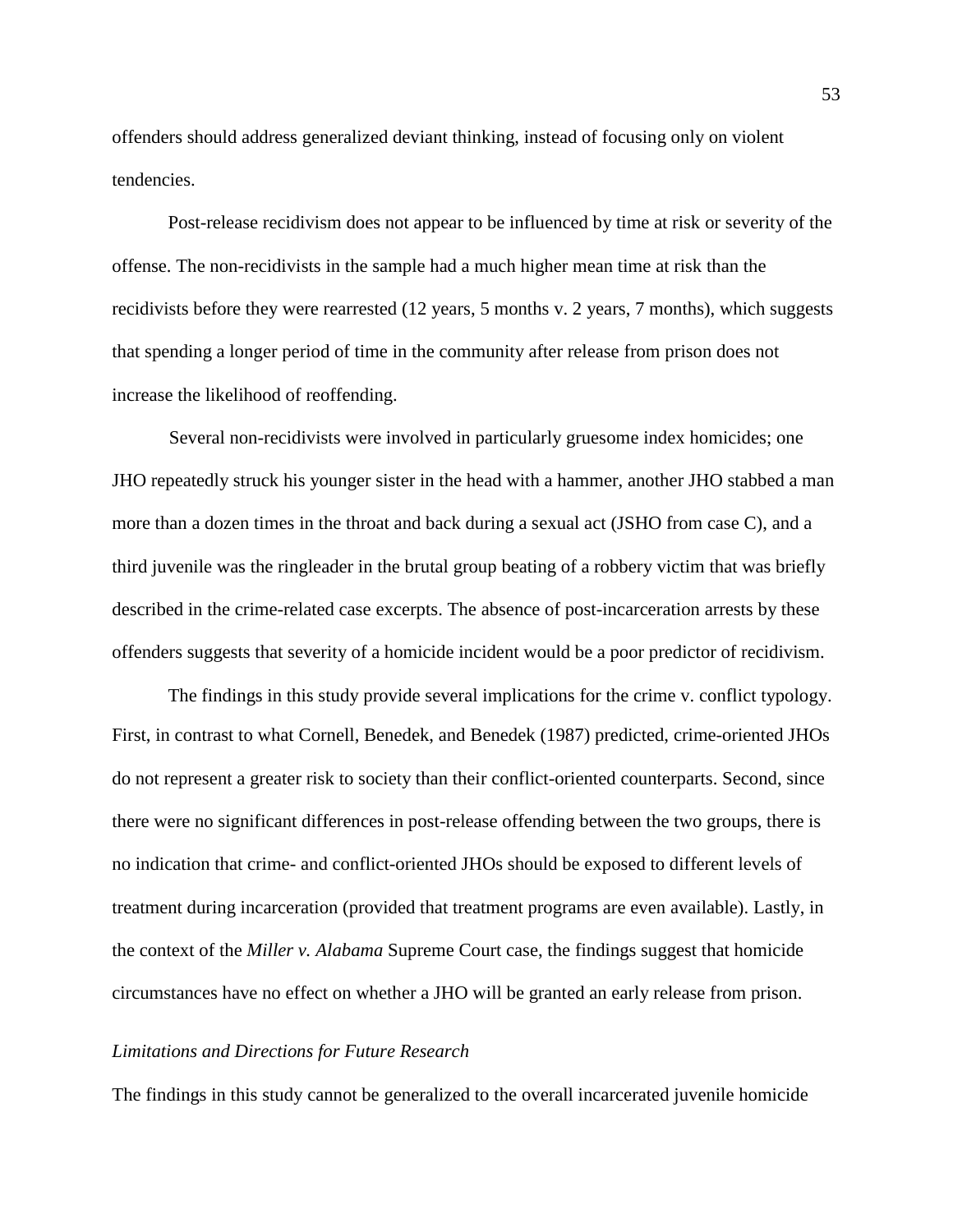offenders should address generalized deviant thinking, instead of focusing only on violent tendencies.

Post-release recidivism does not appear to be influenced by time at risk or severity of the offense. The non-recidivists in the sample had a much higher mean time at risk than the recidivists before they were rearrested (12 years, 5 months v. 2 years, 7 months), which suggests that spending a longer period of time in the community after release from prison does not increase the likelihood of reoffending.

Several non-recidivists were involved in particularly gruesome index homicides; one JHO repeatedly struck his younger sister in the head with a hammer, another JHO stabbed a man more than a dozen times in the throat and back during a sexual act (JSHO from case C), and a third juvenile was the ringleader in the brutal group beating of a robbery victim that was briefly described in the crime-related case excerpts. The absence of post-incarceration arrests by these offenders suggests that severity of a homicide incident would be a poor predictor of recidivism.

The findings in this study provide several implications for the crime v. conflict typology. First, in contrast to what Cornell, Benedek, and Benedek (1987) predicted, crime-oriented JHOs do not represent a greater risk to society than their conflict-oriented counterparts. Second, since there were no significant differences in post-release offending between the two groups, there is no indication that crime- and conflict-oriented JHOs should be exposed to different levels of treatment during incarceration (provided that treatment programs are even available). Lastly, in the context of the *Miller v. Alabama* Supreme Court case, the findings suggest that homicide circumstances have no effect on whether a JHO will be granted an early release from prison.

### *Limitations and Directions for Future Research*

The findings in this study cannot be generalized to the overall incarcerated juvenile homicide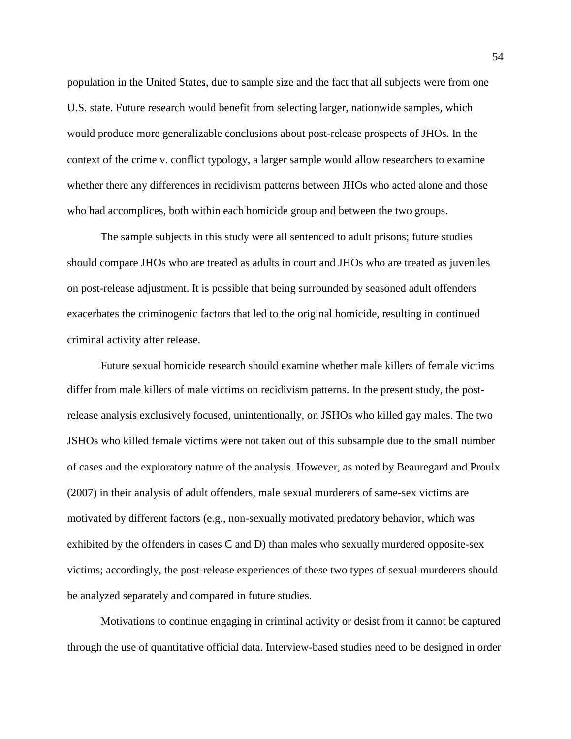population in the United States, due to sample size and the fact that all subjects were from one U.S. state. Future research would benefit from selecting larger, nationwide samples, which would produce more generalizable conclusions about post-release prospects of JHOs. In the context of the crime v. conflict typology, a larger sample would allow researchers to examine whether there any differences in recidivism patterns between JHOs who acted alone and those who had accomplices, both within each homicide group and between the two groups.

The sample subjects in this study were all sentenced to adult prisons; future studies should compare JHOs who are treated as adults in court and JHOs who are treated as juveniles on post-release adjustment. It is possible that being surrounded by seasoned adult offenders exacerbates the criminogenic factors that led to the original homicide, resulting in continued criminal activity after release.

Future sexual homicide research should examine whether male killers of female victims differ from male killers of male victims on recidivism patterns. In the present study, the post-release analysis exclusively focused, unintentionally, on JSHOs who killed gay males. The two JSHOs who killed female victims were not taken out of this subsample due to the small number of cases and the exploratory nature of the analysis. However, as noted by Beauregard and Proulx (2007) in their analysis of adult offenders, male sexual murderers of same-sex victims are motivated by different factors (e.g., non-sexually motivated predatory behavior, which was exhibited by the offenders in cases C and D) than males who sexually murdered opposite-sex victims; accordingly, the post-release experiences of these two types of sexual murderers should be analyzed separately and compared in future studies.

Motivations to continue engaging in criminal activity or desist from it cannot be captured through the use of quantitative official data. Interview-based studies need to be designed in order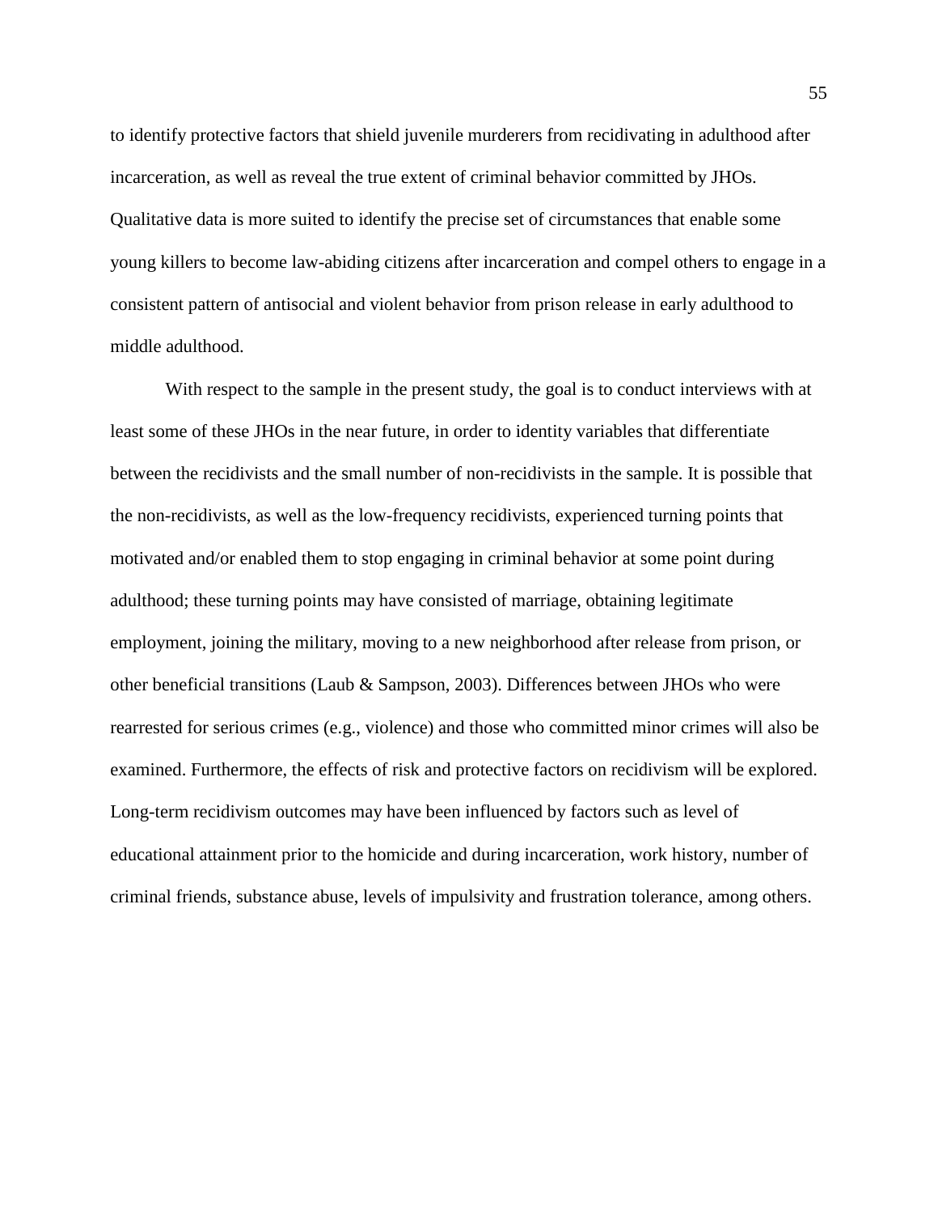to identify protective factors that shield juvenile murderers from recidivating in adulthood after incarceration, as well as reveal the true extent of criminal behavior committed by JHOs. Qualitative data is more suited to identify the precise set of circumstances that enable some young killers to become law-abiding citizens after incarceration and compel others to engage in a consistent pattern of antisocial and violent behavior from prison release in early adulthood to middle adulthood.

With respect to the sample in the present study, the goal is to conduct interviews with at least some of these JHOs in the near future, in order to identity variables that differentiate between the recidivists and the small number of non-recidivists in the sample. It is possible that the non-recidivists, as well as the low-frequency recidivists, experienced turning points that motivated and/or enabled them to stop engaging in criminal behavior at some point during adulthood; these turning points may have consisted of marriage, obtaining legitimate employment, joining the military, moving to a new neighborhood after release from prison, or other beneficial transitions (Laub & Sampson, 2003). Differences between JHOs who were rearrested for serious crimes (e.g., violence) and those who committed minor crimes will also be examined. Furthermore, the effects of risk and protective factors on recidivism will be explored. Long-term recidivism outcomes may have been influenced by factors such as level of educational attainment prior to the homicide and during incarceration, work history, number of criminal friends, substance abuse, levels of impulsivity and frustration tolerance, among others.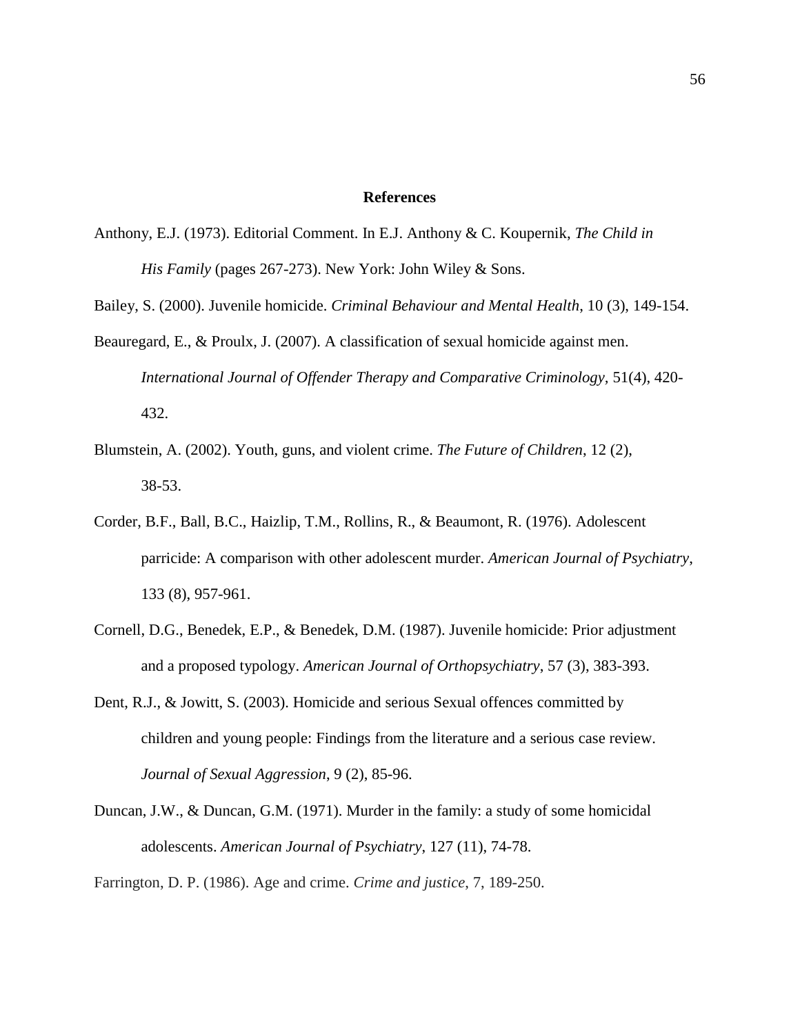## References

Anthony, E.J. (1973). Editorial Comment. In E.J. Anthony & C. Koupernik, *The Child in His Family* (pages 267-273). New York: John Wiley & Sons.

Bailey, S. (2000). Juvenile homicide. *Criminal Behaviour and Mental Health*, 10 (3), 149-154.

Beauregard, E., & Proulx, J. (2007). A classification of sexual homicide against men. *International Journal of Offender Therapy and Comparative Criminology,* 51(4), 420-432.

Blumstein, A. (2002). Youth, guns, and violent crime. *The Future of Children*, 12 (2), 38-53.

Corder, B.F., Ball, B.C., Haizlip, T.M., Rollins, R., & Beaumont, R. (1976). Adolescent parricide: A comparison with other adolescent murder. *American Journal of Psychiatry*, 133 (8), 957-961.

Cornell, D.G., Benedek, E.P., & Benedek, D.M. (1987). Juvenile homicide: Prior adjustment and a proposed typology. *American Journal of Orthopsychiatry*, 57 (3), 383-393.

Dent, R.J., & Jowitt, S. (2003). Homicide and serious Sexual offences committed by children and young people: Findings from the literature and a serious case review. *Journal of Sexual Aggression*, 9 (2), 85-96.

Duncan, J.W., & Duncan, G.M. (1971). Murder in the family: a study of some homicidal adolescents. *American Journal of Psychiatry*, 127 (11), 74-78.

Farrington, D. P. (1986). Age and crime. *Crime and justice*, 7, 189-250.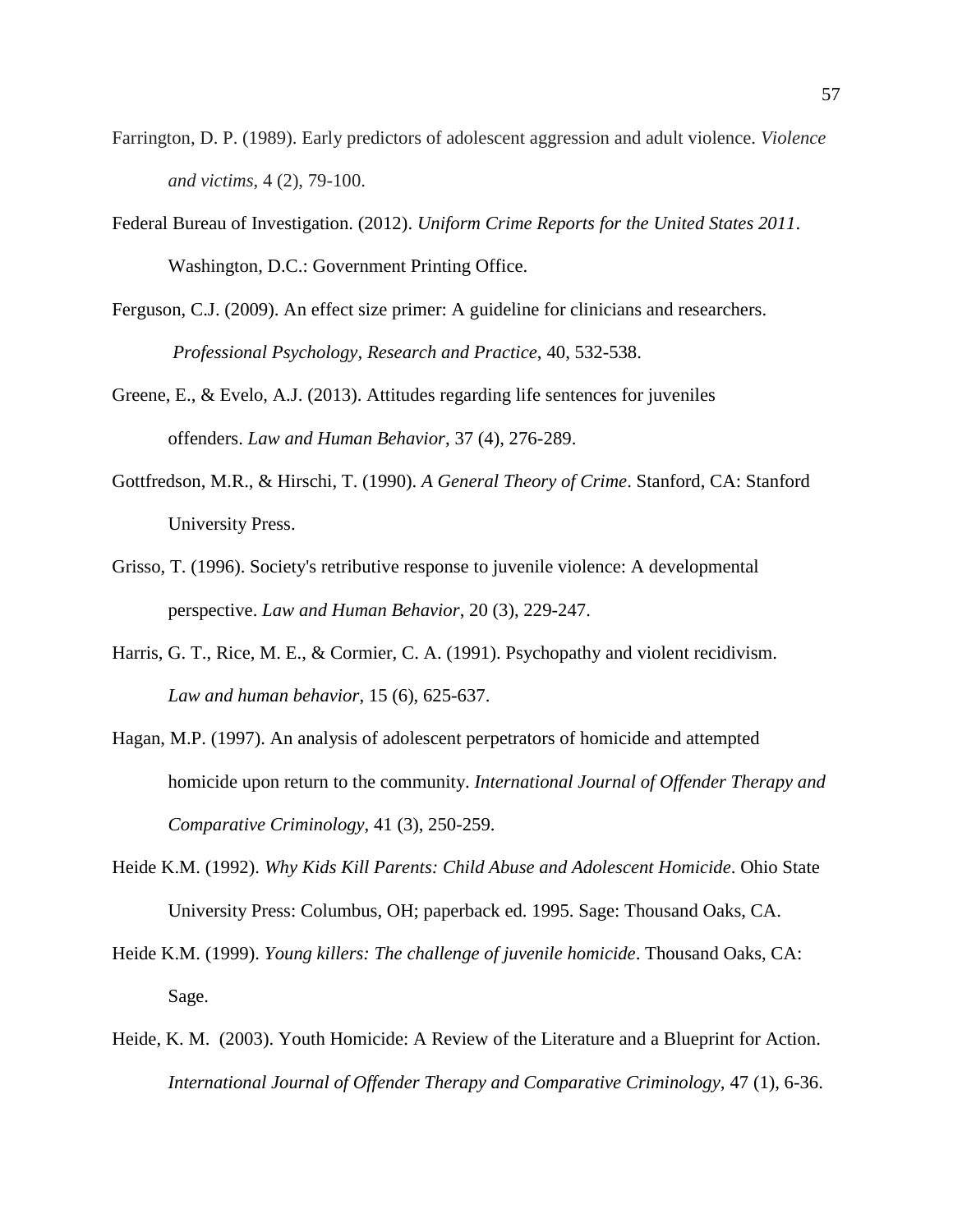Farrington, D. P. (1989). Early predictors of adolescent aggression and adult violence. *Violence and victims*, 4 (2), 79-100.

Federal Bureau of Investigation. (2012). *Uniform Crime Reports for the United States 2011*. Washington, D.C.: Government Printing Office.

Ferguson, C.J. (2009). An effect size primer: A guideline for clinicians and researchers. *Professional Psychology, Research and Practice*, 40, 532-538.

Greene, E., & Evelo, A.J. (2013). Attitudes regarding life sentences for juveniles offenders. *Law and Human Behavior*, 37 (4), 276-289.

Gottfredson, M.R., & Hirschi, T. (1990). *A General Theory of Crime*. Stanford, CA: Stanford University Press.

Grisso, T. (1996). Society's retributive response to juvenile violence: A developmental perspective. *Law and Human Behavior*, 20 (3), 229-247.

Harris, G. T., Rice, M. E., & Cormier, C. A. (1991). Psychopathy and violent recidivism. *Law and human behavior*, 15 (6), 625-637.

Hagan, M.P. (1997). An analysis of adolescent perpetrators of homicide and attempted homicide upon return to the community. *International Journal of Offender Therapy and Comparative Criminology*, 41 (3), 250-259.

Heide K.M. (1992). *Why Kids Kill Parents: Child Abuse and Adolescent Homicide*. Ohio State University Press: Columbus, OH; paperback ed. 1995. Sage: Thousand Oaks, CA.

Heide K.M. (1999). *Young killers: The challenge of juvenile homicide*. Thousand Oaks, CA: Sage.

Heide, K. M. (2003). Youth Homicide: A Review of the Literature and a Blueprint for Action. *International Journal of Offender Therapy and Comparative Criminology*, 47 (1), 6-36.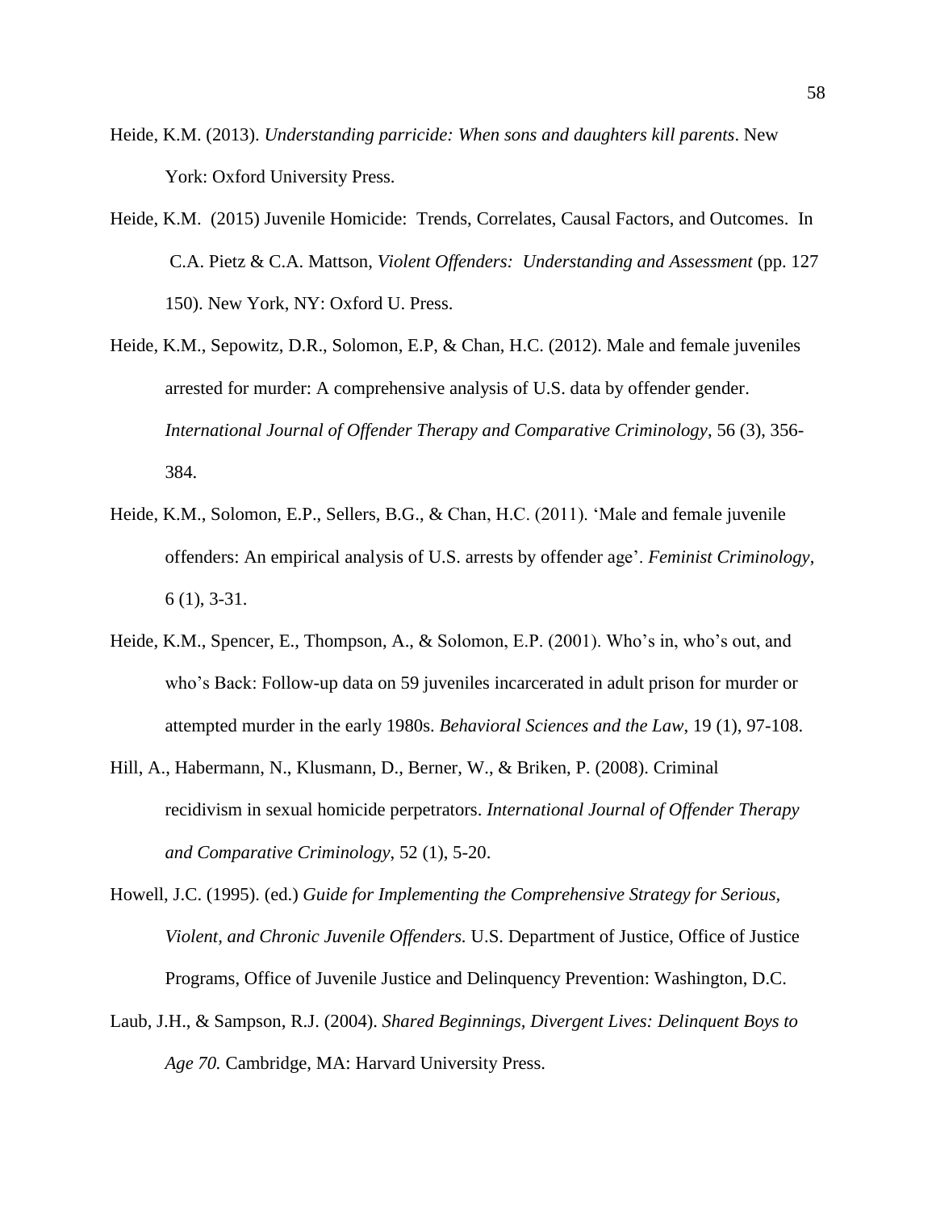Heide, K.M. (2013). *Understanding parricide: When sons and daughters kill parents*. New York: Oxford University Press.

Heide, K.M. (2015) Juvenile Homicide: Trends, Correlates, Causal Factors, and Outcomes. In C.A. Pietz & C.A. Mattson, *Violent Offenders: Understanding and Assessment* (pp. 127 150). New York, NY: Oxford U. Press.

Heide, K.M., Sepowitz, D.R., Solomon, E.P, & Chan, H.C. (2012). Male and female juveniles arrested for murder: A comprehensive analysis of U.S. data by offender gender. *International Journal of Offender Therapy and Comparative Criminology*, 56 (3), 356-384.

Heide, K.M., Solomon, E.P., Sellers, B.G., & Chan, H.C. (2011). 'Male and female juvenile offenders: An empirical analysis of U.S. arrests by offender age'. *Feminist Criminology*, 6 (1), 3-31.

Heide, K.M., Spencer, E., Thompson, A., & Solomon, E.P. (2001). Who's in, who's out, and who's Back: Follow-up data on 59 juveniles incarcerated in adult prison for murder or attempted murder in the early 1980s. *Behavioral Sciences and the Law*, 19 (1), 97-108.

Hill, A., Habermann, N., Klusmann, D., Berner, W., & Briken, P. (2008). Criminal recidivism in sexual homicide perpetrators. *International Journal of Offender Therapy and Comparative Criminology*, 52 (1), 5-20.

Howell, J.C. (1995). (ed.) *Guide for Implementing the Comprehensive Strategy for Serious, Violent, and Chronic Juvenile Offenders.* U.S. Department of Justice, Office of Justice Programs, Office of Juvenile Justice and Delinquency Prevention: Washington, D.C.

Laub, J.H., & Sampson, R.J. (2004). *Shared Beginnings, Divergent Lives: Delinquent Boys to Age 70.* Cambridge, MA: Harvard University Press.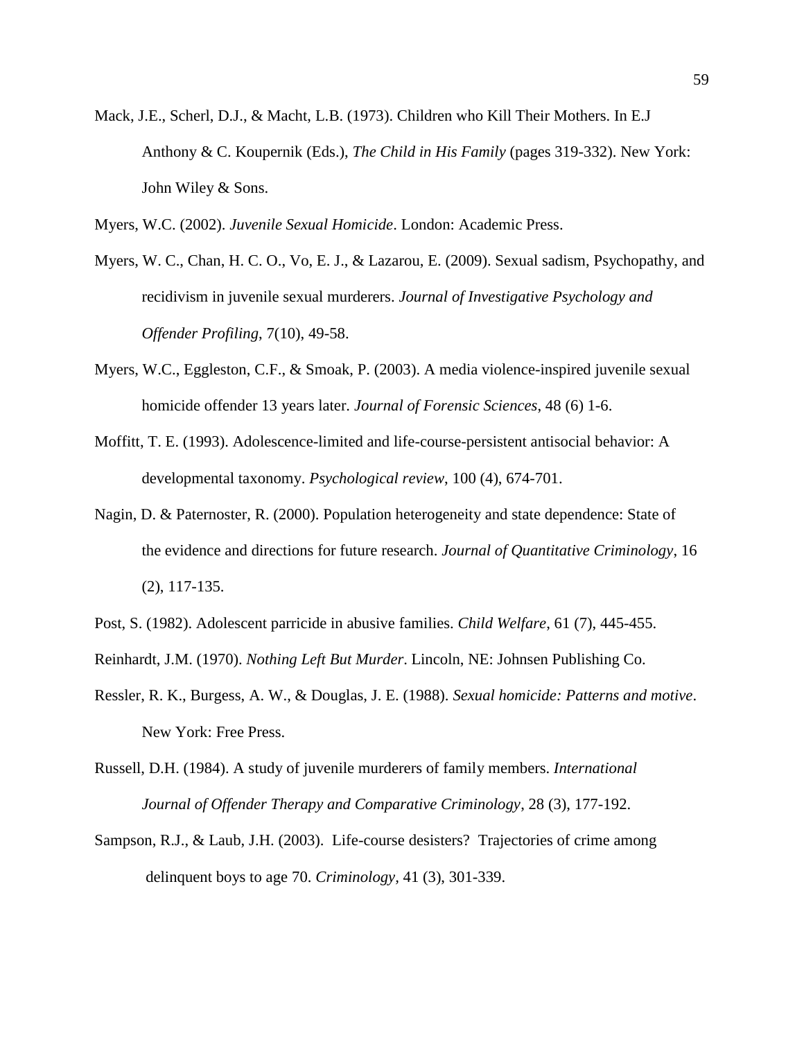Mack, J.E., Scherl, D.J., & Macht, L.B. (1973). Children who Kill Their Mothers. In E.J Anthony & C. Koupernik (Eds.), *The Child in His Family* (pages 319-332). New York: John Wiley & Sons.

Myers, W.C. (2002). *Juvenile Sexual Homicide*. London: Academic Press.

Myers, W. C., Chan, H. C. O., Vo, E. J., & Lazarou, E. (2009). Sexual sadism, Psychopathy, and recidivism in juvenile sexual murderers. *Journal of Investigative Psychology and Offender Profiling*, 7(10), 49-58.

Myers, W.C., Eggleston, C.F., & Smoak, P. (2003). A media violence-inspired juvenile sexual homicide offender 13 years later. *Journal of Forensic Sciences*, 48 (6) 1-6.

Moffitt, T. E. (1993). Adolescence-limited and life-course-persistent antisocial behavior: A developmental taxonomy. *Psychological review*, 100 (4), 674-701.

Nagin, D. & Paternoster, R. (2000). Population heterogeneity and state dependence: State of the evidence and directions for future research. *Journal of Quantitative Criminology*, 16 (2), 117-135.

Post, S. (1982). Adolescent parricide in abusive families. *Child Welfare*, 61 (7), 445-455.

Reinhardt, J.M. (1970). *Nothing Left But Murder*. Lincoln, NE: Johnsen Publishing Co.

Ressler, R. K., Burgess, A. W., & Douglas, J. E. (1988). *Sexual homicide: Patterns and motive*. New York: Free Press.

Russell, D.H. (1984). A study of juvenile murderers of family members. *International Journal of Offender Therapy and Comparative Criminology*, 28 (3), 177-192.

Sampson, R.J., & Laub, J.H. (2003). Life-course desisters? Trajectories of crime among delinquent boys to age 70. *Criminology*, 41 (3), 301-339.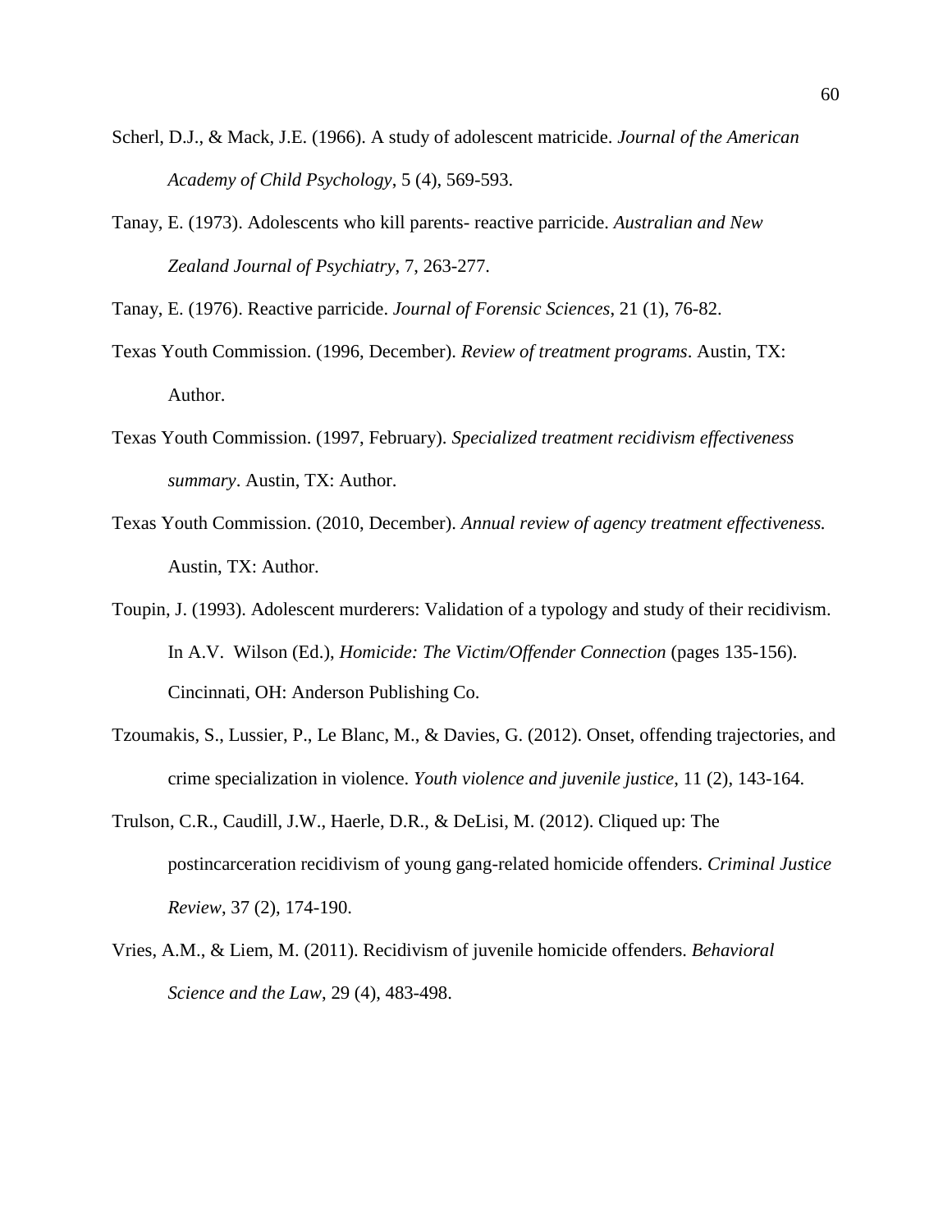Scherl, D.J., & Mack, J.E. (1966). A study of adolescent matricide. *Journal of the American Academy of Child Psychology*, 5 (4), 569-593.

Tanay, E. (1973). Adolescents who kill parents- reactive parricide. *Australian and New Zealand Journal of Psychiatry*, 7, 263-277.

Tanay, E. (1976). Reactive parricide. *Journal of Forensic Sciences*, 21 (1), 76-82.

Texas Youth Commission. (1996, December). *Review of treatment programs*. Austin, TX: Author.

Texas Youth Commission. (1997, February). *Specialized treatment recidivism effectiveness summary*. Austin, TX: Author.

Texas Youth Commission. (2010, December). *Annual review of agency treatment effectiveness.* Austin, TX: Author.

Toupin, J. (1993). Adolescent murderers: Validation of a typology and study of their recidivism. In A.V. Wilson (Ed.), *Homicide: The Victim/Offender Connection* (pages 135-156). Cincinnati, OH: Anderson Publishing Co.

Tzoumakis, S., Lussier, P., Le Blanc, M., & Davies, G. (2012). Onset, offending trajectories, and crime specialization in violence. *Youth violence and juvenile justice*, 11 (2), 143-164.

Trulson, C.R., Caudill, J.W., Haerle, D.R., & DeLisi, M. (2012). Cliqued up: The postincarceration recidivism of young gang-related homicide offenders. *Criminal Justice Review*, 37 (2), 174-190.

Vries, A.M., & Liem, M. (2011). Recidivism of juvenile homicide offenders. *Behavioral Science and the Law*, 29 (4), 483-498.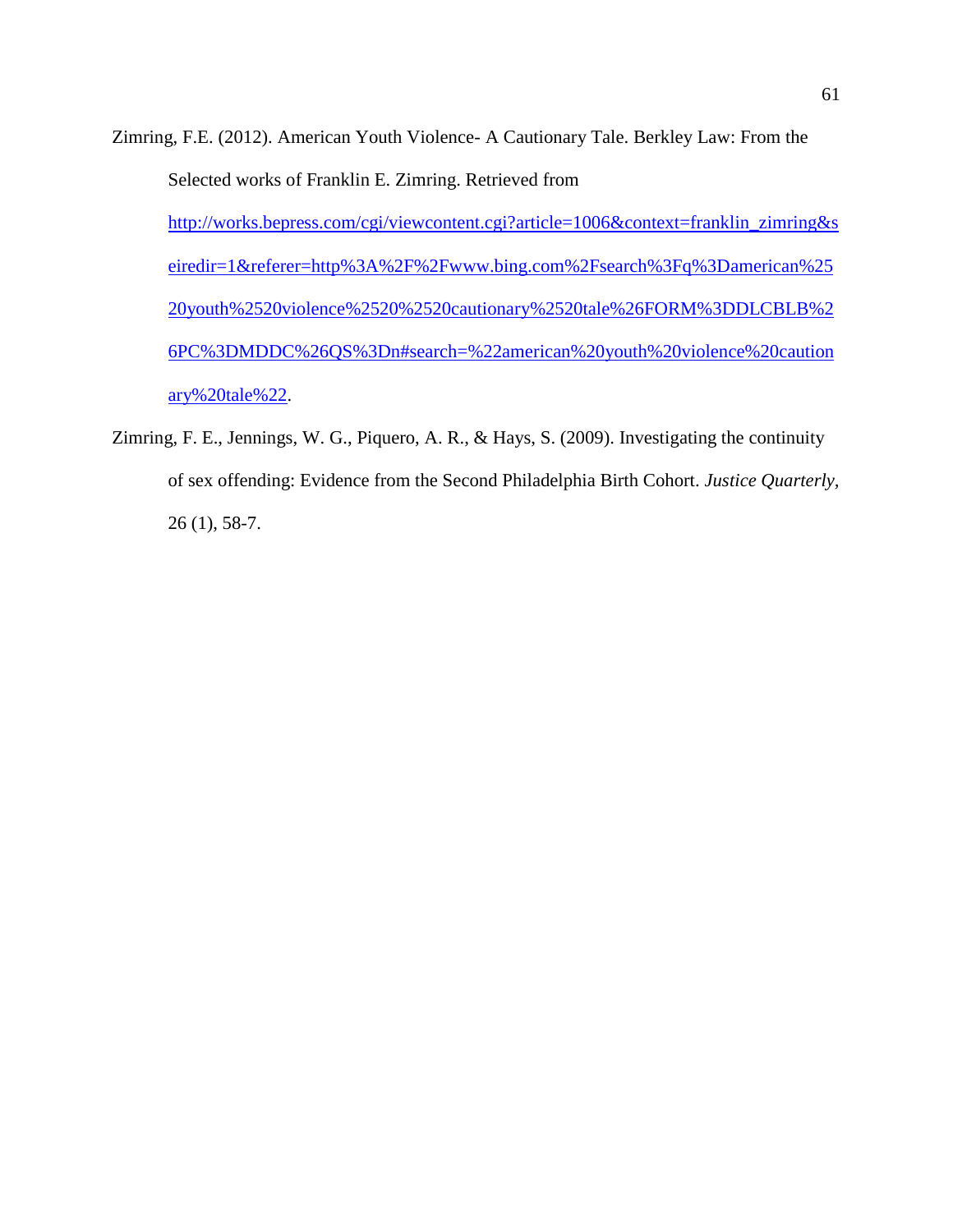Zimring, F.E. (2012). American Youth Violence- A Cautionary Tale. Berkley Law: From the Selected works of Franklin E. Zimring. Retrieved from http://works.bepress.com/cgi/viewcontent.cgi?article=1006&context=franklin_zimring&seiredir=1&referer=http%3A%2F%2Fwww.bing.com%2Fsearch%3Fq%3Damerican%2520youth%2520violence%2520%2520cautionary%2520tale%26FORM%3DDLCBLB%26PC%3DMDDC%26QS%3Dn#search=%22american%20youth%20violence%20cautionary%20tale%22.

Zimring, F. E., Jennings, W. G., Piquero, A. R., & Hays, S. (2009). Investigating the continuity of sex offending: Evidence from the Second Philadelphia Birth Cohort. *Justice Quarterly*, 26 (1), 58-7.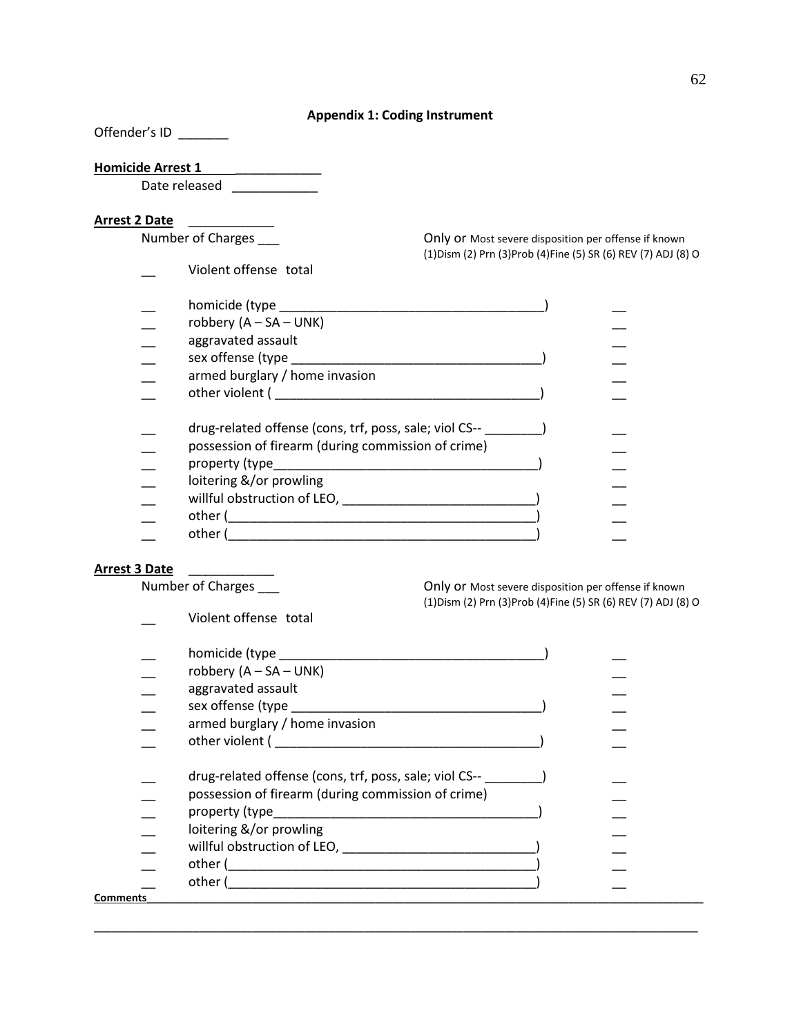**Appendix 1: Coding Instrument**

Offender's ID _______

**Homicide Arrest 1** ____________

Date released ____________

**Arrest 2 Date** ____________

Number of Charges ___

Only or Most severe disposition per offense if known
(1)Dism (2) Prn (3)Prob (4)Fine (5) SR (6) REV (7) ADJ (8) O

__ Violent offense total

__ homicide (type ____________________________________) __
__ robbery (A – SA – UNK) __
__ aggravated assault __
__ sex offense (type __________________________________) __
__ armed burglary / home invasion __
__ other violent ( ____________________________________) __

__ drug-related offense (cons, trf, poss, sale; viol CS-- ________) __
__ possession of firearm (during commission of crime) __
__ property (type_____________________________________) __
__ loitering &/or prowling __
__ willful obstruction of LEO, ___________________________) __
__ other (___________________________________________) __
__ other (___________________________________________) __

**Arrest 3 Date** ____________

Number of Charges ___

Only or Most severe disposition per offense if known
(1)Dism (2) Prn (3)Prob (4)Fine (5) SR (6) REV (7) ADJ (8) O

__ Violent offense total

__ homicide (type ____________________________________) __
__ robbery (A – SA – UNK) __
__ aggravated assault __
__ sex offense (type __________________________________) __
__ armed burglary / home invasion __
__ other violent ( ____________________________________) __

__ drug-related offense (cons, trf, poss, sale; viol CS-- ________) __
__ possession of firearm (during commission of crime) __
__ property (type_____________________________________) __
__ loitering &/or prowling __
__ willful obstruction of LEO, ___________________________) __
__ other (___________________________________________) __
__ other (___________________________________________) __

**Comments**______________________________________________________________________________

______________________________________________________________________________________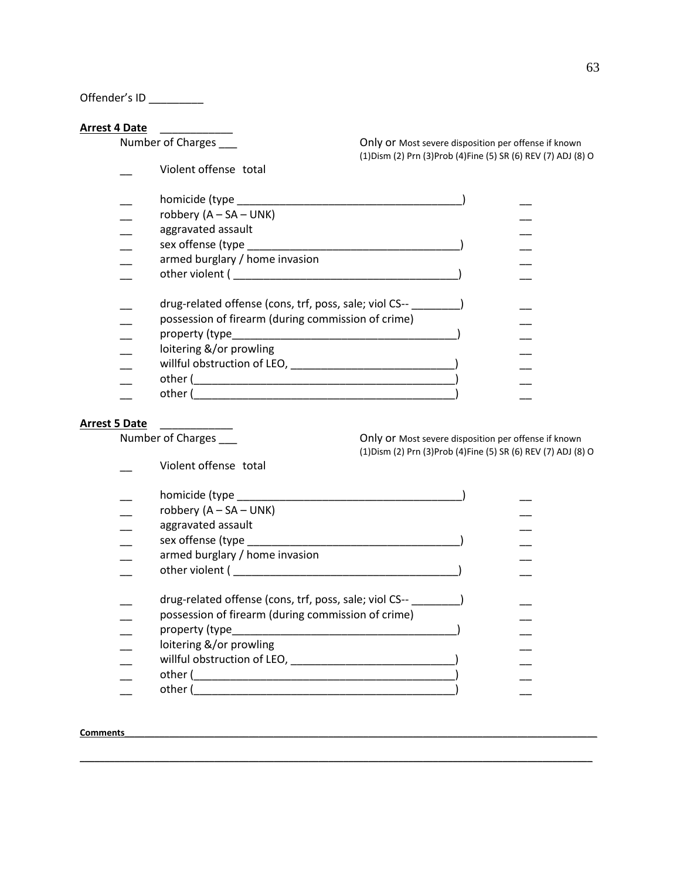Offender's ID _________

**Arrest 4 Date** ____________

Number of Charges ___

Only or Most severe disposition per offense if known
(1)Dism (2) Prn (3)Prob (4)Fine (5) SR (6) REV (7) ADJ (8) O

__ Violent offense total

| | | |
|---|---|---|
| __ | homicide (type _____________________________________) | __ |
| __ | robbery (A – SA – UNK) | __ |
| __ | aggravated assault | __ |
| __ | sex offense (type ___________________________________) | __ |
| __ | armed burglary / home invasion | __ |
| __ | other violent ( _____________________________________) | __ |
| __ | drug-related offense (cons, trf, poss, sale; viol CS-- ________) | __ |
| __ | possession of firearm (during commission of crime) | __ |
| __ | property (type_____________________________________) | __ |
| __ | loitering &/or prowling | __ |
| __ | willful obstruction of LEO, ___________________________) | __ |
| __ | other (__________________________________________) | __ |
| __ | other (__________________________________________) | __ |

**Arrest 5 Date** ____________

Number of Charges ___

Only or Most severe disposition per offense if known
(1)Dism (2) Prn (3)Prob (4)Fine (5) SR (6) REV (7) ADJ (8) O

__ Violent offense total

| | | |
|---|---|---|
| __ | homicide (type _____________________________________) | __ |
| __ | robbery (A – SA – UNK) | __ |
| __ | aggravated assault | __ |
| __ | sex offense (type ___________________________________) | __ |
| __ | armed burglary / home invasion | __ |
| __ | other violent ( _____________________________________) | __ |
| __ | drug-related offense (cons, trf, poss, sale; viol CS-- ________) | __ |
| __ | possession of firearm (during commission of crime) | __ |
| __ | property (type_____________________________________) | __ |
| __ | loitering &/or prowling | __ |
| __ | willful obstruction of LEO, ___________________________) | __ |
| __ | other (__________________________________________) | __ |
| __ | other (__________________________________________) | __ |

**Comments**_____________________________________________________________________________

_____________________________________________________________________________________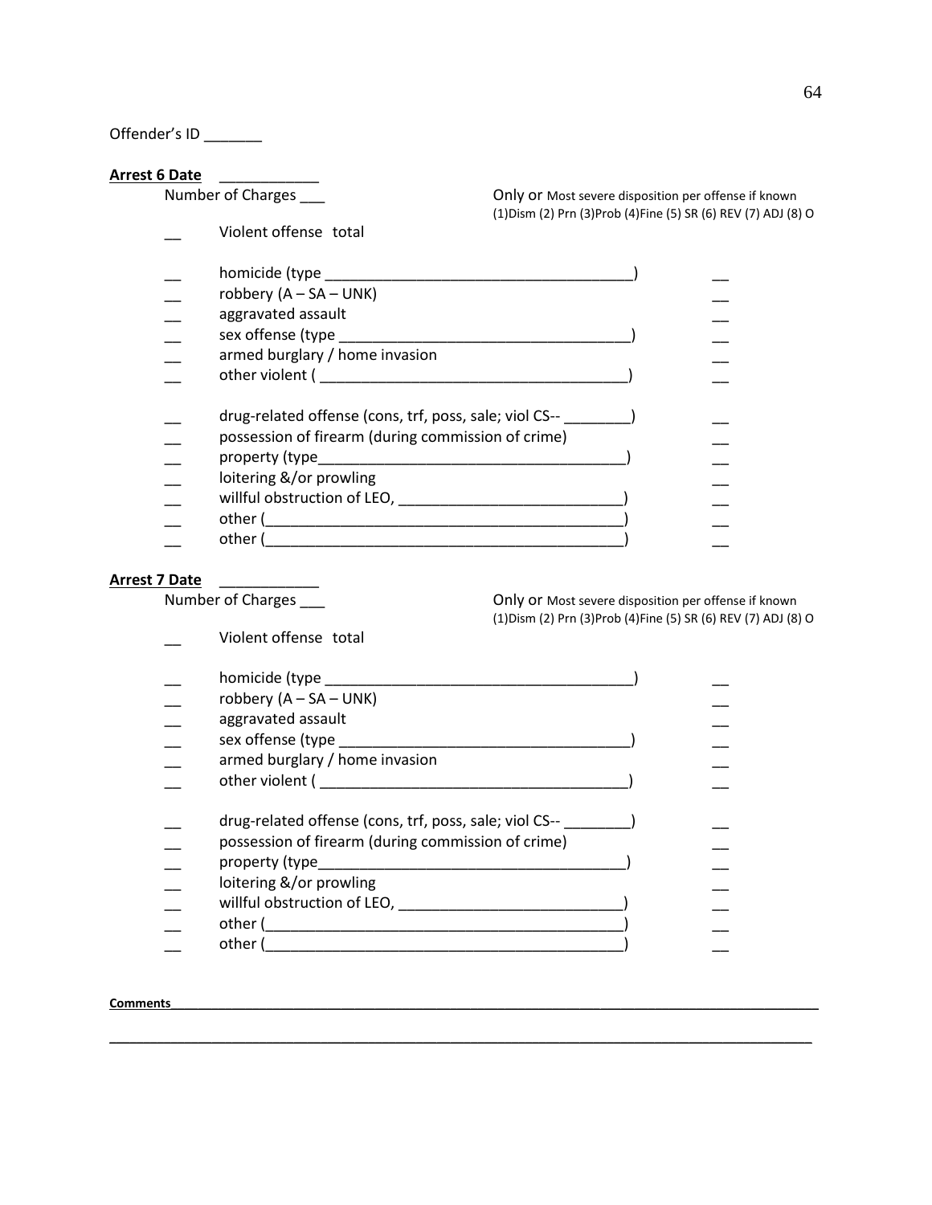Offender's ID _______

**Arrest 6 Date** ____________

Number of Charges ___

Only or Most severe disposition per offense if known
(1)Dism (2) Prn (3)Prob (4)Fine (5) SR (6) REV (7) ADJ (8) O

__ Violent offense total

__ homicide (type _____________________________________) __
__ robbery (A – SA – UNK) __
__ aggravated assault __
__ sex offense (type ___________________________________) __
__ armed burglary / home invasion __
__ other violent ( _____________________________________) __

__ drug-related offense (cons, trf, poss, sale; viol CS-- ________) __
__ possession of firearm (during commission of crime) __
__ property (type_____________________________________) __
__ loitering &/or prowling __
__ willful obstruction of LEO, ___________________________) __
__ other (__________________________________________) __
__ other (__________________________________________) __

**Arrest 7 Date** ____________

Number of Charges ___

Only or Most severe disposition per offense if known
(1)Dism (2) Prn (3)Prob (4)Fine (5) SR (6) REV (7) ADJ (8) O

__ Violent offense total

__ homicide (type _____________________________________) __
__ robbery (A – SA – UNK) __
__ aggravated assault __
__ sex offense (type ___________________________________) __
__ armed burglary / home invasion __
__ other violent ( _____________________________________) __

__ drug-related offense (cons, trf, poss, sale; viol CS-- ________) __
__ possession of firearm (during commission of crime) __
__ property (type_____________________________________) __
__ loitering &/or prowling __
__ willful obstruction of LEO, ___________________________) __
__ other (__________________________________________) __
__ other (__________________________________________) __

**Comments**____________________________________________________________________________

________________________________________________________________________________________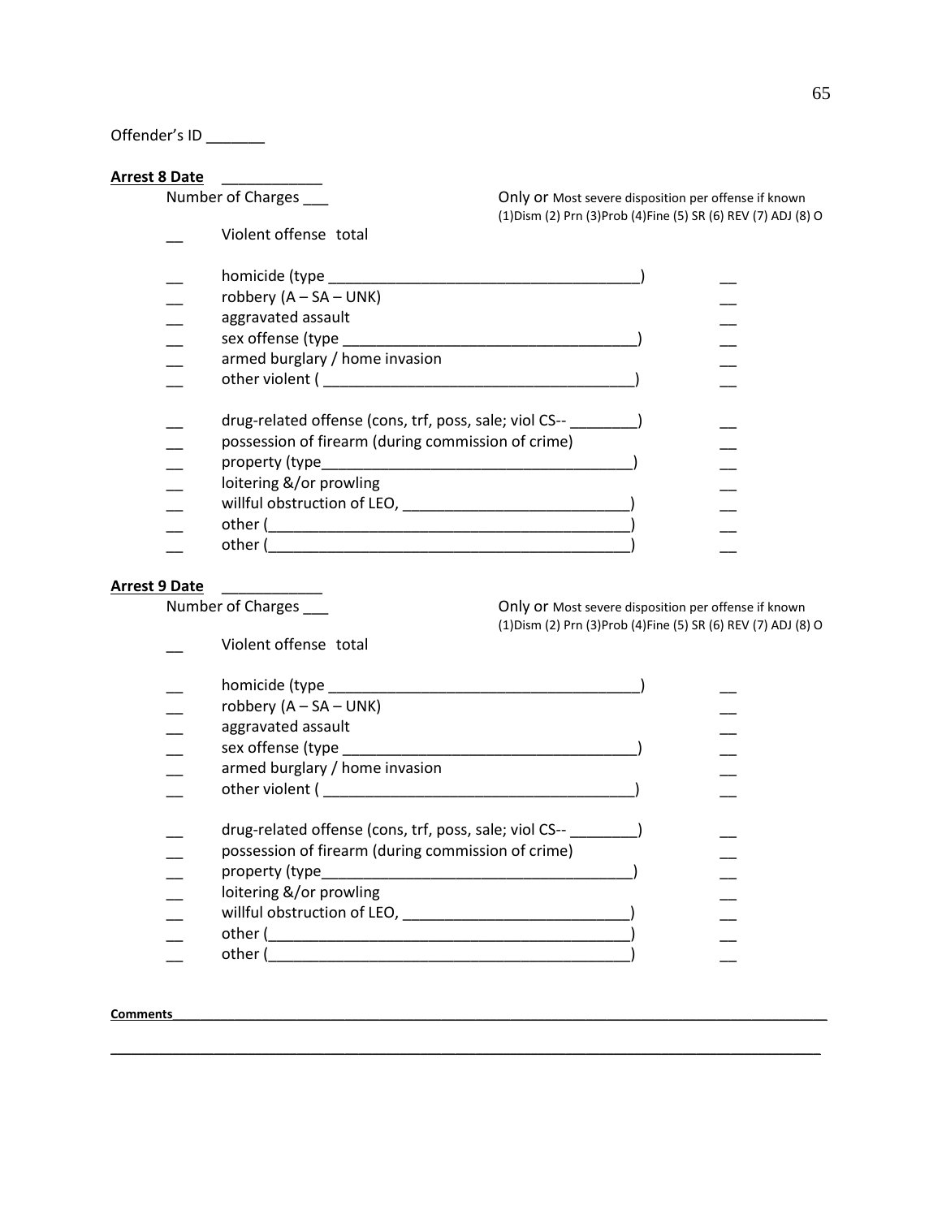Offender's ID _______

**Arrest 8 Date** ____________

Number of Charges ___

Only or Most severe disposition per offense if known
(1)Dism (2) Prn (3)Prob (4)Fine (5) SR (6) REV (7) ADJ (8) O

__ Violent offense total

__ homicide (type ____________________________________) __
__ robbery (A – SA – UNK) __
__ aggravated assault __
__ sex offense (type __________________________________) __
__ armed burglary / home invasion __
__ other violent ( ___________________________________) __

__ drug-related offense (cons, trf, poss, sale; viol CS-- ________) __
__ possession of firearm (during commission of crime) __
__ property (type____________________________________) __
__ loitering &/or prowling __
__ willful obstruction of LEO, ___________________________) __
__ other (_________________________________________) __
__ other (_________________________________________) __

**Arrest 9 Date** ____________

Number of Charges ___

Only or Most severe disposition per offense if known
(1)Dism (2) Prn (3)Prob (4)Fine (5) SR (6) REV (7) ADJ (8) O

__ Violent offense total

__ homicide (type ____________________________________) __
__ robbery (A – SA – UNK) __
__ aggravated assault __
__ sex offense (type __________________________________) __
__ armed burglary / home invasion __
__ other violent ( ___________________________________) __

__ drug-related offense (cons, trf, poss, sale; viol CS-- ________) __
__ possession of firearm (during commission of crime) __
__ property (type____________________________________) __
__ loitering &/or prowling __
__ willful obstruction of LEO, ___________________________) __
__ other (_________________________________________) __
__ other (_________________________________________) __

**Comments**______________________________________________________________________________

__________________________________________________________________________________________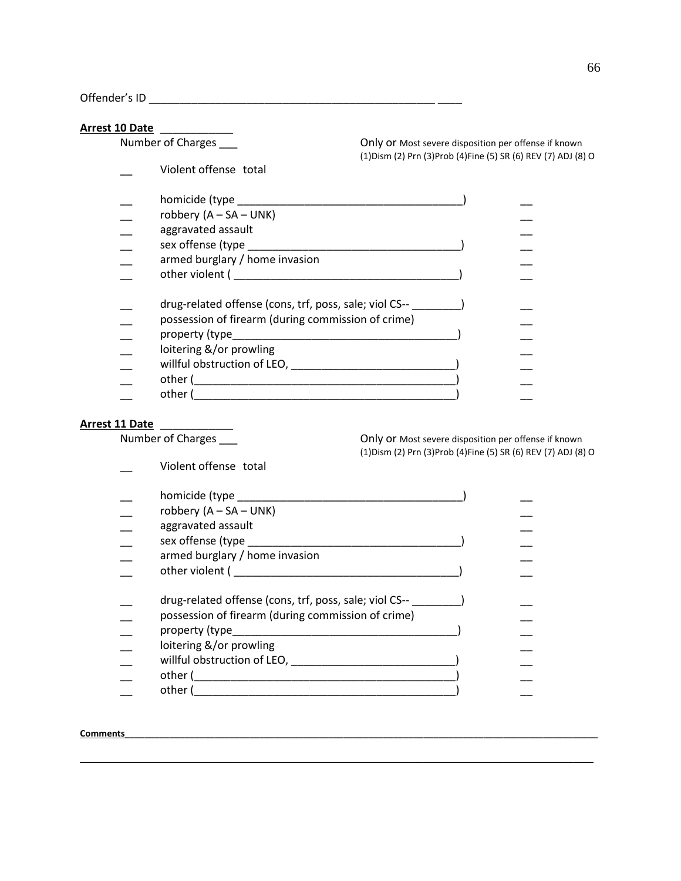Offender's ID ______________________________________________ ____

**Arrest 10 Date** ___________

Number of Charges ___

Only or Most severe disposition per offense if known
(1)Dism (2) Prn (3)Prob (4)Fine (5) SR (6) REV (7) ADJ (8) O

__ Violent offense total

| | | |
|---|---|---|
| __ | homicide (type ___________________________________) | __ |
| __ | robbery (A – SA – UNK) | __ |
| __ | aggravated assault | __ |
| __ | sex offense (type _________________________________) | __ |
| __ | armed burglary / home invasion | __ |
| __ | other violent ( ___________________________________) | __ |
| __ | drug-related offense (cons, trf, poss, sale; viol CS-- ________) | __ |
| __ | possession of firearm (during commission of crime) | __ |
| __ | property (type____________________________________) | __ |
| __ | loitering &/or prowling | __ |
| __ | willful obstruction of LEO, __________________________) | __ |
| __ | other (_________________________________________) | __ |
| __ | other (_________________________________________) | __ |

**Arrest 11 Date** ___________

Number of Charges ___

Only or Most severe disposition per offense if known
(1)Dism (2) Prn (3)Prob (4)Fine (5) SR (6) REV (7) ADJ (8) O

__ Violent offense total

| | | |
|---|---|---|
| __ | homicide (type ___________________________________) | __ |
| __ | robbery (A – SA – UNK) | __ |
| __ | aggravated assault | __ |
| __ | sex offense (type _________________________________) | __ |
| __ | armed burglary / home invasion | __ |
| __ | other violent ( ___________________________________) | __ |
| __ | drug-related offense (cons, trf, poss, sale; viol CS-- ________) | __ |
| __ | possession of firearm (during commission of crime) | __ |
| __ | property (type____________________________________) | __ |
| __ | loitering &/or prowling | __ |
| __ | willful obstruction of LEO, __________________________) | __ |
| __ | other (_________________________________________) | __ |
| __ | other (_________________________________________) | __ |

**Comments**______________________________________________________________________________

_______________________________________________________________________________________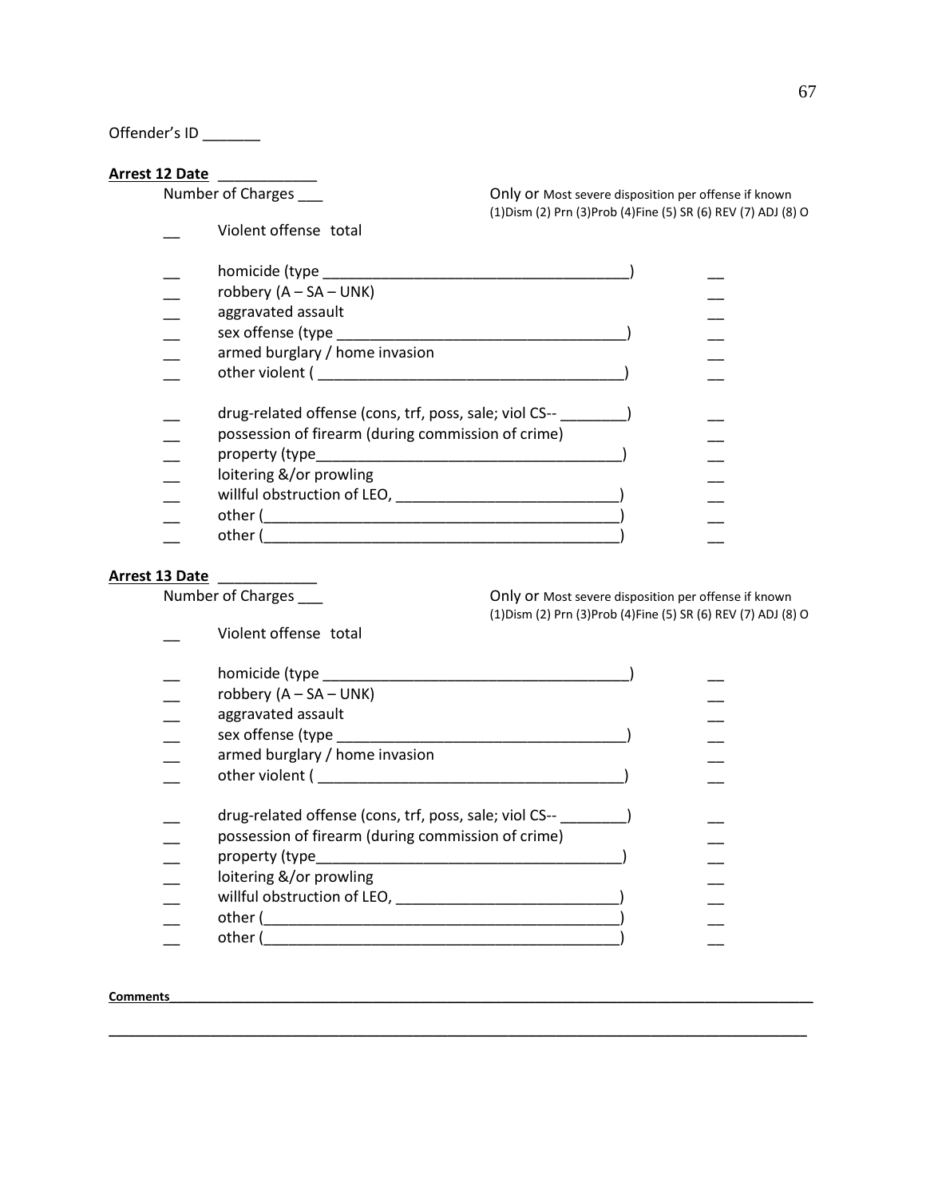Offender's ID _______

**Arrest 12 Date** ____________

Number of Charges ___

Only or Most severe disposition per offense if known
(1)Dism (2) Prn (3)Prob (4)Fine (5) SR (6) REV (7) ADJ (8) O

__ Violent offense total

__ homicide (type _____________________________________) __
__ robbery (A – SA – UNK) __
__ aggravated assault __
__ sex offense (type ___________________________________) __
__ armed burglary / home invasion __
__ other violent ( _____________________________________) __

__ drug-related offense (cons, trf, poss, sale; viol CS-- ________) __
__ possession of firearm (during commission of crime) __
__ property (type______________________________________) __
__ loitering &/or prowling __
__ willful obstruction of LEO, ___________________________) __
__ other (__________________________________________) __
__ other (__________________________________________) __

**Arrest 13 Date** ____________

Number of Charges ___

Only or Most severe disposition per offense if known
(1)Dism (2) Prn (3)Prob (4)Fine (5) SR (6) REV (7) ADJ (8) O

__ Violent offense total

__ homicide (type _____________________________________) __
__ robbery (A – SA – UNK) __
__ aggravated assault __
__ sex offense (type ___________________________________) __
__ armed burglary / home invasion __
__ other violent ( _____________________________________) __

__ drug-related offense (cons, trf, poss, sale; viol CS-- ________) __
__ possession of firearm (during commission of crime) __
__ property (type______________________________________) __
__ loitering &/or prowling __
__ willful obstruction of LEO, ___________________________) __
__ other (__________________________________________) __
__ other (__________________________________________) __

**Comments**______________________________________________________________________________

______________________________________________________________________________________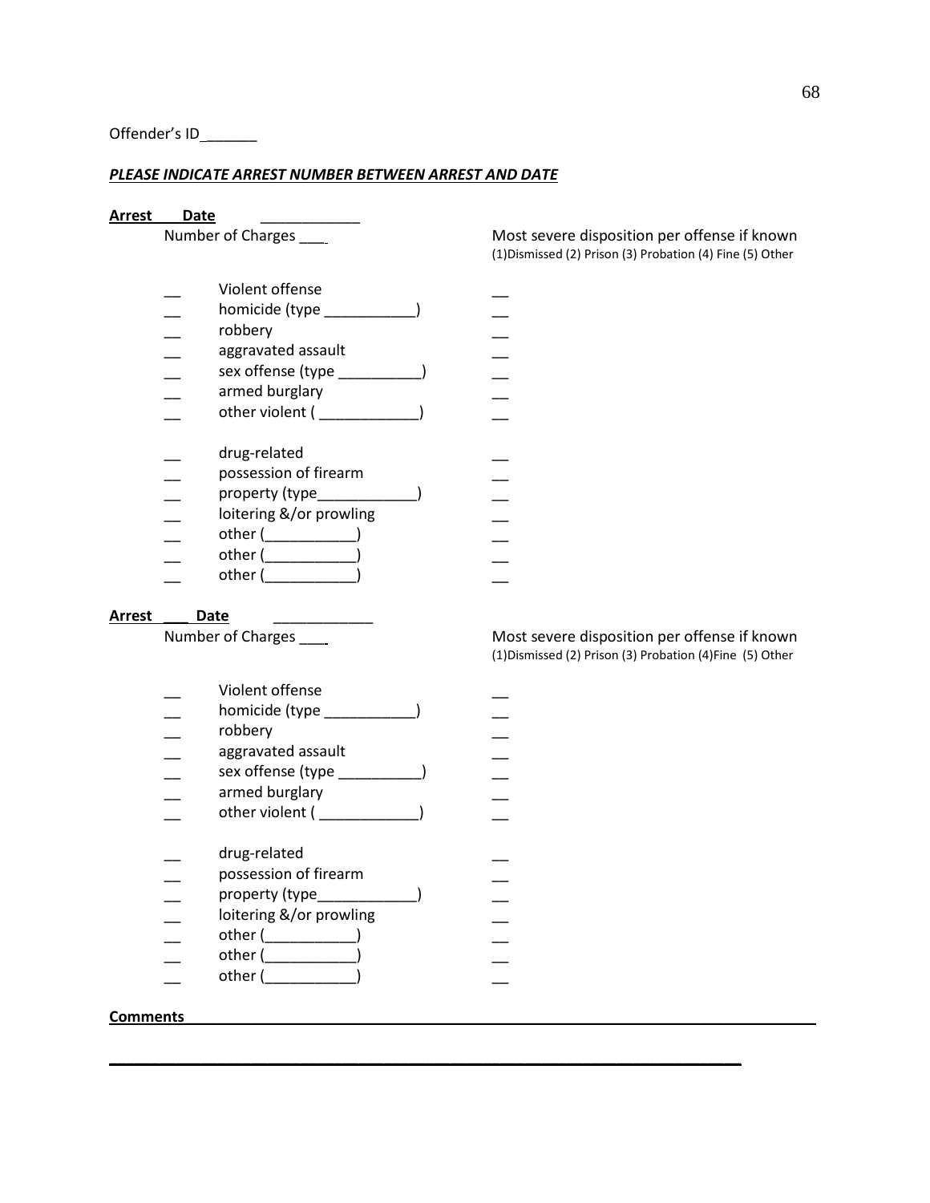Offender's ID_______

***PLEASE INDICATE ARREST NUMBER BETWEEN ARREST AND DATE***

**Arrest     Date** ____________

Number of Charges ___

Most severe disposition per offense if known
(1)Dismissed (2) Prison (3) Probation (4) Fine (5) Other

| | | |
|---|---|---|
| __ | Violent offense | __ |
| __ | homicide (type ___________) | __ |
| __ | robbery | __ |
| __ | aggravated assault | __ |
| __ | sex offense (type __________) | __ |
| __ | armed burglary | __ |
| __ | other violent ( ____________) | __ |
| | | |
| __ | drug-related | __ |
| __ | possession of firearm | __ |
| __ | property (type____________) | __ |
| __ | loitering &/or prowling | __ |
| __ | other (___________) | __ |
| __ | other (___________) | __ |
| __ | other (___________) | __ |

**Arrest ___ Date** ____________

Number of Charges ___

Most severe disposition per offense if known
(1)Dismissed (2) Prison (3) Probation (4)Fine (5) Other

| | | |
|---|---|---|
| __ | Violent offense | __ |
| __ | homicide (type ___________) | __ |
| __ | robbery | __ |
| __ | aggravated assault | __ |
| __ | sex offense (type __________) | __ |
| __ | armed burglary | __ |
| __ | other violent ( ____________) | __ |
| | | |
| __ | drug-related | __ |
| __ | possession of firearm | __ |
| __ | property (type____________) | __ |
| __ | loitering &/or prowling | __ |
| __ | other (___________) | __ |
| __ | other (___________) | __ |
| __ | other (___________) | __ |

**Comments**______________________________________________________________________________

______________________________________________________________________________